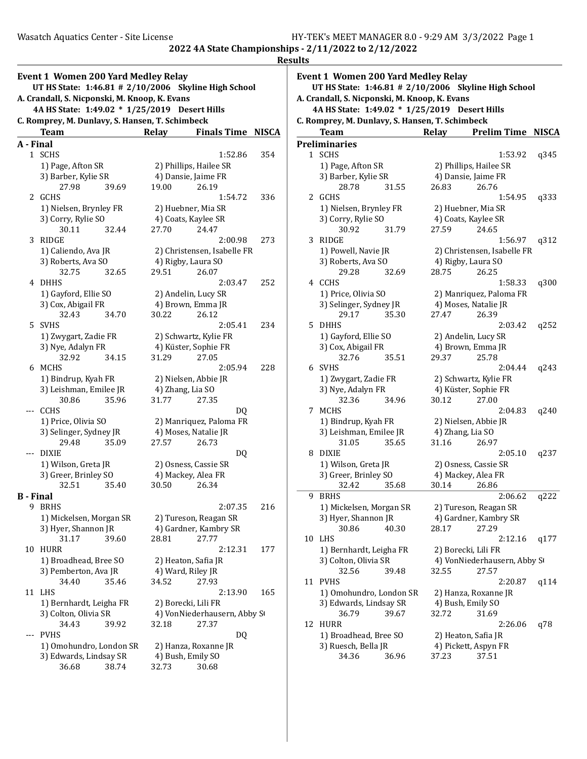**2022 4A State Championships - 2/11/2022 to 2/12/2022**

**Results**

## Event 1 Women 200 Yard Medley Relay

UT HS State: 1:46.81 # 2/10/2006 Skyline High School
A. Crandall, S. Nicponski, M. Knoop, K. Evans

4A HS State: 1:49.02 * 1/25/2019 Desert Hills
C. Romprey, M. Dunlavy, S. Hansen, T. Schimbeck

| | Team | Relay | Finals Time | NISCA |
|---|---|---|---|---|
| **A - Final** | | | | |
| 1 | SCHS | | 1:52.86 | 354 |
| | 1) Page, Afton SR | 2) Phillips, Hailee SR | | |
| | 3) Barber, Kylie SR | 4) Dansie, Jaime FR | | |
| | 27.98 39.69 | 19.00 26.19 | | |
| 2 | GCHS | | 1:54.72 | 336 |
| | 1) Nielsen, Brynley FR | 2) Huebner, Mia SR | | |
| | 3) Corry, Rylie SO | 4) Coats, Kaylee SR | | |
| | 30.11 32.44 | 27.70 24.47 | | |
| 3 | RIDGE | | 2:00.98 | 273 |
| | 1) Caliendo, Ava JR | 2) Christensen, Isabelle FR | | |
| | 3) Roberts, Ava SO | 4) Rigby, Laura SO | | |
| | 32.75 32.65 | 29.51 26.07 | | |
| 4 | DHHS | | 2:03.47 | 252 |
| | 1) Gayford, Ellie SO | 2) Andelin, Lucy SR | | |
| | 3) Cox, Abigail FR | 4) Brown, Emma JR | | |
| | 32.43 34.70 | 30.22 26.12 | | |
| 5 | SVHS | | 2:05.41 | 234 |
| | 1) Zwygart, Zadie FR | 2) Schwartz, Kylie FR | | |
| | 3) Nye, Adalyn FR | 4) Küster, Sophie FR | | |
| | 32.92 34.15 | 31.29 27.05 | | |
| 6 | MCHS | | 2:05.94 | 228 |
| | 1) Bindrup, Kyah FR | 2) Nielsen, Abbie JR | | |
| | 3) Leishman, Emilee JR | 4) Zhang, Lia SO | | |
| | 30.86 35.96 | 31.77 27.35 | | |
| --- | CCHS | | DQ | |
| | 1) Price, Olivia SO | 2) Manriquez, Paloma FR | | |
| | 3) Selinger, Sydney JR | 4) Moses, Natalie JR | | |
| | 29.48 35.09 | 27.57 26.73 | | |
| --- | DIXIE | | DQ | |
| | 1) Wilson, Greta JR | 2) Osness, Cassie SR | | |
| | 3) Greer, Brinley SO | 4) Mackey, Alea FR | | |
| | 32.51 35.40 | 30.50 26.34 | | |
| **B - Final** | | | | |
| 9 | BRHS | | 2:07.35 | 216 |
| | 1) Mickelsen, Morgan SR | 2) Tureson, Reagan SR | | |
| | 3) Hyer, Shannon JR | 4) Gardner, Kambry SR | | |
| | 31.17 39.60 | 28.81 27.77 | | |
| 10 | HURR | | 2:12.31 | 177 |
| | 1) Broadhead, Bree SO | 2) Heaton, Safia JR | | |
| | 3) Pemberton, Ava JR | 4) Ward, Riley JR | | |
| | 34.40 35.46 | 34.52 27.93 | | |
| 11 | LHS | | 2:13.90 | 165 |
| | 1) Bernhardt, Leigha FR | 2) Borecki, Lili FR | | |
| | 3) Colton, Olivia SR | 4) VonNiederhausern, Abby S( | | |
| | 34.43 39.92 | 32.18 27.37 | | |
| --- | PVHS | | DQ | |
| | 1) Omohundro, London SR | 2) Hanza, Roxanne JR | | |
| | 3) Edwards, Lindsay SR | 4) Bush, Emily SO | | |
| | 36.68 38.74 | 32.73 30.68 | | |

## Event 1 Women 200 Yard Medley Relay

UT HS State: 1:46.81 # 2/10/2006 Skyline High School
A. Crandall, S. Nicponski, M. Knoop, K. Evans

4A HS State: 1:49.02 * 1/25/2019 Desert Hills
C. Romprey, M. Dunlavy, S. Hansen, T. Schimbeck

| | Team | Relay | Prelim Time | NISCA |
|---|---|---|---|---|
| **Preliminaries** | | | | |
| 1 | SCHS | | 1:53.92 | q345 |
| | 1) Page, Afton SR | 2) Phillips, Hailee SR | | |
| | 3) Barber, Kylie SR | 4) Dansie, Jaime FR | | |
| | 28.78 31.55 | 26.83 26.76 | | |
| 2 | GCHS | | 1:54.95 | q333 |
| | 1) Nielsen, Brynley FR | 2) Huebner, Mia SR | | |
| | 3) Corry, Rylie SO | 4) Coats, Kaylee SR | | |
| | 30.92 31.79 | 27.59 24.65 | | |
| 3 | RIDGE | | 1:56.97 | q312 |
| | 1) Powell, Navie JR | 2) Christensen, Isabelle FR | | |
| | 3) Roberts, Ava SO | 4) Rigby, Laura SO | | |
| | 29.28 32.69 | 28.75 26.25 | | |
| 4 | CCHS | | 1:58.33 | q300 |
| | 1) Price, Olivia SO | 2) Manriquez, Paloma FR | | |
| | 3) Selinger, Sydney JR | 4) Moses, Natalie JR | | |
| | 29.17 35.30 | 27.47 26.39 | | |
| 5 | DHHS | | 2:03.42 | q252 |
| | 1) Gayford, Ellie SO | 2) Andelin, Lucy SR | | |
| | 3) Cox, Abigail FR | 4) Brown, Emma JR | | |
| | 32.76 35.51 | 29.37 25.78 | | |
| 6 | SVHS | | 2:04.44 | q243 |
| | 1) Zwygart, Zadie FR | 2) Schwartz, Kylie FR | | |
| | 3) Nye, Adalyn FR | 4) Küster, Sophie FR | | |
| | 32.36 34.96 | 30.12 27.00 | | |
| 7 | MCHS | | 2:04.83 | q240 |
| | 1) Bindrup, Kyah FR | 2) Nielsen, Abbie JR | | |
| | 3) Leishman, Emilee JR | 4) Zhang, Lia SO | | |
| | 31.05 35.65 | 31.16 26.97 | | |
| 8 | DIXIE | | 2:05.10 | q237 |
| | 1) Wilson, Greta JR | 2) Osness, Cassie SR | | |
| | 3) Greer, Brinley SO | 4) Mackey, Alea FR | | |
| | 32.42 35.68 | 30.14 26.86 | | |
| 9 | BRHS | | 2:06.62 | q222 |
| | 1) Mickelsen, Morgan SR | 2) Tureson, Reagan SR | | |
| | 3) Hyer, Shannon JR | 4) Gardner, Kambry SR | | |
| | 30.86 40.30 | 28.17 27.29 | | |
| 10 | LHS | | 2:12.16 | q177 |
| | 1) Bernhardt, Leigha FR | 2) Borecki, Lili FR | | |
| | 3) Colton, Olivia SR | 4) VonNiederhausern, Abby S( | | |
| | 32.56 39.48 | 32.55 27.57 | | |
| 11 | PVHS | | 2:20.87 | q114 |
| | 1) Omohundro, London SR | 2) Hanza, Roxanne JR | | |
| | 3) Edwards, Lindsay SR | 4) Bush, Emily SO | | |
| | 36.79 39.67 | 32.72 31.69 | | |
| 12 | HURR | | 2:26.06 | q78 |
| | 1) Broadhead, Bree SO | 2) Heaton, Safia JR | | |
| | 3) Ruesch, Bella JR | 4) Pickett, Aspyn FR | | |
| | 34.36 36.96 | 37.23 37.51 | | |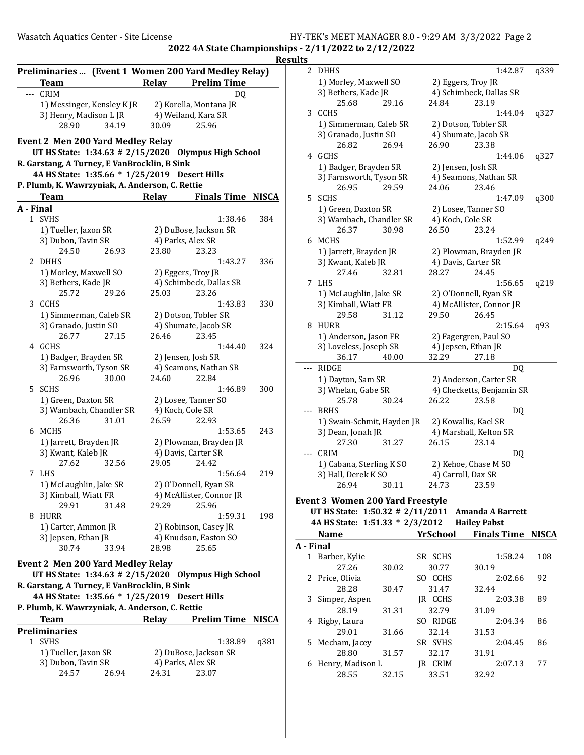**2022 4A State Championships - 2/11/2022 to 2/12/2022**

**Results**

## Preliminaries ... (Event 1 Women 200 Yard Medley Relay)

| | Team | Relay | Prelim Time |
|---|---|---|---|
| --- | CRIM | | DQ |

1) Messinger, Kensley K JR  2) Korella, Montana JR
3) Henry, Madison L JR  4) Weiland, Kara SR
28.90  34.19  30.09  25.96

## Event 2 Men 200 Yard Medley Relay

**UT HS State: 1:34.63 # 2/15/2020 Olympus High School**
**R. Garstang, A Turney, E VanBrocklin, B Sink**
**4A HS State: 1:35.66 * 1/25/2019 Desert Hills**
**P. Plumb, K. Wawrzyniak, A. Anderson, C. Rettie**

| | Team | Relay | Finals Time | NISCA |
|---|---|---|---|---|
| **A - Final** | | | | |
| 1 | SVHS | | 1:38.46 | 384 |
| | 1) Tueller, Jaxon SR | 2) DuBose, Jackson SR | | |
| | 3) Dubon, Tavin SR | 4) Parks, Alex SR | | |
| | 24.50  26.93 | 23.80  23.23 | | |
| 2 | DHHS | | 1:43.27 | 336 |
| | 1) Morley, Maxwell SO | 2) Eggers, Troy JR | | |
| | 3) Bethers, Kade JR | 4) Schimbeck, Dallas SR | | |
| | 25.72  29.26 | 25.03  23.26 | | |
| 3 | CCHS | | 1:43.83 | 330 |
| | 1) Simmerman, Caleb SR | 2) Dotson, Tobler SR | | |
| | 3) Granado, Justin SO | 4) Shumate, Jacob SR | | |
| | 26.77  27.15 | 26.46  23.45 | | |
| 4 | GCHS | | 1:44.40 | 324 |
| | 1) Badger, Brayden SR | 2) Jensen, Josh SR | | |
| | 3) Farnsworth, Tyson SR | 4) Seamons, Nathan SR | | |
| | 26.96  30.00 | 24.60  22.84 | | |
| 5 | SCHS | | 1:46.89 | 300 |
| | 1) Green, Daxton SR | 2) Losee, Tanner SO | | |
| | 3) Wambach, Chandler SR | 4) Koch, Cole SR | | |
| | 26.36  31.01 | 26.59  22.93 | | |
| 6 | MCHS | | 1:53.65 | 243 |
| | 1) Jarrett, Brayden JR | 2) Plowman, Brayden JR | | |
| | 3) Kwant, Kaleb JR | 4) Davis, Carter SR | | |
| | 27.62  32.56 | 29.05  24.42 | | |
| 7 | LHS | | 1:56.64 | 219 |
| | 1) McLaughlin, Jake SR | 2) O'Donnell, Ryan SR | | |
| | 3) Kimball, Wiatt FR | 4) McAllister, Connor JR | | |
| | 29.91  31.48 | 29.29  25.96 | | |
| 8 | HURR | | 1:59.31 | 198 |
| | 1) Carter, Ammon JR | 2) Robinson, Casey JR | | |
| | 3) Jepsen, Ethan JR | 4) Knudson, Easton SO | | |
| | 30.74  33.94 | 28.98  25.65 | | |

## Event 2 Men 200 Yard Medley Relay

**UT HS State: 1:34.63 # 2/15/2020 Olympus High School**
**R. Garstang, A Turney, E VanBrocklin, B Sink**
**4A HS State: 1:35.66 * 1/25/2019 Desert Hills**
**P. Plumb, K. Wawrzyniak, A. Anderson, C. Rettie**

| | Team | Relay | Prelim Time | NISCA |
|---|---|---|---|---|
| **Preliminaries** | | | | |
| 1 | SVHS | | 1:38.89 | q381 |
| | 1) Tueller, Jaxon SR | 2) DuBose, Jackson SR | | |
| | 3) Dubon, Tavin SR | 4) Parks, Alex SR | | |
| | 24.57  26.94 | 24.31  23.07 | | |
| 2 | DHHS | | 1:42.87 | q339 |
| | 1) Morley, Maxwell SO | 2) Eggers, Troy JR | | |
| | 3) Bethers, Kade JR | 4) Schimbeck, Dallas SR | | |
| | 25.68  29.16 | 24.84  23.19 | | |
| 3 | CCHS | | 1:44.04 | q327 |
| | 1) Simmerman, Caleb SR | 2) Dotson, Tobler SR | | |
| | 3) Granado, Justin SO | 4) Shumate, Jacob SR | | |
| | 26.82  26.94 | 26.90  23.38 | | |
| 4 | GCHS | | 1:44.06 | q327 |
| | 1) Badger, Brayden SR | 2) Jensen, Josh SR | | |
| | 3) Farnsworth, Tyson SR | 4) Seamons, Nathan SR | | |
| | 26.95  29.59 | 24.06  23.46 | | |
| 5 | SCHS | | 1:47.09 | q300 |
| | 1) Green, Daxton SR | 2) Losee, Tanner SO | | |
| | 3) Wambach, Chandler SR | 4) Koch, Cole SR | | |
| | 26.37  30.98 | 26.50  23.24 | | |
| 6 | MCHS | | 1:52.99 | q249 |
| | 1) Jarrett, Brayden JR | 2) Plowman, Brayden JR | | |
| | 3) Kwant, Kaleb JR | 4) Davis, Carter SR | | |
| | 27.46  32.81 | 28.27  24.45 | | |
| 7 | LHS | | 1:56.65 | q219 |
| | 1) McLaughlin, Jake SR | 2) O'Donnell, Ryan SR | | |
| | 3) Kimball, Wiatt FR | 4) McAllister, Connor JR | | |
| | 29.58  31.12 | 29.50  26.45 | | |
| 8 | HURR | | 2:15.64 | q93 |
| | 1) Anderson, Jason FR | 2) Fagergren, Paul SO | | |
| | 3) Loveless, Joseph SR | 4) Jepsen, Ethan JR | | |
| | 36.17  40.00 | 32.29  27.18 | | |
| --- | RIDGE | | DQ | |
| | 1) Dayton, Sam SR | 2) Anderson, Carter SR | | |
| | 3) Whelan, Gabe SR | 4) Checketts, Benjamin SR | | |
| | 25.78  30.24 | 26.22  23.58 | | |
| --- | BRHS | | DQ | |
| | 1) Swain-Schmit, Hayden JR | 2) Kowallis, Kael SR | | |
| | 3) Dean, Jonah JR | 4) Marshall, Kelton SR | | |
| | 27.30  31.27 | 26.15  23.14 | | |
| --- | CRIM | | DQ | |
| | 1) Cabana, Sterling K SO | 2) Kehoe, Chase M SO | | |
| | 3) Hall, Derek K SO | 4) Carroll, Dax SR | | |
| | 26.94  30.11 | 24.73  23.59 | | |

## Event 3 Women 200 Yard Freestyle

**UT HS State: 1:50.32 # 2/11/2011 Amanda A Barrett**
**4A HS State: 1:51.33 * 2/3/2012 Hailey Pabst**

| | Name | Yr | School | Finals Time | NISCA |
|---|---|---|---|---|---|
| **A - Final** | | | | | |
| 1 | Barber, Kylie | SR | SCHS | 1:58.24 | 108 |
| | 27.26  30.02 | | 30.77  30.19 | | |
| 2 | Price, Olivia | SO | CCHS | 2:02.66 | 92 |
| | 28.28  30.47 | | 31.47  32.44 | | |
| 3 | Simper, Aspen | JR | CCHS | 2:03.38 | 89 |
| | 28.19  31.31 | | 32.79  31.09 | | |
| 4 | Rigby, Laura | SO | RIDGE | 2:04.34 | 86 |
| | 29.01  31.66 | | 32.14  31.53 | | |
| 5 | Mecham, Jacey | SR | SVHS | 2:04.45 | 86 |
| | 28.80  31.57 | | 32.17  31.91 | | |
| 6 | Henry, Madison L | JR | CRIM | 2:07.13 | 77 |
| | 28.55  32.15 | | 33.51  32.92 | | |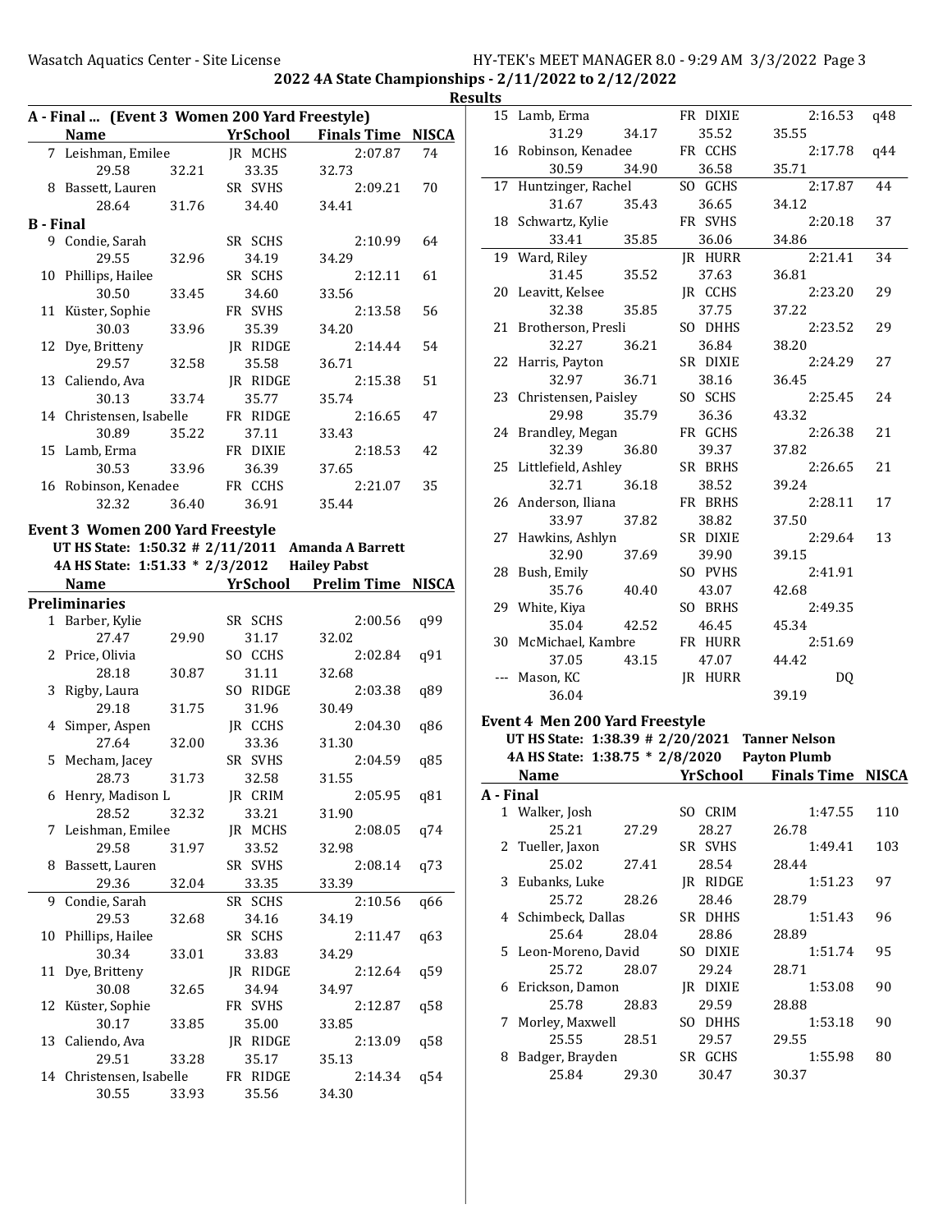## 2022 4A State Championships - 2/11/2022 to 2/12/2022

### Results

### A - Final ... (Event 3 Women 200 Yard Freestyle)

| | Name | Yr | School | Finals Time | NISCA |
|---|---|---|---|---|---|
| 7 | Leishman, Emilee | JR | MCHS | 2:07.87 | 74 |
| | 29.58 32.21 33.35 32.73 | | | | |
| 8 | Bassett, Lauren | SR | SVHS | 2:09.21 | 70 |
| | 28.64 31.76 34.40 34.41 | | | | |
| **B - Final** | | | | | |
| 9 | Condie, Sarah | SR | SCHS | 2:10.99 | 64 |
| | 29.55 32.96 34.19 34.29 | | | | |
| 10 | Phillips, Hailee | SR | SCHS | 2:12.11 | 61 |
| | 30.50 33.45 34.60 33.56 | | | | |
| 11 | Küster, Sophie | FR | SVHS | 2:13.58 | 56 |
| | 30.03 33.96 35.39 34.20 | | | | |
| 12 | Dye, Britteny | JR | RIDGE | 2:14.44 | 54 |
| | 29.57 32.58 35.58 36.71 | | | | |
| 13 | Caliendo, Ava | JR | RIDGE | 2:15.38 | 51 |
| | 30.13 33.74 35.77 35.74 | | | | |
| 14 | Christensen, Isabelle | FR | RIDGE | 2:16.65 | 47 |
| | 30.89 35.22 37.11 33.43 | | | | |
| 15 | Lamb, Erma | FR | DIXIE | 2:18.53 | 42 |
| | 30.53 33.96 36.39 37.65 | | | | |
| 16 | Robinson, Kenadee | FR | CCHS | 2:21.07 | 35 |
| | 32.32 36.40 36.91 35.44 | | | | |

### Event 3 Women 200 Yard Freestyle

UT HS State: 1:50.32 # 2/11/2011 Amanda A Barrett
4A HS State: 1:51.33 * 2/3/2012 Hailey Pabst

| | Name | Yr | School | Prelim Time | NISCA |
|---|---|---|---|---|---|
| **Preliminaries** | | | | | |
| 1 | Barber, Kylie | SR | SCHS | 2:00.56 | q99 |
| | 27.47 29.90 31.17 32.02 | | | | |
| 2 | Price, Olivia | SO | CCHS | 2:02.84 | q91 |
| | 28.18 30.87 31.11 32.68 | | | | |
| 3 | Rigby, Laura | SO | RIDGE | 2:03.38 | q89 |
| | 29.18 31.75 31.96 30.49 | | | | |
| 4 | Simper, Aspen | JR | CCHS | 2:04.30 | q86 |
| | 27.64 32.00 33.36 31.30 | | | | |
| 5 | Mecham, Jacey | SR | SVHS | 2:04.59 | q85 |
| | 28.73 31.73 32.58 31.55 | | | | |
| 6 | Henry, Madison L | JR | CRIM | 2:05.95 | q81 |
| | 28.52 32.32 33.21 31.90 | | | | |
| 7 | Leishman, Emilee | JR | MCHS | 2:08.05 | q74 |
| | 29.58 31.97 33.52 32.98 | | | | |
| 8 | Bassett, Lauren | SR | SVHS | 2:08.14 | q73 |
| | 29.36 32.04 33.35 33.39 | | | | |
| 9 | Condie, Sarah | SR | SCHS | 2:10.56 | q66 |
| | 29.53 32.68 34.16 34.19 | | | | |
| 10 | Phillips, Hailee | SR | SCHS | 2:11.47 | q63 |
| | 30.34 33.01 33.83 34.29 | | | | |
| 11 | Dye, Britteny | JR | RIDGE | 2:12.64 | q59 |
| | 30.08 32.65 34.94 34.97 | | | | |
| 12 | Küster, Sophie | FR | SVHS | 2:12.87 | q58 |
| | 30.17 33.85 35.00 33.85 | | | | |
| 13 | Caliendo, Ava | JR | RIDGE | 2:13.09 | q58 |
| | 29.51 33.28 35.17 35.13 | | | | |
| 14 | Christensen, Isabelle | FR | RIDGE | 2:14.34 | q54 |
| | 30.55 33.93 35.56 34.30 | | | | |
| 15 | Lamb, Erma | FR | DIXIE | 2:16.53 | q48 |
| | 31.29 34.17 35.52 35.55 | | | | |
| 16 | Robinson, Kenadee | FR | CCHS | 2:17.78 | q44 |
| | 30.59 34.90 36.58 35.71 | | | | |
| 17 | Huntzinger, Rachel | SO | GCHS | 2:17.87 | 44 |
| | 31.67 35.43 36.65 34.12 | | | | |
| 18 | Schwartz, Kylie | FR | SVHS | 2:20.18 | 37 |
| | 33.41 35.85 36.06 34.86 | | | | |
| 19 | Ward, Riley | JR | HURR | 2:21.41 | 34 |
| | 31.45 35.52 37.63 36.81 | | | | |
| 20 | Leavitt, Kelsee | JR | CCHS | 2:23.20 | 29 |
| | 32.38 35.85 37.75 37.22 | | | | |
| 21 | Brotherson, Presli | SO | DHHS | 2:23.52 | 29 |
| | 32.27 36.21 36.84 38.20 | | | | |
| 22 | Harris, Payton | SR | DIXIE | 2:24.29 | 27 |
| | 32.97 36.71 38.16 36.45 | | | | |
| 23 | Christensen, Paisley | SO | SCHS | 2:25.45 | 24 |
| | 29.98 35.79 36.36 43.32 | | | | |
| 24 | Brandley, Megan | FR | GCHS | 2:26.38 | 21 |
| | 32.39 36.80 39.37 37.82 | | | | |
| 25 | Littlefield, Ashley | SR | BRHS | 2:26.65 | 21 |
| | 32.71 36.18 38.52 39.24 | | | | |
| 26 | Anderson, Iliana | FR | BRHS | 2:28.11 | 17 |
| | 33.97 37.82 38.82 37.50 | | | | |
| 27 | Hawkins, Ashlyn | SR | DIXIE | 2:29.64 | 13 |
| | 32.90 37.69 39.90 39.15 | | | | |
| 28 | Bush, Emily | SO | PVHS | 2:41.91 | |
| | 35.76 40.40 43.07 42.68 | | | | |
| 29 | White, Kiya | SO | BRHS | 2:49.35 | |
| | 35.04 42.52 46.45 45.34 | | | | |
| 30 | McMichael, Kambre | FR | HURR | 2:51.69 | |
| | 37.05 43.15 47.07 44.42 | | | | |
| --- | Mason, KC | JR | HURR | DQ | |
| | 36.04 39.19 | | | | |

### Event 4 Men 200 Yard Freestyle

UT HS State: 1:38.39 # 2/20/2021 Tanner Nelson
4A HS State: 1:38.75 * 2/8/2020 Payton Plumb

| | Name | Yr | School | Finals Time | NISCA |
|---|---|---|---|---|---|
| **A - Final** | | | | | |
| 1 | Walker, Josh | SO | CRIM | 1:47.55 | 110 |
| | 25.21 27.29 28.27 26.78 | | | | |
| 2 | Tueller, Jaxon | SR | SVHS | 1:49.41 | 103 |
| | 25.02 27.41 28.54 28.44 | | | | |
| 3 | Eubanks, Luke | JR | RIDGE | 1:51.23 | 97 |
| | 25.72 28.26 28.46 28.79 | | | | |
| 4 | Schimbeck, Dallas | SR | DHHS | 1:51.43 | 96 |
| | 25.64 28.04 28.86 28.89 | | | | |
| 5 | Leon-Moreno, David | SO | DIXIE | 1:51.74 | 95 |
| | 25.72 28.07 29.24 28.71 | | | | |
| 6 | Erickson, Damon | JR | DIXIE | 1:53.08 | 90 |
| | 25.78 28.83 29.59 28.88 | | | | |
| 7 | Morley, Maxwell | SO | DHHS | 1:53.18 | 90 |
| | 25.55 28.51 29.57 29.55 | | | | |
| 8 | Badger, Brayden | SR | GCHS | 1:55.98 | 80 |
| | 25.84 29.30 30.47 30.37 | | | | |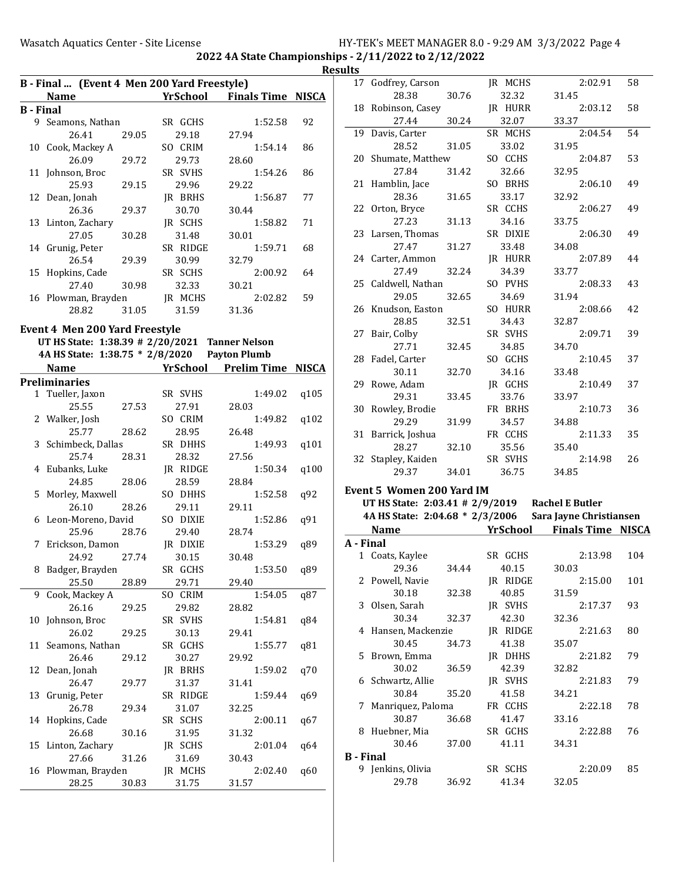## 2022 4A State Championships - 2/11/2022 to 2/12/2022

### Results

**B - Final ... (Event 4 Men 200 Yard Freestyle)**

| | Name | | YrSchool | | Finals Time | NISCA |
|---|---|---|---|---|---|---|
| **B - Final** | | | | | | |
| 9 | Seamons, Nathan | | SR GCHS | | 1:52.58 | 92 |
| | 26.41 | 29.05 | 29.18 | 27.94 | | |
| 10 | Cook, Mackey A | | SO CRIM | | 1:54.14 | 86 |
| | 26.09 | 29.72 | 29.73 | 28.60 | | |
| 11 | Johnson, Broc | | SR SVHS | | 1:54.26 | 86 |
| | 25.93 | 29.15 | 29.96 | 29.22 | | |
| 12 | Dean, Jonah | | JR BRHS | | 1:56.87 | 77 |
| | 26.36 | 29.37 | 30.70 | 30.44 | | |
| 13 | Linton, Zachary | | JR SCHS | | 1:58.82 | 71 |
| | 27.05 | 30.28 | 31.48 | 30.01 | | |
| 14 | Grunig, Peter | | SR RIDGE | | 1:59.71 | 68 |
| | 26.54 | 29.39 | 30.99 | 32.79 | | |
| 15 | Hopkins, Cade | | SR SCHS | | 2:00.92 | 64 |
| | 27.40 | 30.98 | 32.33 | 30.21 | | |
| 16 | Plowman, Brayden | | JR MCHS | | 2:02.82 | 59 |
| | 28.82 | 31.05 | 31.59 | 31.36 | | |

### Event 4 Men 200 Yard Freestyle

UT HS State: 1:38.39 # 2/20/2021 Tanner Nelson
4A HS State: 1:38.75 * 2/8/2020 Payton Plumb

| | Name | | YrSchool | | Prelim Time | NISCA |
|---|---|---|---|---|---|---|
| **Preliminaries** | | | | | | |
| 1 | Tueller, Jaxon | | SR SVHS | | 1:49.02 | q105 |
| | 25.55 | 27.53 | 27.91 | 28.03 | | |
| 2 | Walker, Josh | | SO CRIM | | 1:49.82 | q102 |
| | 25.77 | 28.62 | 28.95 | 26.48 | | |
| 3 | Schimbeck, Dallas | | SR DHHS | | 1:49.93 | q101 |
| | 25.74 | 28.31 | 28.32 | 27.56 | | |
| 4 | Eubanks, Luke | | JR RIDGE | | 1:50.34 | q100 |
| | 24.85 | 28.06 | 28.59 | 28.84 | | |
| 5 | Morley, Maxwell | | SO DHHS | | 1:52.58 | q92 |
| | 26.10 | 28.26 | 29.11 | 29.11 | | |
| 6 | Leon-Moreno, David | | SO DIXIE | | 1:52.86 | q91 |
| | 25.96 | 28.76 | 29.40 | 28.74 | | |
| 7 | Erickson, Damon | | JR DIXIE | | 1:53.29 | q89 |
| | 24.92 | 27.74 | 30.15 | 30.48 | | |
| 8 | Badger, Brayden | | SR GCHS | | 1:53.50 | q89 |
| | 25.50 | 28.89 | 29.71 | 29.40 | | |
| 9 | Cook, Mackey A | | SO CRIM | | 1:54.05 | q87 |
| | 26.16 | 29.25 | 29.82 | 28.82 | | |
| 10 | Johnson, Broc | | SR SVHS | | 1:54.81 | q84 |
| | 26.02 | 29.25 | 30.13 | 29.41 | | |
| 11 | Seamons, Nathan | | SR GCHS | | 1:55.77 | q81 |
| | 26.46 | 29.12 | 30.27 | 29.92 | | |
| 12 | Dean, Jonah | | JR BRHS | | 1:59.02 | q70 |
| | 26.47 | 29.77 | 31.37 | 31.41 | | |
| 13 | Grunig, Peter | | SR RIDGE | | 1:59.44 | q69 |
| | 26.78 | 29.34 | 31.07 | 32.25 | | |
| 14 | Hopkins, Cade | | SR SCHS | | 2:00.11 | q67 |
| | 26.68 | 30.16 | 31.95 | 31.32 | | |
| 15 | Linton, Zachary | | JR SCHS | | 2:01.04 | q64 |
| | 27.66 | 31.26 | 31.69 | 30.43 | | |
| 16 | Plowman, Brayden | | JR MCHS | | 2:02.40 | q60 |
| | 28.25 | 30.83 | 31.75 | 31.57 | | |
| 17 | Godfrey, Carson | | JR MCHS | | 2:02.91 | 58 |
| | 28.38 | 30.76 | 32.32 | 31.45 | | |
| 18 | Robinson, Casey | | JR HURR | | 2:03.12 | 58 |
| | 27.44 | 30.24 | 32.07 | 33.37 | | |
| 19 | Davis, Carter | | SR MCHS | | 2:04.54 | 54 |
| | 28.52 | 31.05 | 33.02 | 31.95 | | |
| 20 | Shumate, Matthew | | SO CCHS | | 2:04.87 | 53 |
| | 27.84 | 31.42 | 32.66 | 32.95 | | |
| 21 | Hamblin, Jace | | SO BRHS | | 2:06.10 | 49 |
| | 28.36 | 31.65 | 33.17 | 32.92 | | |
| 22 | Orton, Bryce | | SR CCHS | | 2:06.27 | 49 |
| | 27.23 | 31.13 | 34.16 | 33.75 | | |
| 23 | Larsen, Thomas | | SR DIXIE | | 2:06.30 | 49 |
| | 27.47 | 31.27 | 33.48 | 34.08 | | |
| 24 | Carter, Ammon | | JR HURR | | 2:07.89 | 44 |
| | 27.49 | 32.24 | 34.39 | 33.77 | | |
| 25 | Caldwell, Nathan | | SO PVHS | | 2:08.33 | 43 |
| | 29.05 | 32.65 | 34.69 | 31.94 | | |
| 26 | Knudson, Easton | | SO HURR | | 2:08.66 | 42 |
| | 28.85 | 32.51 | 34.43 | 32.87 | | |
| 27 | Bair, Colby | | SR SVHS | | 2:09.71 | 39 |
| | 27.71 | 32.45 | 34.85 | 34.70 | | |
| 28 | Fadel, Carter | | SO GCHS | | 2:10.45 | 37 |
| | 30.11 | 32.70 | 34.16 | 33.48 | | |
| 29 | Rowe, Adam | | JR GCHS | | 2:10.49 | 37 |
| | 29.31 | 33.45 | 33.76 | 33.97 | | |
| 30 | Rowley, Brodie | | FR BRHS | | 2:10.73 | 36 |
| | 29.29 | 31.99 | 34.57 | 34.88 | | |
| 31 | Barrick, Joshua | | FR CCHS | | 2:11.33 | 35 |
| | 28.27 | 32.10 | 35.56 | 35.40 | | |
| 32 | Stapley, Kaiden | | SR SVHS | | 2:14.98 | 26 |
| | 29.37 | 34.01 | 36.75 | 34.85 | | |

### Event 5 Women 200 Yard IM

UT HS State: 2:03.41 # 2/9/2019 Rachel E Butler
4A HS State: 2:04.68 * 2/3/2006 Sara Jayne Christiansen

| | Name | | YrSchool | | Finals Time | NISCA |
|---|---|---|---|---|---|---|
| **A - Final** | | | | | | |
| 1 | Coats, Kaylee | | SR GCHS | | 2:13.98 | 104 |
| | 29.36 | 34.44 | 40.15 | 30.03 | | |
| 2 | Powell, Navie | | JR RIDGE | | 2:15.00 | 101 |
| | 30.18 | 32.38 | 40.85 | 31.59 | | |
| 3 | Olsen, Sarah | | JR SVHS | | 2:17.37 | 93 |
| | 30.34 | 32.37 | 42.30 | 32.36 | | |
| 4 | Hansen, Mackenzie | | JR RIDGE | | 2:21.63 | 80 |
| | 30.45 | 34.73 | 41.38 | 35.07 | | |
| 5 | Brown, Emma | | JR DHHS | | 2:21.82 | 79 |
| | 30.02 | 36.59 | 42.39 | 32.82 | | |
| 6 | Schwartz, Allie | | JR SVHS | | 2:21.83 | 79 |
| | 30.84 | 35.20 | 41.58 | 34.21 | | |
| 7 | Manriquez, Paloma | | FR CCHS | | 2:22.18 | 78 |
| | 30.87 | 36.68 | 41.47 | 33.16 | | |
| 8 | Huebner, Mia | | SR GCHS | | 2:22.88 | 76 |
| | 30.46 | 37.00 | 41.11 | 34.31 | | |
| **B - Final** | | | | | | |
| 9 | Jenkins, Olivia | | SR SCHS | | 2:20.09 | 85 |
| | 29.78 | 36.92 | 41.34 | 32.05 | | |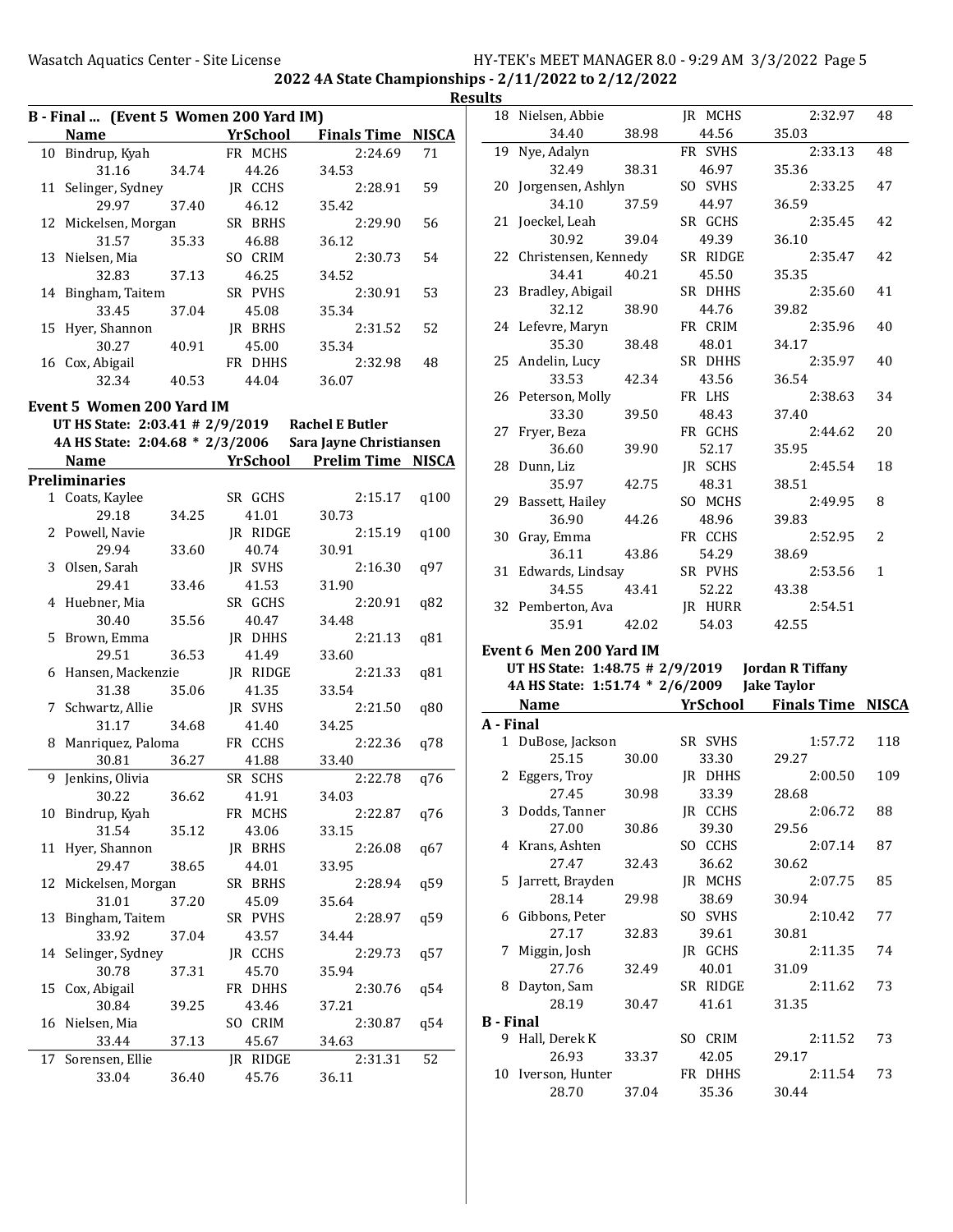2022 4A State Championships - 2/11/2022 to 2/12/2022

Results

## B - Final ... (Event 5 Women 200 Yard IM)

| | Name | YrSchool | Finals Time | NISCA |
|---|---|---|---|---|
| 10 | Bindrup, Kyah | FR MCHS | 2:24.69 | 71 |
| | 31.16 34.74 44.26 34.53 | | | |
| 11 | Selinger, Sydney | JR CCHS | 2:28.91 | 59 |
| | 29.97 37.40 46.12 35.42 | | | |
| 12 | Mickelsen, Morgan | SR BRHS | 2:29.90 | 56 |
| | 31.57 35.33 46.88 36.12 | | | |
| 13 | Nielsen, Mia | SO CRIM | 2:30.73 | 54 |
| | 32.83 37.13 46.25 34.52 | | | |
| 14 | Bingham, Taitem | SR PVHS | 2:30.91 | 53 |
| | 33.45 37.04 45.08 35.34 | | | |
| 15 | Hyer, Shannon | JR BRHS | 2:31.52 | 52 |
| | 30.27 40.91 45.00 35.34 | | | |
| 16 | Cox, Abigail | FR DHHS | 2:32.98 | 48 |
| | 32.34 40.53 44.04 36.07 | | | |

## Event 5 Women 200 Yard IM

UT HS State: 2:03.41 # 2/9/2019 Rachel E Butler

4A HS State: 2:04.68 * 2/3/2006 Sara Jayne Christiansen

### Preliminaries

| | Name | YrSchool | Prelim Time | NISCA |
|---|---|---|---|---|
| 1 | Coats, Kaylee | SR GCHS | 2:15.17 | q100 |
| | 29.18 34.25 41.01 30.73 | | | |
| 2 | Powell, Navie | JR RIDGE | 2:15.19 | q100 |
| | 29.94 33.60 40.74 30.91 | | | |
| 3 | Olsen, Sarah | JR SVHS | 2:16.30 | q97 |
| | 29.41 33.46 41.53 31.90 | | | |
| 4 | Huebner, Mia | SR GCHS | 2:20.91 | q82 |
| | 30.40 35.56 40.47 34.48 | | | |
| 5 | Brown, Emma | JR DHHS | 2:21.13 | q81 |
| | 29.51 36.53 41.49 33.60 | | | |
| 6 | Hansen, Mackenzie | JR RIDGE | 2:21.33 | q81 |
| | 31.38 35.06 41.35 33.54 | | | |
| 7 | Schwartz, Allie | JR SVHS | 2:21.50 | q80 |
| | 31.17 34.68 41.40 34.25 | | | |
| 8 | Manriquez, Paloma | FR CCHS | 2:22.36 | q78 |
| | 30.81 36.27 41.88 33.40 | | | |
| 9 | Jenkins, Olivia | SR SCHS | 2:22.78 | q76 |
| | 30.22 36.62 41.91 34.03 | | | |
| 10 | Bindrup, Kyah | FR MCHS | 2:22.87 | q76 |
| | 31.54 35.12 43.06 33.15 | | | |
| 11 | Hyer, Shannon | JR BRHS | 2:26.08 | q67 |
| | 29.47 38.65 44.01 33.95 | | | |
| 12 | Mickelsen, Morgan | SR BRHS | 2:28.94 | q59 |
| | 31.01 37.20 45.09 35.64 | | | |
| 13 | Bingham, Taitem | SR PVHS | 2:28.97 | q59 |
| | 33.92 37.04 43.57 34.44 | | | |
| 14 | Selinger, Sydney | JR CCHS | 2:29.73 | q57 |
| | 30.78 37.31 45.70 35.94 | | | |
| 15 | Cox, Abigail | FR DHHS | 2:30.76 | q54 |
| | 30.84 39.25 43.46 37.21 | | | |
| 16 | Nielsen, Mia | SO CRIM | 2:30.87 | q54 |
| | 33.44 37.13 45.67 34.63 | | | |
| 17 | Sorensen, Ellie | JR RIDGE | 2:31.31 | 52 |
| | 33.04 36.40 45.76 36.11 | | | |
| 18 | Nielsen, Abbie | JR MCHS | 2:32.97 | 48 |
| | 34.40 38.98 44.56 35.03 | | | |
| 19 | Nye, Adalyn | FR SVHS | 2:33.13 | 48 |
| | 32.49 38.31 46.97 35.36 | | | |
| 20 | Jorgensen, Ashlyn | SO SVHS | 2:33.25 | 47 |
| | 34.10 37.59 44.97 36.59 | | | |
| 21 | Joeckel, Leah | SR GCHS | 2:35.45 | 42 |
| | 30.92 39.04 49.39 36.10 | | | |
| 22 | Christensen, Kennedy | SR RIDGE | 2:35.47 | 42 |
| | 34.41 40.21 45.50 35.35 | | | |
| 23 | Bradley, Abigail | SR DHHS | 2:35.60 | 41 |
| | 32.12 38.90 44.76 39.82 | | | |
| 24 | Lefevre, Maryn | FR CRIM | 2:35.96 | 40 |
| | 35.30 38.48 48.01 34.17 | | | |
| 25 | Andelin, Lucy | SR DHHS | 2:35.97 | 40 |
| | 33.53 42.34 43.56 36.54 | | | |
| 26 | Peterson, Molly | FR LHS | 2:38.63 | 34 |
| | 33.30 39.50 48.43 37.40 | | | |
| 27 | Fryer, Beza | FR GCHS | 2:44.62 | 20 |
| | 36.60 39.90 52.17 35.95 | | | |
| 28 | Dunn, Liz | JR SCHS | 2:45.54 | 18 |
| | 35.97 42.75 48.31 38.51 | | | |
| 29 | Bassett, Hailey | SO MCHS | 2:49.95 | 8 |
| | 36.90 44.26 48.96 39.83 | | | |
| 30 | Gray, Emma | FR CCHS | 2:52.95 | 2 |
| | 36.11 43.86 54.29 38.69 | | | |
| 31 | Edwards, Lindsay | SR PVHS | 2:53.56 | 1 |
| | 34.55 43.41 52.22 43.38 | | | |
| 32 | Pemberton, Ava | JR HURR | 2:54.51 | |
| | 35.91 42.02 54.03 42.55 | | | |

## Event 6 Men 200 Yard IM

UT HS State: 1:48.75 # 2/9/2019 Jordan R Tiffany

4A HS State: 1:51.74 * 2/6/2009 Jake Taylor

### A - Final

| | Name | YrSchool | Finals Time | NISCA |
|---|---|---|---|---|
| 1 | DuBose, Jackson | SR SVHS | 1:57.72 | 118 |
| | 25.15 30.00 33.30 29.27 | | | |
| 2 | Eggers, Troy | JR DHHS | 2:00.50 | 109 |
| | 27.45 30.98 33.39 28.68 | | | |
| 3 | Dodds, Tanner | JR CCHS | 2:06.72 | 88 |
| | 27.00 30.86 39.30 29.56 | | | |
| 4 | Krans, Ashten | SO CCHS | 2:07.14 | 87 |
| | 27.47 32.43 36.62 30.62 | | | |
| 5 | Jarrett, Brayden | JR MCHS | 2:07.75 | 85 |
| | 28.14 29.98 38.69 30.94 | | | |
| 6 | Gibbons, Peter | SO SVHS | 2:10.42 | 77 |
| | 27.17 32.83 39.61 30.81 | | | |
| 7 | Miggin, Josh | JR GCHS | 2:11.35 | 74 |
| | 27.76 32.49 40.01 31.09 | | | |
| 8 | Dayton, Sam | SR RIDGE | 2:11.62 | 73 |
| | 28.19 30.47 41.61 31.35 | | | |

### B - Final

| | Name | YrSchool | Finals Time | NISCA |
|---|---|---|---|---|
| 9 | Hall, Derek K | SO CRIM | 2:11.52 | 73 |
| | 26.93 33.37 42.05 29.17 | | | |
| 10 | Iverson, Hunter | FR DHHS | 2:11.54 | 73 |
| | 28.70 37.04 35.36 30.44 | | | |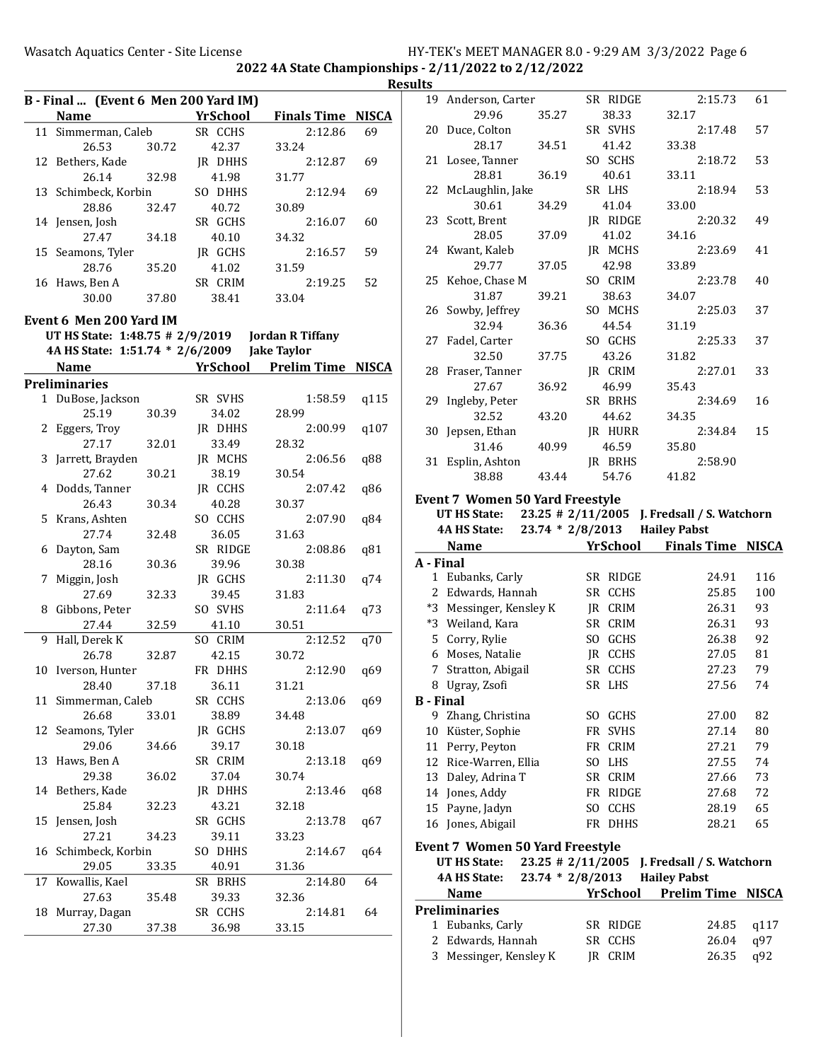## 2022 4A State Championships - 2/11/2022 to 2/12/2022

### Results

**B - Final ... (Event 6 Men 200 Yard IM)**

| | Name | YrSchool | Finals Time | NISCA |
|---|---|---|---|---|
| 11 | Simmerman, Caleb | SR CCHS | 2:12.86 | 69 |
| | 26.53 30.72 42.37 33.24 | | | |
| 12 | Bethers, Kade | JR DHHS | 2:12.87 | 69 |
| | 26.14 32.98 41.98 31.77 | | | |
| 13 | Schimbeck, Korbin | SO DHHS | 2:12.94 | 69 |
| | 28.86 32.47 40.72 30.89 | | | |
| 14 | Jensen, Josh | SR GCHS | 2:16.07 | 60 |
| | 27.47 34.18 40.10 34.32 | | | |
| 15 | Seamons, Tyler | JR GCHS | 2:16.57 | 59 |
| | 28.76 35.20 41.02 31.59 | | | |
| 16 | Haws, Ben A | SR CRIM | 2:19.25 | 52 |
| | 30.00 37.80 38.41 33.04 | | | |

### Event 6 Men 200 Yard IM

UT HS State: 1:48.75 # 2/9/2019 Jordan R Tiffany
4A HS State: 1:51.74 * 2/6/2009 Jake Taylor

| | Name | YrSchool | Prelim Time | NISCA |
|---|---|---|---|---|
| **Preliminaries** | | | | |
| 1 | DuBose, Jackson | SR SVHS | 1:58.59 | q115 |
| | 25.19 30.39 34.02 28.99 | | | |
| 2 | Eggers, Troy | JR DHHS | 2:00.99 | q107 |
| | 27.17 32.01 33.49 28.32 | | | |
| 3 | Jarrett, Brayden | JR MCHS | 2:06.56 | q88 |
| | 27.62 30.21 38.19 30.54 | | | |
| 4 | Dodds, Tanner | JR CCHS | 2:07.42 | q86 |
| | 26.43 30.34 40.28 30.37 | | | |
| 5 | Krans, Ashten | SO CCHS | 2:07.90 | q84 |
| | 27.74 32.48 36.05 31.63 | | | |
| 6 | Dayton, Sam | SR RIDGE | 2:08.86 | q81 |
| | 28.16 30.36 39.96 30.38 | | | |
| 7 | Miggin, Josh | JR GCHS | 2:11.30 | q74 |
| | 27.69 32.33 39.45 31.83 | | | |
| 8 | Gibbons, Peter | SO SVHS | 2:11.64 | q73 |
| | 27.44 32.59 41.10 30.51 | | | |
| 9 | Hall, Derek K | SO CRIM | 2:12.52 | q70 |
| | 26.78 32.87 42.15 30.72 | | | |
| 10 | Iverson, Hunter | FR DHHS | 2:12.90 | q69 |
| | 28.40 37.18 36.11 31.21 | | | |
| 11 | Simmerman, Caleb | SR CCHS | 2:13.06 | q69 |
| | 26.68 33.01 38.89 34.48 | | | |
| 12 | Seamons, Tyler | JR GCHS | 2:13.07 | q69 |
| | 29.06 34.66 39.17 30.18 | | | |
| 13 | Haws, Ben A | SR CRIM | 2:13.18 | q69 |
| | 29.38 36.02 37.04 30.74 | | | |
| 14 | Bethers, Kade | JR DHHS | 2:13.46 | q68 |
| | 25.84 32.23 43.21 32.18 | | | |
| 15 | Jensen, Josh | SR GCHS | 2:13.78 | q67 |
| | 27.21 34.23 39.11 33.23 | | | |
| 16 | Schimbeck, Korbin | SO DHHS | 2:14.67 | q64 |
| | 29.05 33.35 40.91 31.36 | | | |
| 17 | Kowallis, Kael | SR BRHS | 2:14.80 | 64 |
| | 27.63 35.48 39.33 32.36 | | | |
| 18 | Murray, Dagan | SR CCHS | 2:14.81 | 64 |
| | 27.30 37.38 36.98 33.15 | | | |
| 19 | Anderson, Carter | SR RIDGE | 2:15.73 | 61 |
| | 29.96 35.27 38.33 32.17 | | | |
| 20 | Duce, Colton | SR SVHS | 2:17.48 | 57 |
| | 28.17 34.51 41.42 33.38 | | | |
| 21 | Losee, Tanner | SO SCHS | 2:18.72 | 53 |
| | 28.81 36.19 40.61 33.11 | | | |
| 22 | McLaughlin, Jake | SR LHS | 2:18.94 | 53 |
| | 30.61 34.29 41.04 33.00 | | | |
| 23 | Scott, Brent | JR RIDGE | 2:20.32 | 49 |
| | 28.05 37.09 41.02 34.16 | | | |
| 24 | Kwant, Kaleb | JR MCHS | 2:23.69 | 41 |
| | 29.77 37.05 42.98 33.89 | | | |
| 25 | Kehoe, Chase M | SO CRIM | 2:23.78 | 40 |
| | 31.87 39.21 38.63 34.07 | | | |
| 26 | Sowby, Jeffrey | SO MCHS | 2:25.03 | 37 |
| | 32.94 36.36 44.54 31.19 | | | |
| 27 | Fadel, Carter | SO GCHS | 2:25.33 | 37 |
| | 32.50 37.75 43.26 31.82 | | | |
| 28 | Fraser, Tanner | JR CRIM | 2:27.01 | 33 |
| | 27.67 36.92 46.99 35.43 | | | |
| 29 | Ingleby, Peter | SR BRHS | 2:34.69 | 16 |
| | 32.52 43.20 44.62 34.35 | | | |
| 30 | Jepsen, Ethan | JR HURR | 2:34.84 | 15 |
| | 31.46 40.99 46.59 35.80 | | | |
| 31 | Esplin, Ashton | JR BRHS | 2:58.90 | |
| | 38.88 43.44 54.76 41.82 | | | |

### Event 7 Women 50 Yard Freestyle

UT HS State: 23.25 # 2/11/2005 J. Fredsall / S. Watchorn
4A HS State: 23.74 * 2/8/2013 Hailey Pabst

| | Name | YrSchool | Finals Time | NISCA |
|---|---|---|---|---|
| **A - Final** | | | | |
| 1 | Eubanks, Carly | SR RIDGE | 24.91 | 116 |
| 2 | Edwards, Hannah | SR CCHS | 25.85 | 100 |
| *3 | Messinger, Kensley K | JR CRIM | 26.31 | 93 |
| *3 | Weiland, Kara | SR CRIM | 26.31 | 93 |
| 5 | Corry, Rylie | SO GCHS | 26.38 | 92 |
| 6 | Moses, Natalie | JR CCHS | 27.05 | 81 |
| 7 | Stratton, Abigail | SR CCHS | 27.23 | 79 |
| 8 | Ugray, Zsofi | SR LHS | 27.56 | 74 |
| **B - Final** | | | | |
| 9 | Zhang, Christina | SO GCHS | 27.00 | 82 |
| 10 | Küster, Sophie | FR SVHS | 27.14 | 80 |
| 11 | Perry, Peyton | FR CRIM | 27.21 | 79 |
| 12 | Rice-Warren, Ellia | SO LHS | 27.55 | 74 |
| 13 | Daley, Adrina T | SR CRIM | 27.66 | 73 |
| 14 | Jones, Addy | FR RIDGE | 27.68 | 72 |
| 15 | Payne, Jadyn | SO CCHS | 28.19 | 65 |
| 16 | Jones, Abigail | FR DHHS | 28.21 | 65 |

### Event 7 Women 50 Yard Freestyle

UT HS State: 23.25 # 2/11/2005 J. Fredsall / S. Watchorn
4A HS State: 23.74 * 2/8/2013 Hailey Pabst

| | Name | YrSchool | Prelim Time | NISCA |
|---|---|---|---|---|
| **Preliminaries** | | | | |
| 1 | Eubanks, Carly | SR RIDGE | 24.85 | q117 |
| 2 | Edwards, Hannah | SR CCHS | 26.04 | q97 |
| 3 | Messinger, Kensley K | JR CRIM | 26.35 | q92 |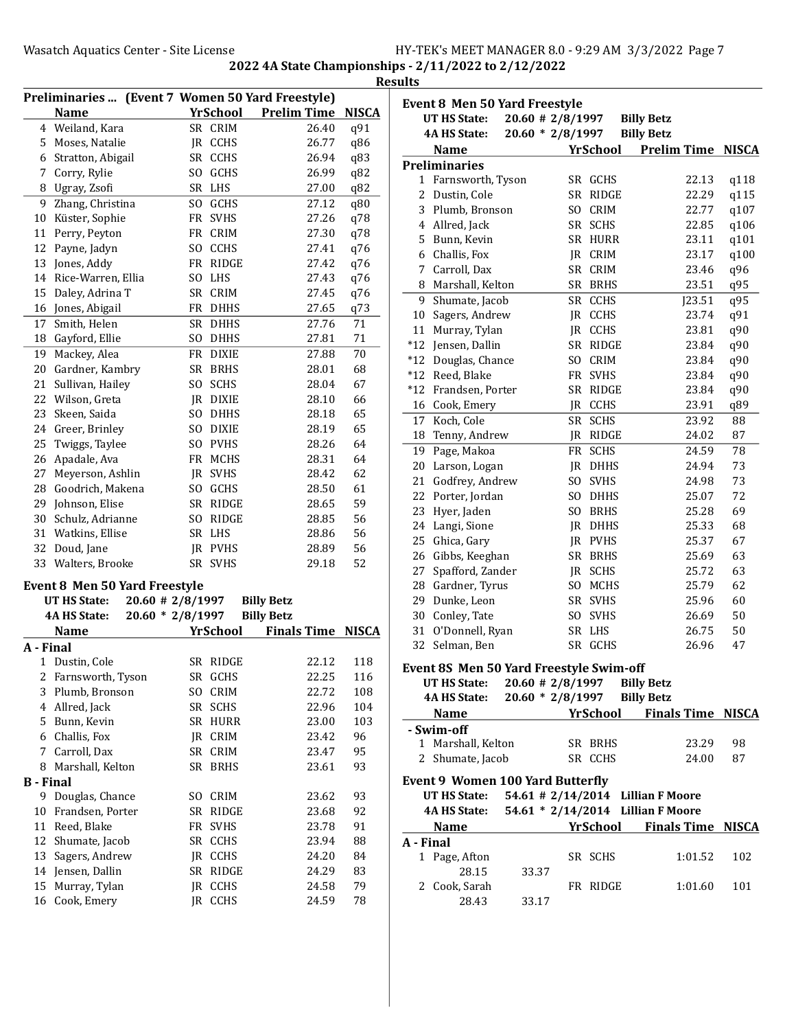## 2022 4A State Championships - 2/11/2022 to 2/12/2022

### Results

### Preliminaries ... (Event 7 Women 50 Yard Freestyle)

| | Name | Yr | School | Prelim Time | NISCA |
|---|---|---|---|---|---|
| 4 | Weiland, Kara | SR | CRIM | 26.40 | q91 |
| 5 | Moses, Natalie | JR | CCHS | 26.77 | q86 |
| 6 | Stratton, Abigail | SR | CCHS | 26.94 | q83 |
| 7 | Corry, Rylie | SO | GCHS | 26.99 | q82 |
| 8 | Ugray, Zsofi | SR | LHS | 27.00 | q82 |
| 9 | Zhang, Christina | SO | GCHS | 27.12 | q80 |
| 10 | Küster, Sophie | FR | SVHS | 27.26 | q78 |
| 11 | Perry, Peyton | FR | CRIM | 27.30 | q78 |
| 12 | Payne, Jadyn | SO | CCHS | 27.41 | q76 |
| 13 | Jones, Addy | FR | RIDGE | 27.42 | q76 |
| 14 | Rice-Warren, Ellia | SO | LHS | 27.43 | q76 |
| 15 | Daley, Adrina T | SR | CRIM | 27.45 | q76 |
| 16 | Jones, Abigail | FR | DHHS | 27.65 | q73 |
| 17 | Smith, Helen | SR | DHHS | 27.76 | 71 |
| 18 | Gayford, Ellie | SO | DHHS | 27.81 | 71 |
| 19 | Mackey, Alea | FR | DIXIE | 27.88 | 70 |
| 20 | Gardner, Kambry | SR | BRHS | 28.01 | 68 |
| 21 | Sullivan, Hailey | SO | SCHS | 28.04 | 67 |
| 22 | Wilson, Greta | JR | DIXIE | 28.10 | 66 |
| 23 | Skeen, Saida | SO | DHHS | 28.18 | 65 |
| 24 | Greer, Brinley | SO | DIXIE | 28.19 | 65 |
| 25 | Twiggs, Taylee | SO | PVHS | 28.26 | 64 |
| 26 | Apadale, Ava | FR | MCHS | 28.31 | 64 |
| 27 | Meyerson, Ashlin | JR | SVHS | 28.42 | 62 |
| 28 | Goodrich, Makena | SO | GCHS | 28.50 | 61 |
| 29 | Johnson, Elise | SR | RIDGE | 28.65 | 59 |
| 30 | Schulz, Adrianne | SO | RIDGE | 28.85 | 56 |
| 31 | Watkins, Ellise | SR | LHS | 28.86 | 56 |
| 32 | Doud, Jane | JR | PVHS | 28.89 | 56 |
| 33 | Walters, Brooke | SR | SVHS | 29.18 | 52 |

### Event 8 Men 50 Yard Freestyle

**UT HS State:** 20.60 # 2/8/1997 Billy Betz
**4A HS State:** 20.60 * 2/8/1997 Billy Betz

| | Name | Yr | School | Finals Time | NISCA |
|---|---|---|---|---|---|
| **A - Final** | | | | | |
| 1 | Dustin, Cole | SR | RIDGE | 22.12 | 118 |
| 2 | Farnsworth, Tyson | SR | GCHS | 22.25 | 116 |
| 3 | Plumb, Bronson | SO | CRIM | 22.72 | 108 |
| 4 | Allred, Jack | SR | SCHS | 22.96 | 104 |
| 5 | Bunn, Kevin | SR | HURR | 23.00 | 103 |
| 6 | Challis, Fox | JR | CRIM | 23.42 | 96 |
| 7 | Carroll, Dax | SR | CRIM | 23.47 | 95 |
| 8 | Marshall, Kelton | SR | BRHS | 23.61 | 93 |
| **B - Final** | | | | | |
| 9 | Douglas, Chance | SO | CRIM | 23.62 | 93 |
| 10 | Frandsen, Porter | SR | RIDGE | 23.68 | 92 |
| 11 | Reed, Blake | FR | SVHS | 23.78 | 91 |
| 12 | Shumate, Jacob | SR | CCHS | 23.94 | 88 |
| 13 | Sagers, Andrew | JR | CCHS | 24.20 | 84 |
| 14 | Jensen, Dallin | SR | RIDGE | 24.29 | 83 |
| 15 | Murray, Tylan | JR | CCHS | 24.58 | 79 |
| 16 | Cook, Emery | JR | CCHS | 24.59 | 78 |

### Event 8 Men 50 Yard Freestyle

**UT HS State:** 20.60 # 2/8/1997 Billy Betz
**4A HS State:** 20.60 * 2/8/1997 Billy Betz

| | Name | Yr | School | Prelim Time | NISCA |
|---|---|---|---|---|---|
| **Preliminaries** | | | | | |
| 1 | Farnsworth, Tyson | SR | GCHS | 22.13 | q118 |
| 2 | Dustin, Cole | SR | RIDGE | 22.29 | q115 |
| 3 | Plumb, Bronson | SO | CRIM | 22.77 | q107 |
| 4 | Allred, Jack | SR | SCHS | 22.85 | q106 |
| 5 | Bunn, Kevin | SR | HURR | 23.11 | q101 |
| 6 | Challis, Fox | JR | CRIM | 23.17 | q100 |
| 7 | Carroll, Dax | SR | CRIM | 23.46 | q96 |
| 8 | Marshall, Kelton | SR | BRHS | 23.51 | q95 |
| 9 | Shumate, Jacob | SR | CCHS | J23.51 | q95 |
| 10 | Sagers, Andrew | JR | CCHS | 23.74 | q91 |
| 11 | Murray, Tylan | JR | CCHS | 23.81 | q90 |
| *12 | Jensen, Dallin | SR | RIDGE | 23.84 | q90 |
| *12 | Douglas, Chance | SO | CRIM | 23.84 | q90 |
| *12 | Reed, Blake | FR | SVHS | 23.84 | q90 |
| *12 | Frandsen, Porter | SR | RIDGE | 23.84 | q90 |
| 16 | Cook, Emery | JR | CCHS | 23.91 | q89 |
| 17 | Koch, Cole | SR | SCHS | 23.92 | 88 |
| 18 | Tenny, Andrew | JR | RIDGE | 24.02 | 87 |
| 19 | Page, Makoa | FR | SCHS | 24.59 | 78 |
| 20 | Larson, Logan | JR | DHHS | 24.94 | 73 |
| 21 | Godfrey, Andrew | SO | SVHS | 24.98 | 73 |
| 22 | Porter, Jordan | SO | DHHS | 25.07 | 72 |
| 23 | Hyer, Jaden | SO | BRHS | 25.28 | 69 |
| 24 | Langi, Sione | JR | DHHS | 25.33 | 68 |
| 25 | Ghica, Gary | JR | PVHS | 25.37 | 67 |
| 26 | Gibbs, Keeghan | SR | BRHS | 25.69 | 63 |
| 27 | Spafford, Zander | JR | SCHS | 25.72 | 63 |
| 28 | Gardner, Tyrus | SO | MCHS | 25.79 | 62 |
| 29 | Dunke, Leon | SR | SVHS | 25.96 | 60 |
| 30 | Conley, Tate | SO | SVHS | 26.69 | 50 |
| 31 | O'Donnell, Ryan | SR | LHS | 26.75 | 50 |
| 32 | Selman, Ben | SR | GCHS | 26.96 | 47 |

### Event 8S Men 50 Yard Freestyle Swim-off

**UT HS State:** 20.60 # 2/8/1997 Billy Betz
**4A HS State:** 20.60 * 2/8/1997 Billy Betz

| | Name | Yr | School | Finals Time | NISCA |
|---|---|---|---|---|---|
| **- Swim-off** | | | | | |
| 1 | Marshall, Kelton | SR | BRHS | 23.29 | 98 |
| 2 | Shumate, Jacob | SR | CCHS | 24.00 | 87 |

### Event 9 Women 100 Yard Butterfly

**UT HS State:** 54.61 # 2/14/2014 Lillian F Moore
**4A HS State:** 54.61 * 2/14/2014 Lillian F Moore

| | Name | Yr | School | Finals Time | NISCA |
|---|---|---|---|---|---|
| **A - Final** | | | | | |
| 1 | Page, Afton | SR | SCHS | 1:01.52 | 102 |
| | 28.15 | 33.37 | | | |
| 2 | Cook, Sarah | FR | RIDGE | 1:01.60 | 101 |
| | 28.43 | 33.17 | | | |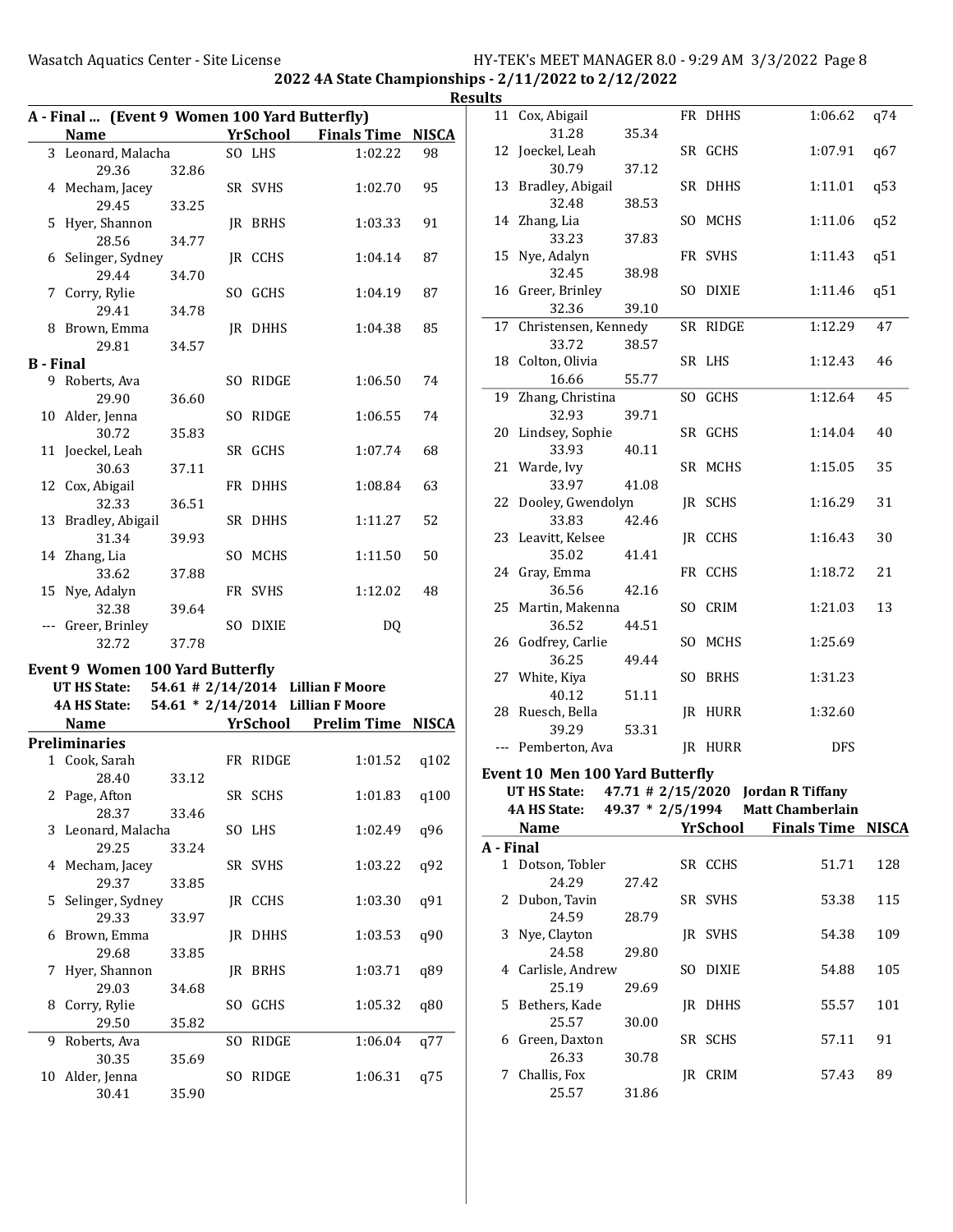## 2022 4A State Championships - 2/11/2022 to 2/12/2022

### Results

**A - Final ... (Event 9 Women 100 Yard Butterfly)**

| | Name | Yr | School | Finals Time | NISCA |
|---|---|---|---|---|---|
| 3 | Leonard, Malacha | SO | LHS | 1:02.22 | 98 |
| | 29.36 | 32.86 | | | |
| 4 | Mecham, Jacey | SR | SVHS | 1:02.70 | 95 |
| | 29.45 | 33.25 | | | |
| 5 | Hyer, Shannon | JR | BRHS | 1:03.33 | 91 |
| | 28.56 | 34.77 | | | |
| 6 | Selinger, Sydney | JR | CCHS | 1:04.14 | 87 |
| | 29.44 | 34.70 | | | |
| 7 | Corry, Rylie | SO | GCHS | 1:04.19 | 87 |
| | 29.41 | 34.78 | | | |
| 8 | Brown, Emma | JR | DHHS | 1:04.38 | 85 |
| | 29.81 | 34.57 | | | |

**B - Final**

| | Name | Yr | School | Finals Time | NISCA |
|---|---|---|---|---|---|
| 9 | Roberts, Ava | SO | RIDGE | 1:06.50 | 74 |
| | 29.90 | 36.60 | | | |
| 10 | Alder, Jenna | SO | RIDGE | 1:06.55 | 74 |
| | 30.72 | 35.83 | | | |
| 11 | Joeckel, Leah | SR | GCHS | 1:07.74 | 68 |
| | 30.63 | 37.11 | | | |
| 12 | Cox, Abigail | FR | DHHS | 1:08.84 | 63 |
| | 32.33 | 36.51 | | | |
| 13 | Bradley, Abigail | SR | DHHS | 1:11.27 | 52 |
| | 31.34 | 39.93 | | | |
| 14 | Zhang, Lia | SO | MCHS | 1:11.50 | 50 |
| | 33.62 | 37.88 | | | |
| 15 | Nye, Adalyn | FR | SVHS | 1:12.02 | 48 |
| | 32.38 | 39.64 | | | |
| --- | Greer, Brinley | SO | DIXIE | DQ | |
| | 32.72 | 37.78 | | | |

### Event 9 Women 100 Yard Butterfly

UT HS State: 54.61 # 2/14/2014 Lillian F Moore
4A HS State: 54.61 * 2/14/2014 Lillian F Moore

**Preliminaries**

| | Name | Yr | School | Prelim Time | NISCA |
|---|---|---|---|---|---|
| 1 | Cook, Sarah | FR | RIDGE | 1:01.52 | q102 |
| | 28.40 | 33.12 | | | |
| 2 | Page, Afton | SR | SCHS | 1:01.83 | q100 |
| | 28.37 | 33.46 | | | |
| 3 | Leonard, Malacha | SO | LHS | 1:02.49 | q96 |
| | 29.25 | 33.24 | | | |
| 4 | Mecham, Jacey | SR | SVHS | 1:03.22 | q92 |
| | 29.37 | 33.85 | | | |
| 5 | Selinger, Sydney | JR | CCHS | 1:03.30 | q91 |
| | 29.33 | 33.97 | | | |
| 6 | Brown, Emma | JR | DHHS | 1:03.53 | q90 |
| | 29.68 | 33.85 | | | |
| 7 | Hyer, Shannon | JR | BRHS | 1:03.71 | q89 |
| | 29.03 | 34.68 | | | |
| 8 | Corry, Rylie | SO | GCHS | 1:05.32 | q80 |
| | 29.50 | 35.82 | | | |
| 9 | Roberts, Ava | SO | RIDGE | 1:06.04 | q77 |
| | 30.35 | 35.69 | | | |
| 10 | Alder, Jenna | SO | RIDGE | 1:06.31 | q75 |
| | 30.41 | 35.90 | | | |
| 11 | Cox, Abigail | FR | DHHS | 1:06.62 | q74 |
| | 31.28 | 35.34 | | | |
| 12 | Joeckel, Leah | SR | GCHS | 1:07.91 | q67 |
| | 30.79 | 37.12 | | | |
| 13 | Bradley, Abigail | SR | DHHS | 1:11.01 | q53 |
| | 32.48 | 38.53 | | | |
| 14 | Zhang, Lia | SO | MCHS | 1:11.06 | q52 |
| | 33.23 | 37.83 | | | |
| 15 | Nye, Adalyn | FR | SVHS | 1:11.43 | q51 |
| | 32.45 | 38.98 | | | |
| 16 | Greer, Brinley | SO | DIXIE | 1:11.46 | q51 |
| | 32.36 | 39.10 | | | |
| 17 | Christensen, Kennedy | SR | RIDGE | 1:12.29 | 47 |
| | 33.72 | 38.57 | | | |
| 18 | Colton, Olivia | SR | LHS | 1:12.43 | 46 |
| | 16.66 | 55.77 | | | |
| 19 | Zhang, Christina | SO | GCHS | 1:12.64 | 45 |
| | 32.93 | 39.71 | | | |
| 20 | Lindsey, Sophie | SR | GCHS | 1:14.04 | 40 |
| | 33.93 | 40.11 | | | |
| 21 | Warde, Ivy | SR | MCHS | 1:15.05 | 35 |
| | 33.97 | 41.08 | | | |
| 22 | Dooley, Gwendolyn | JR | SCHS | 1:16.29 | 31 |
| | 33.83 | 42.46 | | | |
| 23 | Leavitt, Kelsee | JR | CCHS | 1:16.43 | 30 |
| | 35.02 | 41.41 | | | |
| 24 | Gray, Emma | FR | CCHS | 1:18.72 | 21 |
| | 36.56 | 42.16 | | | |
| 25 | Martin, Makenna | SO | CRIM | 1:21.03 | 13 |
| | 36.52 | 44.51 | | | |
| 26 | Godfrey, Carlie | SO | MCHS | 1:25.69 | |
| | 36.25 | 49.44 | | | |
| 27 | White, Kiya | SO | BRHS | 1:31.23 | |
| | 40.12 | 51.11 | | | |
| 28 | Ruesch, Bella | JR | HURR | 1:32.60 | |
| | 39.29 | 53.31 | | | |
| --- | Pemberton, Ava | JR | HURR | DFS | |

### Event 10 Men 100 Yard Butterfly

UT HS State: 47.71 # 2/15/2020 Jordan R Tiffany
4A HS State: 49.37 * 2/5/1994 Matt Chamberlain

**A - Final**

| | Name | Yr | School | Finals Time | NISCA |
|---|---|---|---|---|---|
| 1 | Dotson, Tobler | SR | CCHS | 51.71 | 128 |
| | 24.29 | 27.42 | | | |
| 2 | Dubon, Tavin | SR | SVHS | 53.38 | 115 |
| | 24.59 | 28.79 | | | |
| 3 | Nye, Clayton | JR | SVHS | 54.38 | 109 |
| | 24.58 | 29.80 | | | |
| 4 | Carlisle, Andrew | SO | DIXIE | 54.88 | 105 |
| | 25.19 | 29.69 | | | |
| 5 | Bethers, Kade | JR | DHHS | 55.57 | 101 |
| | 25.57 | 30.00 | | | |
| 6 | Green, Daxton | SR | SCHS | 57.11 | 91 |
| | 26.33 | 30.78 | | | |
| 7 | Challis, Fox | JR | CRIM | 57.43 | 89 |
| | 25.57 | 31.86 | | | |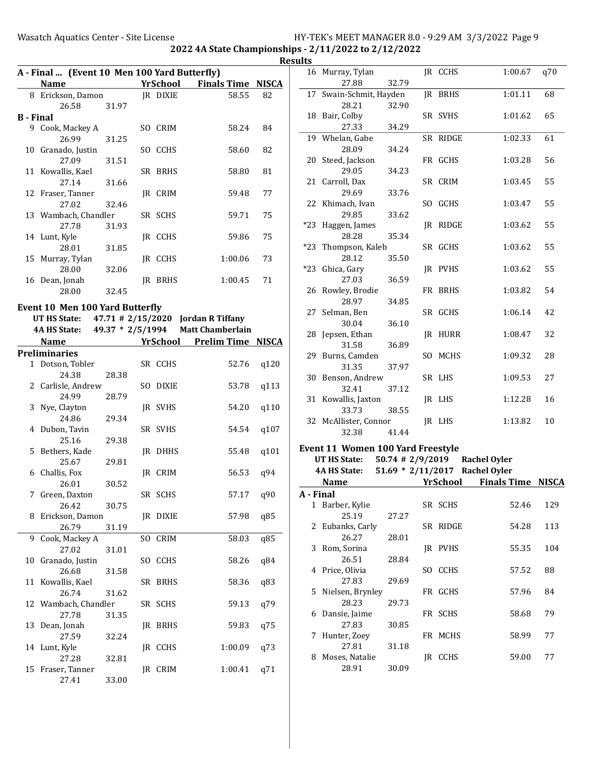## 2022 4A State Championships - 2/11/2022 to 2/12/2022

### Results

### A - Final ... (Event 10 Men 100 Yard Butterfly)

| | Name | | Yr | School | Finals Time | NISCA |
|---|---|---|---|---|---|---|
| 8 | Erickson, Damon | | JR | DIXIE | 58.55 | 82 |
| | 26.58 | 31.97 | | | | |

**B - Final**

| | Name | | Yr | School | Finals Time | NISCA |
|---|---|---|---|---|---|---|
| 9 | Cook, Mackey A | | SO | CRIM | 58.24 | 84 |
| | 26.99 | 31.25 | | | | |
| 10 | Granado, Justin | | SO | CCHS | 58.60 | 82 |
| | 27.09 | 31.51 | | | | |
| 11 | Kowallis, Kael | | SR | BRHS | 58.80 | 81 |
| | 27.14 | 31.66 | | | | |
| 12 | Fraser, Tanner | | JR | CRIM | 59.48 | 77 |
| | 27.02 | 32.46 | | | | |
| 13 | Wambach, Chandler | | SR | SCHS | 59.71 | 75 |
| | 27.78 | 31.93 | | | | |
| 14 | Lunt, Kyle | | JR | CCHS | 59.86 | 75 |
| | 28.01 | 31.85 | | | | |
| 15 | Murray, Tylan | | JR | CCHS | 1:00.06 | 73 |
| | 28.00 | 32.06 | | | | |
| 16 | Dean, Jonah | | JR | BRHS | 1:00.45 | 71 |
| | 28.00 | 32.45 | | | | |

### Event 10 Men 100 Yard Butterfly

UT HS State: 47.71 # 2/15/2020 Jordan R Tiffany
4A HS State: 49.37 * 2/5/1994 Matt Chamberlain

**Preliminaries**

| | Name | | Yr | School | Prelim Time | NISCA |
|---|---|---|---|---|---|---|
| 1 | Dotson, Tobler | | SR | CCHS | 52.76 | q120 |
| | 24.38 | 28.38 | | | | |
| 2 | Carlisle, Andrew | | SO | DIXIE | 53.78 | q113 |
| | 24.99 | 28.79 | | | | |
| 3 | Nye, Clayton | | JR | SVHS | 54.20 | q110 |
| | 24.86 | 29.34 | | | | |
| 4 | Dubon, Tavin | | SR | SVHS | 54.54 | q107 |
| | 25.16 | 29.38 | | | | |
| 5 | Bethers, Kade | | JR | DHHS | 55.48 | q101 |
| | 25.67 | 29.81 | | | | |
| 6 | Challis, Fox | | JR | CRIM | 56.53 | q94 |
| | 26.01 | 30.52 | | | | |
| 7 | Green, Daxton | | SR | SCHS | 57.17 | q90 |
| | 26.42 | 30.75 | | | | |
| 8 | Erickson, Damon | | JR | DIXIE | 57.98 | q85 |
| | 26.79 | 31.19 | | | | |
| 9 | Cook, Mackey A | | SO | CRIM | 58.03 | q85 |
| | 27.02 | 31.01 | | | | |
| 10 | Granado, Justin | | SO | CCHS | 58.26 | q84 |
| | 26.68 | 31.58 | | | | |
| 11 | Kowallis, Kael | | SR | BRHS | 58.36 | q83 |
| | 26.74 | 31.62 | | | | |
| 12 | Wambach, Chandler | | SR | SCHS | 59.13 | q79 |
| | 27.78 | 31.35 | | | | |
| 13 | Dean, Jonah | | JR | BRHS | 59.83 | q75 |
| | 27.59 | 32.24 | | | | |
| 14 | Lunt, Kyle | | JR | CCHS | 1:00.09 | q73 |
| | 27.28 | 32.81 | | | | |
| 15 | Fraser, Tanner | | JR | CRIM | 1:00.41 | q71 |
| | 27.41 | 33.00 | | | | |
| 16 | Murray, Tylan | | JR | CCHS | 1:00.67 | q70 |
| | 27.88 | 32.79 | | | | |
| 17 | Swain-Schmit, Hayden | | JR | BRHS | 1:01.11 | 68 |
| | 28.21 | 32.90 | | | | |
| 18 | Bair, Colby | | SR | SVHS | 1:01.62 | 65 |
| | 27.33 | 34.29 | | | | |
| 19 | Whelan, Gabe | | SR | RIDGE | 1:02.33 | 61 |
| | 28.09 | 34.24 | | | | |
| 20 | Steed, Jackson | | FR | GCHS | 1:03.28 | 56 |
| | 29.05 | 34.23 | | | | |
| 21 | Carroll, Dax | | SR | CRIM | 1:03.45 | 55 |
| | 29.69 | 33.76 | | | | |
| 22 | Khimach, Ivan | | SO | GCHS | 1:03.47 | 55 |
| | 29.85 | 33.62 | | | | |
| *23 | Haggen, James | | JR | RIDGE | 1:03.62 | 55 |
| | 28.28 | 35.34 | | | | |
| *23 | Thompson, Kaleb | | SR | GCHS | 1:03.62 | 55 |
| | 28.12 | 35.50 | | | | |
| *23 | Ghica, Gary | | JR | PVHS | 1:03.62 | 55 |
| | 27.03 | 36.59 | | | | |
| 26 | Rowley, Brodie | | FR | BRHS | 1:03.82 | 54 |
| | 28.97 | 34.85 | | | | |
| 27 | Selman, Ben | | SR | GCHS | 1:06.14 | 42 |
| | 30.04 | 36.10 | | | | |
| 28 | Jepsen, Ethan | | JR | HURR | 1:08.47 | 32 |
| | 31.58 | 36.89 | | | | |
| 29 | Burns, Camden | | SO | MCHS | 1:09.32 | 28 |
| | 31.35 | 37.97 | | | | |
| 30 | Benson, Andrew | | SR | LHS | 1:09.53 | 27 |
| | 32.41 | 37.12 | | | | |
| 31 | Kowallis, Jaxton | | JR | LHS | 1:12.28 | 16 |
| | 33.73 | 38.55 | | | | |
| 32 | McAllister, Connor | | JR | LHS | 1:13.82 | 10 |
| | 32.38 | 41.44 | | | | |

### Event 11 Women 100 Yard Freestyle

UT HS State: 50.74 # 2/9/2019 Rachel Oyler
4A HS State: 51.69 * 2/11/2017 Rachel Oyler

**A - Final**

| | Name | | Yr | School | Finals Time | NISCA |
|---|---|---|---|---|---|---|
| 1 | Barber, Kylie | | SR | SCHS | 52.46 | 129 |
| | 25.19 | 27.27 | | | | |
| 2 | Eubanks, Carly | | SR | RIDGE | 54.28 | 113 |
| | 26.27 | 28.01 | | | | |
| 3 | Rom, Sorina | | JR | PVHS | 55.35 | 104 |
| | 26.51 | 28.84 | | | | |
| 4 | Price, Olivia | | SO | CCHS | 57.52 | 88 |
| | 27.83 | 29.69 | | | | |
| 5 | Nielsen, Brynley | | FR | GCHS | 57.96 | 84 |
| | 28.23 | 29.73 | | | | |
| 6 | Dansie, Jaime | | FR | SCHS | 58.68 | 79 |
| | 27.83 | 30.85 | | | | |
| 7 | Hunter, Zoey | | FR | MCHS | 58.99 | 77 |
| | 27.81 | 31.18 | | | | |
| 8 | Moses, Natalie | | JR | CCHS | 59.00 | 77 |
| | 28.91 | 30.09 | | | | |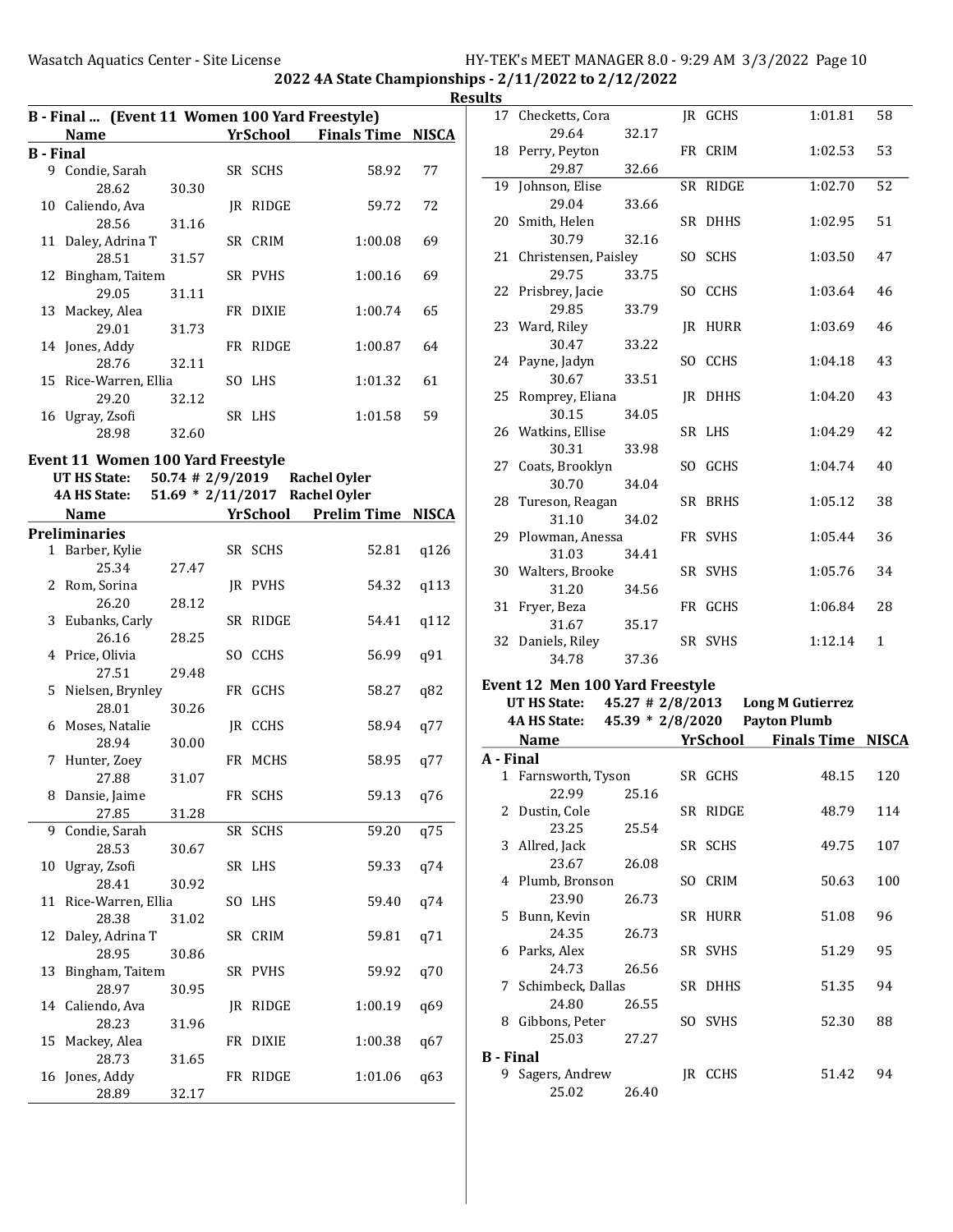## 2022 4A State Championships - 2/11/2022 to 2/12/2022

### Results

**B - Final ... (Event 11 Women 100 Yard Freestyle)**

| | Name | | Yr | School | Finals Time | NISCA |
|---|---|---|---|---|---|---|
| **B - Final** | | | | | | |
| 9 | Condie, Sarah | | SR | SCHS | 58.92 | 77 |
| | 28.62 | 30.30 | | | | |
| 10 | Caliendo, Ava | | JR | RIDGE | 59.72 | 72 |
| | 28.56 | 31.16 | | | | |
| 11 | Daley, Adrina T | | SR | CRIM | 1:00.08 | 69 |
| | 28.51 | 31.57 | | | | |
| 12 | Bingham, Taitem | | SR | PVHS | 1:00.16 | 69 |
| | 29.05 | 31.11 | | | | |
| 13 | Mackey, Alea | | FR | DIXIE | 1:00.74 | 65 |
| | 29.01 | 31.73 | | | | |
| 14 | Jones, Addy | | FR | RIDGE | 1:00.87 | 64 |
| | 28.76 | 32.11 | | | | |
| 15 | Rice-Warren, Ellia | | SO | LHS | 1:01.32 | 61 |
| | 29.20 | 32.12 | | | | |
| 16 | Ugray, Zsofi | | SR | LHS | 1:01.58 | 59 |
| | 28.98 | 32.60 | | | | |

### Event 11 Women 100 Yard Freestyle

UT HS State: 50.74 # 2/9/2019 Rachel Oyler
4A HS State: 51.69 * 2/11/2017 Rachel Oyler

| | Name | | Yr | School | Prelim Time | NISCA |
|---|---|---|---|---|---|---|
| **Preliminaries** | | | | | | |
| 1 | Barber, Kylie | | SR | SCHS | 52.81 | q126 |
| | 25.34 | 27.47 | | | | |
| 2 | Rom, Sorina | | JR | PVHS | 54.32 | q113 |
| | 26.20 | 28.12 | | | | |
| 3 | Eubanks, Carly | | SR | RIDGE | 54.41 | q112 |
| | 26.16 | 28.25 | | | | |
| 4 | Price, Olivia | | SO | CCHS | 56.99 | q91 |
| | 27.51 | 29.48 | | | | |
| 5 | Nielsen, Brynley | | FR | GCHS | 58.27 | q82 |
| | 28.01 | 30.26 | | | | |
| 6 | Moses, Natalie | | JR | CCHS | 58.94 | q77 |
| | 28.94 | 30.00 | | | | |
| 7 | Hunter, Zoey | | FR | MCHS | 58.95 | q77 |
| | 27.88 | 31.07 | | | | |
| 8 | Dansie, Jaime | | FR | SCHS | 59.13 | q76 |
| | 27.85 | 31.28 | | | | |
| 9 | Condie, Sarah | | SR | SCHS | 59.20 | q75 |
| | 28.53 | 30.67 | | | | |
| 10 | Ugray, Zsofi | | SR | LHS | 59.33 | q74 |
| | 28.41 | 30.92 | | | | |
| 11 | Rice-Warren, Ellia | | SO | LHS | 59.40 | q74 |
| | 28.38 | 31.02 | | | | |
| 12 | Daley, Adrina T | | SR | CRIM | 59.81 | q71 |
| | 28.95 | 30.86 | | | | |
| 13 | Bingham, Taitem | | SR | PVHS | 59.92 | q70 |
| | 28.97 | 30.95 | | | | |
| 14 | Caliendo, Ava | | JR | RIDGE | 1:00.19 | q69 |
| | 28.23 | 31.96 | | | | |
| 15 | Mackey, Alea | | FR | DIXIE | 1:00.38 | q67 |
| | 28.73 | 31.65 | | | | |
| 16 | Jones, Addy | | FR | RIDGE | 1:01.06 | q63 |
| | 28.89 | 32.17 | | | | |
| 17 | Checketts, Cora | | JR | GCHS | 1:01.81 | 58 |
| | 29.64 | 32.17 | | | | |
| 18 | Perry, Peyton | | FR | CRIM | 1:02.53 | 53 |
| | 29.87 | 32.66 | | | | |
| 19 | Johnson, Elise | | SR | RIDGE | 1:02.70 | 52 |
| | 29.04 | 33.66 | | | | |
| 20 | Smith, Helen | | SR | DHHS | 1:02.95 | 51 |
| | 30.79 | 32.16 | | | | |
| 21 | Christensen, Paisley | | SO | SCHS | 1:03.50 | 47 |
| | 29.75 | 33.75 | | | | |
| 22 | Prisbrey, Jacie | | SO | CCHS | 1:03.64 | 46 |
| | 29.85 | 33.79 | | | | |
| 23 | Ward, Riley | | JR | HURR | 1:03.69 | 46 |
| | 30.47 | 33.22 | | | | |
| 24 | Payne, Jadyn | | SO | CCHS | 1:04.18 | 43 |
| | 30.67 | 33.51 | | | | |
| 25 | Romprey, Eliana | | JR | DHHS | 1:04.20 | 43 |
| | 30.15 | 34.05 | | | | |
| 26 | Watkins, Ellise | | SR | LHS | 1:04.29 | 42 |
| | 30.31 | 33.98 | | | | |
| 27 | Coats, Brooklyn | | SO | GCHS | 1:04.74 | 40 |
| | 30.70 | 34.04 | | | | |
| 28 | Tureson, Reagan | | SR | BRHS | 1:05.12 | 38 |
| | 31.10 | 34.02 | | | | |
| 29 | Plowman, Anessa | | FR | SVHS | 1:05.44 | 36 |
| | 31.03 | 34.41 | | | | |
| 30 | Walters, Brooke | | SR | SVHS | 1:05.76 | 34 |
| | 31.20 | 34.56 | | | | |
| 31 | Fryer, Beza | | FR | GCHS | 1:06.84 | 28 |
| | 31.67 | 35.17 | | | | |
| 32 | Daniels, Riley | | SR | SVHS | 1:12.14 | 1 |
| | 34.78 | 37.36 | | | | |

### Event 12 Men 100 Yard Freestyle

UT HS State: 45.27 # 2/8/2013 Long M Gutierrez
4A HS State: 45.39 * 2/8/2020 Payton Plumb

| | Name | | Yr | School | Finals Time | NISCA |
|---|---|---|---|---|---|---|
| **A - Final** | | | | | | |
| 1 | Farnsworth, Tyson | | SR | GCHS | 48.15 | 120 |
| | 22.99 | 25.16 | | | | |
| 2 | Dustin, Cole | | SR | RIDGE | 48.79 | 114 |
| | 23.25 | 25.54 | | | | |
| 3 | Allred, Jack | | SR | SCHS | 49.75 | 107 |
| | 23.67 | 26.08 | | | | |
| 4 | Plumb, Bronson | | SO | CRIM | 50.63 | 100 |
| | 23.90 | 26.73 | | | | |
| 5 | Bunn, Kevin | | SR | HURR | 51.08 | 96 |
| | 24.35 | 26.73 | | | | |
| 6 | Parks, Alex | | SR | SVHS | 51.29 | 95 |
| | 24.73 | 26.56 | | | | |
| 7 | Schimbeck, Dallas | | SR | DHHS | 51.35 | 94 |
| | 24.80 | 26.55 | | | | |
| 8 | Gibbons, Peter | | SO | SVHS | 52.30 | 88 |
| | 25.03 | 27.27 | | | | |
| **B - Final** | | | | | | |
| 9 | Sagers, Andrew | | JR | CCHS | 51.42 | 94 |
| | 25.02 | 26.40 | | | | |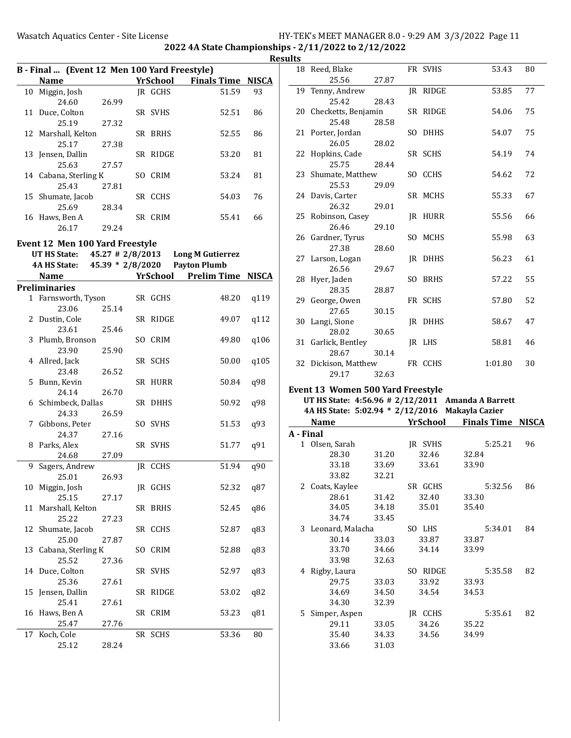2022 4A State Championships - 2/11/2022 to 2/12/2022

Results

## B - Final ... (Event 12 Men 100 Yard Freestyle)

| | Name | Yr | School | Finals Time | NISCA |
|---|---|---|---|---|---|
| 10 | Miggin, Josh | JR | GCHS | 51.59 | 93 |
| | 24.60 26.99 | | | | |
| 11 | Duce, Colton | SR | SVHS | 52.51 | 86 |
| | 25.19 27.32 | | | | |
| 12 | Marshall, Kelton | SR | BRHS | 52.55 | 86 |
| | 25.17 27.38 | | | | |
| 13 | Jensen, Dallin | SR | RIDGE | 53.20 | 81 |
| | 25.63 27.57 | | | | |
| 14 | Cabana, Sterling K | SO | CRIM | 53.24 | 81 |
| | 25.43 27.81 | | | | |
| 15 | Shumate, Jacob | SR | CCHS | 54.03 | 76 |
| | 25.69 28.34 | | | | |
| 16 | Haws, Ben A | SR | CRIM | 55.41 | 66 |
| | 26.17 29.24 | | | | |

## Event 12 Men 100 Yard Freestyle

UT HS State: 45.27 # 2/8/2013 Long M Gutierrez
4A HS State: 45.39 * 2/8/2020 Payton Plumb

| | Name | Yr | School | Prelim Time | NISCA |
|---|---|---|---|---|---|
| **Preliminaries** | | | | | |
| 1 | Farnsworth, Tyson | SR | GCHS | 48.20 | q119 |
| | 23.06 25.14 | | | | |
| 2 | Dustin, Cole | SR | RIDGE | 49.07 | q112 |
| | 23.61 25.46 | | | | |
| 3 | Plumb, Bronson | SO | CRIM | 49.80 | q106 |
| | 23.90 25.90 | | | | |
| 4 | Allred, Jack | SR | SCHS | 50.00 | q105 |
| | 23.48 26.52 | | | | |
| 5 | Bunn, Kevin | SR | HURR | 50.84 | q98 |
| | 24.14 26.70 | | | | |
| 6 | Schimbeck, Dallas | SR | DHHS | 50.92 | q98 |
| | 24.33 26.59 | | | | |
| 7 | Gibbons, Peter | SO | SVHS | 51.53 | q93 |
| | 24.37 27.16 | | | | |
| 8 | Parks, Alex | SR | SVHS | 51.77 | q91 |
| | 24.68 27.09 | | | | |
| 9 | Sagers, Andrew | JR | CCHS | 51.94 | q90 |
| | 25.01 26.93 | | | | |
| 10 | Miggin, Josh | JR | GCHS | 52.32 | q87 |
| | 25.15 27.17 | | | | |
| 11 | Marshall, Kelton | SR | BRHS | 52.45 | q86 |
| | 25.22 27.23 | | | | |
| 12 | Shumate, Jacob | SR | CCHS | 52.87 | q83 |
| | 25.00 27.87 | | | | |
| 13 | Cabana, Sterling K | SO | CRIM | 52.88 | q83 |
| | 25.52 27.36 | | | | |
| 14 | Duce, Colton | SR | SVHS | 52.97 | q83 |
| | 25.36 27.61 | | | | |
| 15 | Jensen, Dallin | SR | RIDGE | 53.02 | q82 |
| | 25.41 27.61 | | | | |
| 16 | Haws, Ben A | SR | CRIM | 53.23 | q81 |
| | 25.47 27.76 | | | | |
| 17 | Koch, Cole | SR | SCHS | 53.36 | 80 |
| | 25.12 28.24 | | | | |
| 18 | Reed, Blake | FR | SVHS | 53.43 | 80 |
| | 25.56 27.87 | | | | |
| 19 | Tenny, Andrew | JR | RIDGE | 53.85 | 77 |
| | 25.42 28.43 | | | | |
| 20 | Checketts, Benjamin | SR | RIDGE | 54.06 | 75 |
| | 25.48 28.58 | | | | |
| 21 | Porter, Jordan | SO | DHHS | 54.07 | 75 |
| | 26.05 28.02 | | | | |
| 22 | Hopkins, Cade | SR | SCHS | 54.19 | 74 |
| | 25.75 28.44 | | | | |
| 23 | Shumate, Matthew | SO | CCHS | 54.62 | 72 |
| | 25.53 29.09 | | | | |
| 24 | Davis, Carter | SR | MCHS | 55.33 | 67 |
| | 26.32 29.01 | | | | |
| 25 | Robinson, Casey | JR | HURR | 55.56 | 66 |
| | 26.46 29.10 | | | | |
| 26 | Gardner, Tyrus | SO | MCHS | 55.98 | 63 |
| | 27.38 28.60 | | | | |
| 27 | Larson, Logan | JR | DHHS | 56.23 | 61 |
| | 26.56 29.67 | | | | |
| 28 | Hyer, Jaden | SO | BRHS | 57.22 | 55 |
| | 28.35 28.87 | | | | |
| 29 | George, Owen | FR | SCHS | 57.80 | 52 |
| | 27.65 30.15 | | | | |
| 30 | Langi, Sione | JR | DHHS | 58.67 | 47 |
| | 28.02 30.65 | | | | |
| 31 | Garlick, Bentley | JR | LHS | 58.81 | 46 |
| | 28.67 30.14 | | | | |
| 32 | Dickison, Matthew | FR | CCHS | 1:01.80 | 30 |
| | 29.17 32.63 | | | | |

## Event 13 Women 500 Yard Freestyle

UT HS State: 4:56.96 # 2/12/2011 Amanda A Barrett
4A HS State: 5:02.94 * 2/12/2016 Makayla Cazier

| | Name | Yr | School | Finals Time | NISCA |
|---|---|---|---|---|---|
| **A - Final** | | | | | |
| 1 | Olsen, Sarah | JR | SVHS | 5:25.21 | 96 |
| | 28.30 31.20 32.46 32.84 | | | | |
| | 33.18 33.69 33.61 33.90 | | | | |
| | 33.82 32.21 | | | | |
| 2 | Coats, Kaylee | SR | GCHS | 5:32.56 | 86 |
| | 28.61 31.42 32.40 33.30 | | | | |
| | 34.05 34.18 35.01 35.40 | | | | |
| | 34.74 33.45 | | | | |
| 3 | Leonard, Malacha | SO | LHS | 5:34.01 | 84 |
| | 30.14 33.03 33.87 33.87 | | | | |
| | 33.70 34.66 34.14 33.99 | | | | |
| | 33.98 32.63 | | | | |
| 4 | Rigby, Laura | SO | RIDGE | 5:35.58 | 82 |
| | 29.75 33.03 33.92 33.93 | | | | |
| | 34.69 34.50 34.54 34.53 | | | | |
| | 34.30 32.39 | | | | |
| 5 | Simper, Aspen | JR | CCHS | 5:35.61 | 82 |
| | 29.11 33.05 34.26 35.22 | | | | |
| | 35.40 34.33 34.56 34.99 | | | | |
| | 33.66 31.03 | | | | |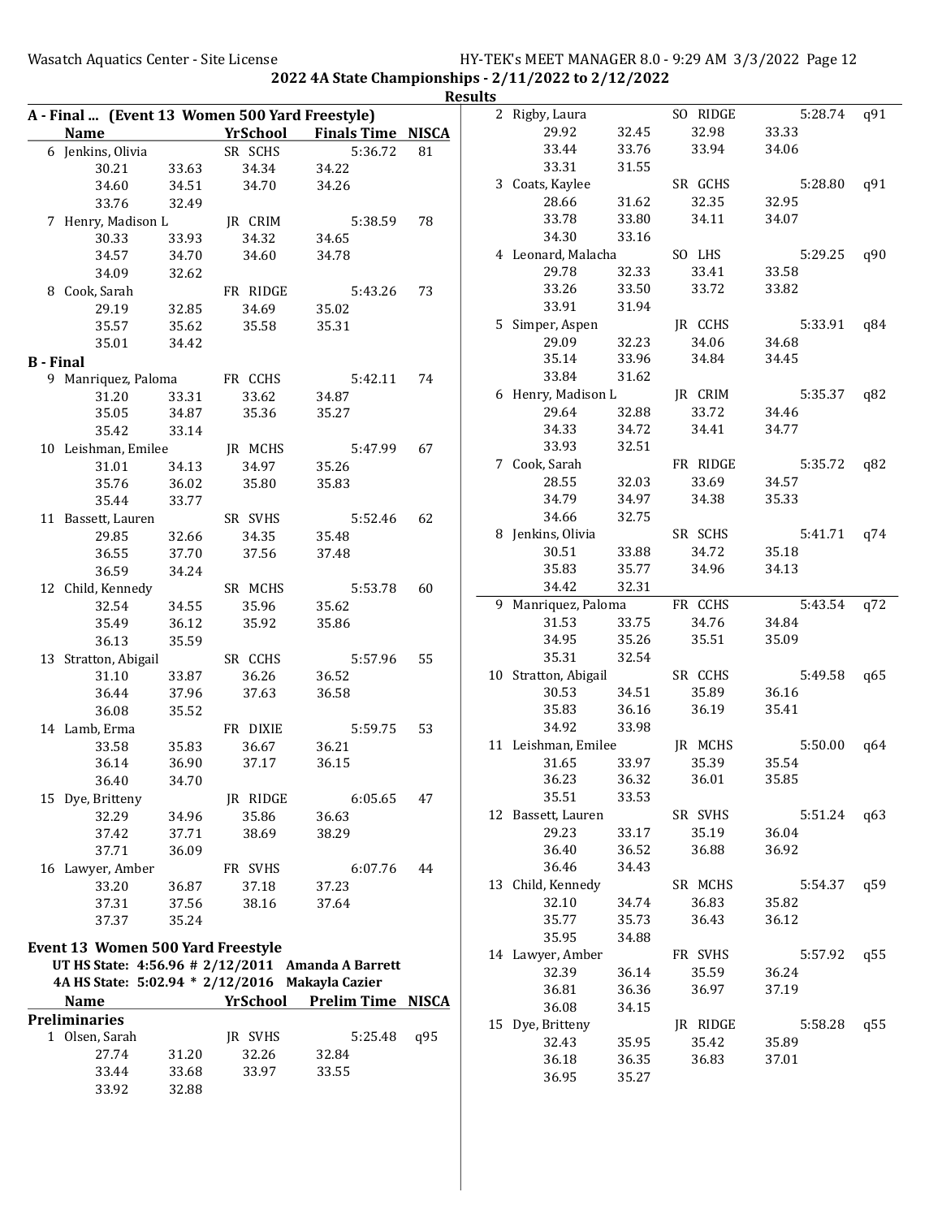2022 4A State Championships - 2/11/2022 to 2/12/2022

Results

## A - Final ... (Event 13 Women 500 Yard Freestyle)

| Name | | Yr | School | Finals Time | NISCA |
|---|---|---|---|---|---|
| 6 Jenkins, Olivia | | SR | SCHS | 5:36.72 | 81 |
| 30.21 | 33.63 | 34.34 | 34.22 | | |
| 34.60 | 34.51 | 34.70 | 34.26 | | |
| 33.76 | 32.49 | | | | |
| 7 Henry, Madison L | | JR | CRIM | 5:38.59 | 78 |
| 30.33 | 33.93 | 34.32 | 34.65 | | |
| 34.57 | 34.70 | 34.60 | 34.78 | | |
| 34.09 | 32.62 | | | | |
| 8 Cook, Sarah | | FR | RIDGE | 5:43.26 | 73 |
| 29.19 | 32.85 | 34.69 | 35.02 | | |
| 35.57 | 35.62 | 35.58 | 35.31 | | |
| 35.01 | 34.42 | | | | |

## B - Final

| Name | | Yr | School | Finals Time | NISCA |
|---|---|---|---|---|---|
| 9 Manriquez, Paloma | | FR | CCHS | 5:42.11 | 74 |
| 31.20 | 33.31 | 33.62 | 34.87 | | |
| 35.05 | 34.87 | 35.36 | 35.27 | | |
| 35.42 | 33.14 | | | | |
| 10 Leishman, Emilee | | JR | MCHS | 5:47.99 | 67 |
| 31.01 | 34.13 | 34.97 | 35.26 | | |
| 35.76 | 36.02 | 35.80 | 35.83 | | |
| 35.44 | 33.77 | | | | |
| 11 Bassett, Lauren | | SR | SVHS | 5:52.46 | 62 |
| 29.85 | 32.66 | 34.35 | 35.48 | | |
| 36.55 | 37.70 | 37.56 | 37.48 | | |
| 36.59 | 34.24 | | | | |
| 12 Child, Kennedy | | SR | MCHS | 5:53.78 | 60 |
| 32.54 | 34.55 | 35.96 | 35.62 | | |
| 35.49 | 36.12 | 35.92 | 35.86 | | |
| 36.13 | 35.59 | | | | |
| 13 Stratton, Abigail | | SR | CCHS | 5:57.96 | 55 |
| 31.10 | 33.87 | 36.26 | 36.52 | | |
| 36.44 | 37.96 | 37.63 | 36.58 | | |
| 36.08 | 35.52 | | | | |
| 14 Lamb, Erma | | FR | DIXIE | 5:59.75 | 53 |
| 33.58 | 35.83 | 36.67 | 36.21 | | |
| 36.14 | 36.90 | 37.17 | 36.15 | | |
| 36.40 | 34.70 | | | | |
| 15 Dye, Britteny | | JR | RIDGE | 6:05.65 | 47 |
| 32.29 | 34.96 | 35.86 | 36.63 | | |
| 37.42 | 37.71 | 38.69 | 38.29 | | |
| 37.71 | 36.09 | | | | |
| 16 Lawyer, Amber | | FR | SVHS | 6:07.76 | 44 |
| 33.20 | 36.87 | 37.18 | 37.23 | | |
| 37.31 | 37.56 | 38.16 | 37.64 | | |
| 37.37 | 35.24 | | | | |

## Event 13 Women 500 Yard Freestyle

UT HS State: 4:56.96 # 2/12/2011 Amanda A Barrett

4A HS State: 5:02.94 * 2/12/2016 Makayla Cazier

## Preliminaries

| Name | | Yr | School | Prelim Time | NISCA |
|---|---|---|---|---|---|
| 1 Olsen, Sarah | | JR | SVHS | 5:25.48 | q95 |
| 27.74 | 31.20 | 32.26 | 32.84 | | |
| 33.44 | 33.68 | 33.97 | 33.55 | | |
| 33.92 | 32.88 | | | | |
| 2 Rigby, Laura | | SO | RIDGE | 5:28.74 | q91 |
| 29.92 | 32.45 | 32.98 | 33.33 | | |
| 33.44 | 33.76 | 33.94 | 34.06 | | |
| 33.31 | 31.55 | | | | |
| 3 Coats, Kaylee | | SR | GCHS | 5:28.80 | q91 |
| 28.66 | 31.62 | 32.35 | 32.95 | | |
| 33.78 | 33.80 | 34.11 | 34.07 | | |
| 34.30 | 33.16 | | | | |
| 4 Leonard, Malacha | | SO | LHS | 5:29.25 | q90 |
| 29.78 | 32.33 | 33.41 | 33.58 | | |
| 33.26 | 33.50 | 33.72 | 33.82 | | |
| 33.91 | 31.94 | | | | |
| 5 Simper, Aspen | | JR | CCHS | 5:33.91 | q84 |
| 29.09 | 32.23 | 34.06 | 34.68 | | |
| 35.14 | 33.96 | 34.84 | 34.45 | | |
| 33.84 | 31.62 | | | | |
| 6 Henry, Madison L | | JR | CRIM | 5:35.37 | q82 |
| 29.64 | 32.88 | 33.72 | 34.46 | | |
| 34.33 | 34.72 | 34.41 | 34.77 | | |
| 33.93 | 32.51 | | | | |
| 7 Cook, Sarah | | FR | RIDGE | 5:35.72 | q82 |
| 28.55 | 32.03 | 33.69 | 34.57 | | |
| 34.79 | 34.97 | 34.38 | 35.33 | | |
| 34.66 | 32.75 | | | | |
| 8 Jenkins, Olivia | | SR | SCHS | 5:41.71 | q74 |
| 30.51 | 33.88 | 34.72 | 35.18 | | |
| 35.83 | 35.77 | 34.96 | 34.13 | | |
| 34.42 | 32.31 | | | | |
| 9 Manriquez, Paloma | | FR | CCHS | 5:43.54 | q72 |
| 31.53 | 33.75 | 34.76 | 34.84 | | |
| 34.95 | 35.26 | 35.51 | 35.09 | | |
| 35.31 | 32.54 | | | | |
| 10 Stratton, Abigail | | SR | CCHS | 5:49.58 | q65 |
| 30.53 | 34.51 | 35.89 | 36.16 | | |
| 35.83 | 36.16 | 36.19 | 35.41 | | |
| 34.92 | 33.98 | | | | |
| 11 Leishman, Emilee | | JR | MCHS | 5:50.00 | q64 |
| 31.65 | 33.97 | 35.39 | 35.54 | | |
| 36.23 | 36.32 | 36.01 | 35.85 | | |
| 35.51 | 33.53 | | | | |
| 12 Bassett, Lauren | | SR | SVHS | 5:51.24 | q63 |
| 29.23 | 33.17 | 35.19 | 36.04 | | |
| 36.40 | 36.52 | 36.88 | 36.92 | | |
| 36.46 | 34.43 | | | | |
| 13 Child, Kennedy | | SR | MCHS | 5:54.37 | q59 |
| 32.10 | 34.74 | 36.83 | 35.82 | | |
| 35.77 | 35.73 | 36.43 | 36.12 | | |
| 35.95 | 34.88 | | | | |
| 14 Lawyer, Amber | | FR | SVHS | 5:57.92 | q55 |
| 32.39 | 36.14 | 35.59 | 36.24 | | |
| 36.81 | 36.36 | 36.97 | 37.19 | | |
| 36.08 | 34.15 | | | | |
| 15 Dye, Britteny | | JR | RIDGE | 5:58.28 | q55 |
| 32.43 | 35.95 | 35.42 | 35.89 | | |
| 36.18 | 36.35 | 36.83 | 37.01 | | |
| 36.95 | 35.27 | | | | |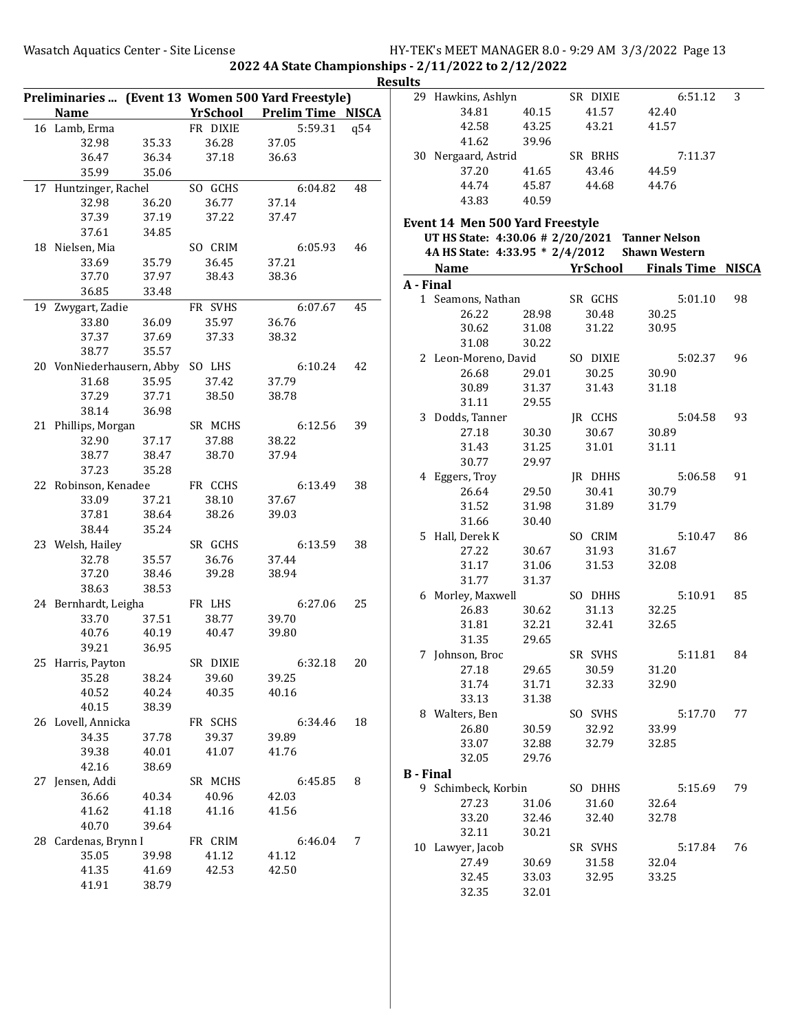## 2022 4A State Championships - 2/11/2022 to 2/12/2022

### Results

**Preliminaries ... (Event 13 Women 500 Yard Freestyle)**

| | Name | YrSchool | Prelim Time | NISCA |
|---|---|---|---|---|
| 16 | Lamb, Erma | FR DIXIE | 5:59.31 | q54 |
| | 32.98 35.33 36.28 37.05 36.47 36.34 37.18 36.63 35.99 35.06 | | | |
| 17 | Huntzinger, Rachel | SO GCHS | 6:04.82 | 48 |
| | 32.98 36.20 36.77 37.14 37.39 37.19 37.22 37.47 37.61 34.85 | | | |
| 18 | Nielsen, Mia | SO CRIM | 6:05.93 | 46 |
| | 33.69 35.79 36.45 37.21 37.70 37.97 38.43 38.36 36.85 33.48 | | | |
| 19 | Zwygart, Zadie | FR SVHS | 6:07.67 | 45 |
| | 33.80 36.09 35.97 36.76 37.37 37.69 37.33 38.32 38.77 35.57 | | | |
| 20 | VonNiederhausern, Abby | SO LHS | 6:10.24 | 42 |
| | 31.68 35.95 37.42 37.79 37.29 37.71 38.50 38.78 38.14 36.98 | | | |
| 21 | Phillips, Morgan | SR MCHS | 6:12.56 | 39 |
| | 32.90 37.17 37.88 38.22 38.77 38.47 38.70 37.94 37.23 35.28 | | | |
| 22 | Robinson, Kenadee | FR CCHS | 6:13.49 | 38 |
| | 33.09 37.21 38.10 37.67 37.81 38.64 38.26 39.03 38.44 35.24 | | | |
| 23 | Welsh, Hailey | SR GCHS | 6:13.59 | 38 |
| | 32.78 35.57 36.76 37.44 37.20 38.46 39.28 38.94 38.63 38.53 | | | |
| 24 | Bernhardt, Leigha | FR LHS | 6:27.06 | 25 |
| | 33.70 37.51 38.77 39.70 40.76 40.19 40.47 39.80 39.21 36.95 | | | |
| 25 | Harris, Payton | SR DIXIE | 6:32.18 | 20 |
| | 35.28 38.24 39.60 39.25 40.52 40.24 40.35 40.16 40.15 38.39 | | | |
| 26 | Lovell, Annicka | FR SCHS | 6:34.46 | 18 |
| | 34.35 37.78 39.37 39.89 39.38 40.01 41.07 41.76 42.16 38.69 | | | |
| 27 | Jensen, Addi | SR MCHS | 6:45.85 | 8 |
| | 36.66 40.34 40.96 42.03 41.62 41.18 41.16 41.56 40.70 39.64 | | | |
| 28 | Cardenas, Brynn I | FR CRIM | 6:46.04 | 7 |
| | 35.05 39.98 41.12 41.12 41.35 41.69 42.53 42.50 41.91 38.79 | | | |
| 29 | Hawkins, Ashlyn | SR DIXIE | 6:51.12 | 3 |
| | 34.81 40.15 41.57 42.40 42.58 43.25 43.21 41.57 41.62 39.96 | | | |
| 30 | Nergaard, Astrid | SR BRHS | 7:11.37 | |
| | 37.20 41.65 43.46 44.59 44.74 45.87 44.68 44.76 43.83 40.59 | | | |

**Event 14 Men 500 Yard Freestyle**

UT HS State: 4:30.06 # 2/20/2021 Tanner Nelson
4A HS State: 4:33.95 * 2/4/2012 Shawn Western

| | Name | YrSchool | Finals Time | NISCA |
|---|---|---|---|---|
| **A - Final** | | | | |
| 1 | Seamons, Nathan | SR GCHS | 5:01.10 | 98 |
| | 26.22 28.98 30.48 30.25 30.62 31.08 31.22 30.95 31.08 30.22 | | | |
| 2 | Leon-Moreno, David | SO DIXIE | 5:02.37 | 96 |
| | 26.68 29.01 30.25 30.90 30.89 31.37 31.43 31.18 31.11 29.55 | | | |
| 3 | Dodds, Tanner | JR CCHS | 5:04.58 | 93 |
| | 27.18 30.30 30.67 30.89 31.43 31.25 31.01 31.11 30.77 29.97 | | | |
| 4 | Eggers, Troy | JR DHHS | 5:06.58 | 91 |
| | 26.64 29.50 30.41 30.79 31.52 31.98 31.89 31.79 31.66 30.40 | | | |
| 5 | Hall, Derek K | SO CRIM | 5:10.47 | 86 |
| | 27.22 30.67 31.93 31.67 31.17 31.06 31.53 32.08 31.77 31.37 | | | |
| 6 | Morley, Maxwell | SO DHHS | 5:10.91 | 85 |
| | 26.83 30.62 31.13 32.25 31.81 32.21 32.41 32.65 31.35 29.65 | | | |
| 7 | Johnson, Broc | SR SVHS | 5:11.81 | 84 |
| | 27.18 29.65 30.59 31.20 31.74 31.71 32.33 32.90 33.13 31.38 | | | |
| 8 | Walters, Ben | SO SVHS | 5:17.70 | 77 |
| | 26.80 30.59 32.92 33.99 33.07 32.88 32.79 32.85 32.05 29.76 | | | |
| **B - Final** | | | | |
| 9 | Schimbeck, Korbin | SO DHHS | 5:15.69 | 79 |
| | 27.23 31.06 31.60 32.64 33.20 32.46 32.40 32.78 32.11 30.21 | | | |
| 10 | Lawyer, Jacob | SR SVHS | 5:17.84 | 76 |
| | 27.49 30.69 31.58 32.04 32.45 33.03 32.95 33.25 32.35 32.01 | | | |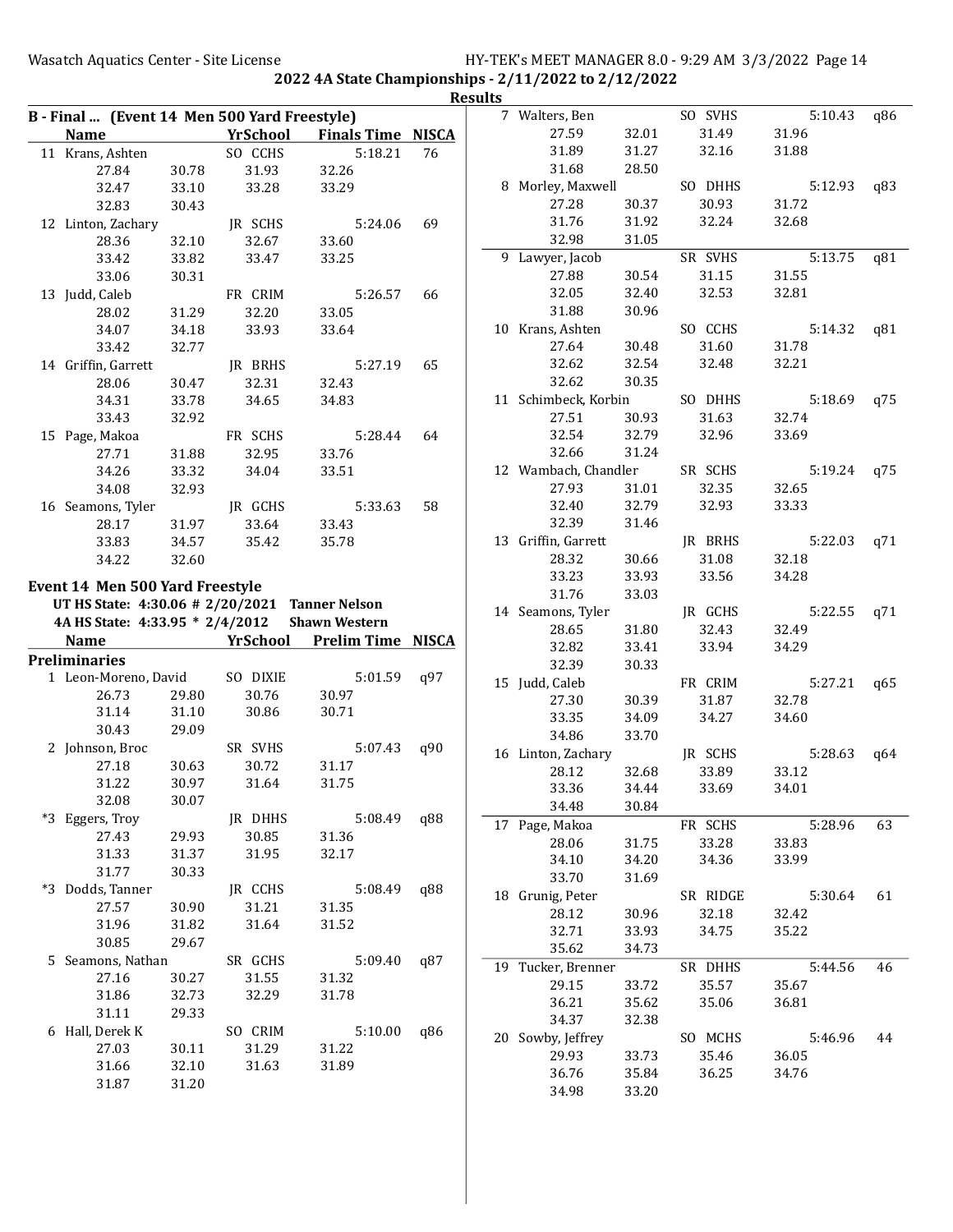**2022 4A State Championships - 2/11/2022 to 2/12/2022**

**Results**

## B - Final ... (Event 14 Men 500 Yard Freestyle)

| | Name | YrSchool | | Finals Time | NISCA |
|---|---|---|---|---|---|
| 11 | Krans, Ashten | SO CCHS | | 5:18.21 | 76 |
| | 27.84 | 30.78 | 31.93 | 32.26 | |
| | 32.47 | 33.10 | 33.28 | 33.29 | |
| | 32.83 | 30.43 | | | |
| 12 | Linton, Zachary | JR SCHS | | 5:24.06 | 69 |
| | 28.36 | 32.10 | 32.67 | 33.60 | |
| | 33.42 | 33.82 | 33.47 | 33.25 | |
| | 33.06 | 30.31 | | | |
| 13 | Judd, Caleb | FR CRIM | | 5:26.57 | 66 |
| | 28.02 | 31.29 | 32.20 | 33.05 | |
| | 34.07 | 34.18 | 33.93 | 33.64 | |
| | 33.42 | 32.77 | | | |
| 14 | Griffin, Garrett | JR BRHS | | 5:27.19 | 65 |
| | 28.06 | 30.47 | 32.31 | 32.43 | |
| | 34.31 | 33.78 | 34.65 | 34.83 | |
| | 33.43 | 32.92 | | | |
| 15 | Page, Makoa | FR SCHS | | 5:28.44 | 64 |
| | 27.71 | 31.88 | 32.95 | 33.76 | |
| | 34.26 | 33.32 | 34.04 | 33.51 | |
| | 34.08 | 32.93 | | | |
| 16 | Seamons, Tyler | JR GCHS | | 5:33.63 | 58 |
| | 28.17 | 31.97 | 33.64 | 33.43 | |
| | 33.83 | 34.57 | 35.42 | 35.78 | |
| | 34.22 | 32.60 | | | |

## Event 14 Men 500 Yard Freestyle

**UT HS State: 4:30.06 # 2/20/2021 Tanner Nelson**
**4A HS State: 4:33.95 * 2/4/2012 Shawn Western**

### Preliminaries

| | Name | YrSchool | | Prelim Time | NISCA |
|---|---|---|---|---|---|
| 1 | Leon-Moreno, David | SO DIXIE | | 5:01.59 | q97 |
| | 26.73 | 29.80 | 30.76 | 30.97 | |
| | 31.14 | 31.10 | 30.86 | 30.71 | |
| | 30.43 | 29.09 | | | |
| 2 | Johnson, Broc | SR SVHS | | 5:07.43 | q90 |
| | 27.18 | 30.63 | 30.72 | 31.17 | |
| | 31.22 | 30.97 | 31.64 | 31.75 | |
| | 32.08 | 30.07 | | | |
| *3 | Eggers, Troy | JR DHHS | | 5:08.49 | q88 |
| | 27.43 | 29.93 | 30.85 | 31.36 | |
| | 31.33 | 31.37 | 31.95 | 32.17 | |
| | 31.77 | 30.33 | | | |
| *3 | Dodds, Tanner | JR CCHS | | 5:08.49 | q88 |
| | 27.57 | 30.90 | 31.21 | 31.35 | |
| | 31.96 | 31.82 | 31.64 | 31.52 | |
| | 30.85 | 29.67 | | | |
| 5 | Seamons, Nathan | SR GCHS | | 5:09.40 | q87 |
| | 27.16 | 30.27 | 31.55 | 31.32 | |
| | 31.86 | 32.73 | 32.29 | 31.78 | |
| | 31.11 | 29.33 | | | |
| 6 | Hall, Derek K | SO CRIM | | 5:10.00 | q86 |
| | 27.03 | 30.11 | 31.29 | 31.22 | |
| | 31.66 | 32.10 | 31.63 | 31.89 | |
| | 31.87 | 31.20 | | | |
| 7 | Walters, Ben | SO SVHS | | 5:10.43 | q86 |
| | 27.59 | 32.01 | 31.49 | 31.96 | |
| | 31.89 | 31.27 | 32.16 | 31.88 | |
| | 31.68 | 28.50 | | | |
| 8 | Morley, Maxwell | SO DHHS | | 5:12.93 | q83 |
| | 27.28 | 30.37 | 30.93 | 31.72 | |
| | 31.76 | 31.92 | 32.24 | 32.68 | |
| | 32.98 | 31.05 | | | |
| 9 | Lawyer, Jacob | SR SVHS | | 5:13.75 | q81 |
| | 27.88 | 30.54 | 31.15 | 31.55 | |
| | 32.05 | 32.40 | 32.53 | 32.81 | |
| | 31.88 | 30.96 | | | |
| 10 | Krans, Ashten | SO CCHS | | 5:14.32 | q81 |
| | 27.64 | 30.48 | 31.60 | 31.78 | |
| | 32.62 | 32.54 | 32.48 | 32.21 | |
| | 32.62 | 30.35 | | | |
| 11 | Schimbeck, Korbin | SO DHHS | | 5:18.69 | q75 |
| | 27.51 | 30.93 | 31.63 | 32.74 | |
| | 32.54 | 32.79 | 32.96 | 33.69 | |
| | 32.66 | 31.24 | | | |
| 12 | Wambach, Chandler | SR SCHS | | 5:19.24 | q75 |
| | 27.93 | 31.01 | 32.35 | 32.65 | |
| | 32.40 | 32.79 | 32.93 | 33.33 | |
| | 32.39 | 31.46 | | | |
| 13 | Griffin, Garrett | JR BRHS | | 5:22.03 | q71 |
| | 28.32 | 30.66 | 31.08 | 32.18 | |
| | 33.23 | 33.93 | 33.56 | 34.28 | |
| | 31.76 | 33.03 | | | |
| 14 | Seamons, Tyler | JR GCHS | | 5:22.55 | q71 |
| | 28.65 | 31.80 | 32.43 | 32.49 | |
| | 32.82 | 33.41 | 33.94 | 34.29 | |
| | 32.39 | 30.33 | | | |
| 15 | Judd, Caleb | FR CRIM | | 5:27.21 | q65 |
| | 27.30 | 30.39 | 31.87 | 32.78 | |
| | 33.35 | 34.09 | 34.27 | 34.60 | |
| | 34.86 | 33.70 | | | |
| 16 | Linton, Zachary | JR SCHS | | 5:28.63 | q64 |
| | 28.12 | 32.68 | 33.89 | 33.12 | |
| | 33.36 | 34.44 | 33.69 | 34.01 | |
| | 34.48 | 30.84 | | | |
| 17 | Page, Makoa | FR SCHS | | 5:28.96 | 63 |
| | 28.06 | 31.75 | 33.28 | 33.83 | |
| | 34.10 | 34.20 | 34.36 | 33.99 | |
| | 33.70 | 31.69 | | | |
| 18 | Grunig, Peter | SR RIDGE | | 5:30.64 | 61 |
| | 28.12 | 30.96 | 32.18 | 32.42 | |
| | 32.71 | 33.93 | 34.75 | 35.22 | |
| | 35.62 | 34.73 | | | |
| 19 | Tucker, Brenner | SR DHHS | | 5:44.56 | 46 |
| | 29.15 | 33.72 | 35.57 | 35.67 | |
| | 36.21 | 35.62 | 35.06 | 36.81 | |
| | 34.37 | 32.38 | | | |
| 20 | Sowby, Jeffrey | SO MCHS | | 5:46.96 | 44 |
| | 29.93 | 33.73 | 35.46 | 36.05 | |
| | 36.76 | 35.84 | 36.25 | 34.76 | |
| | 34.98 | 33.20 | | | |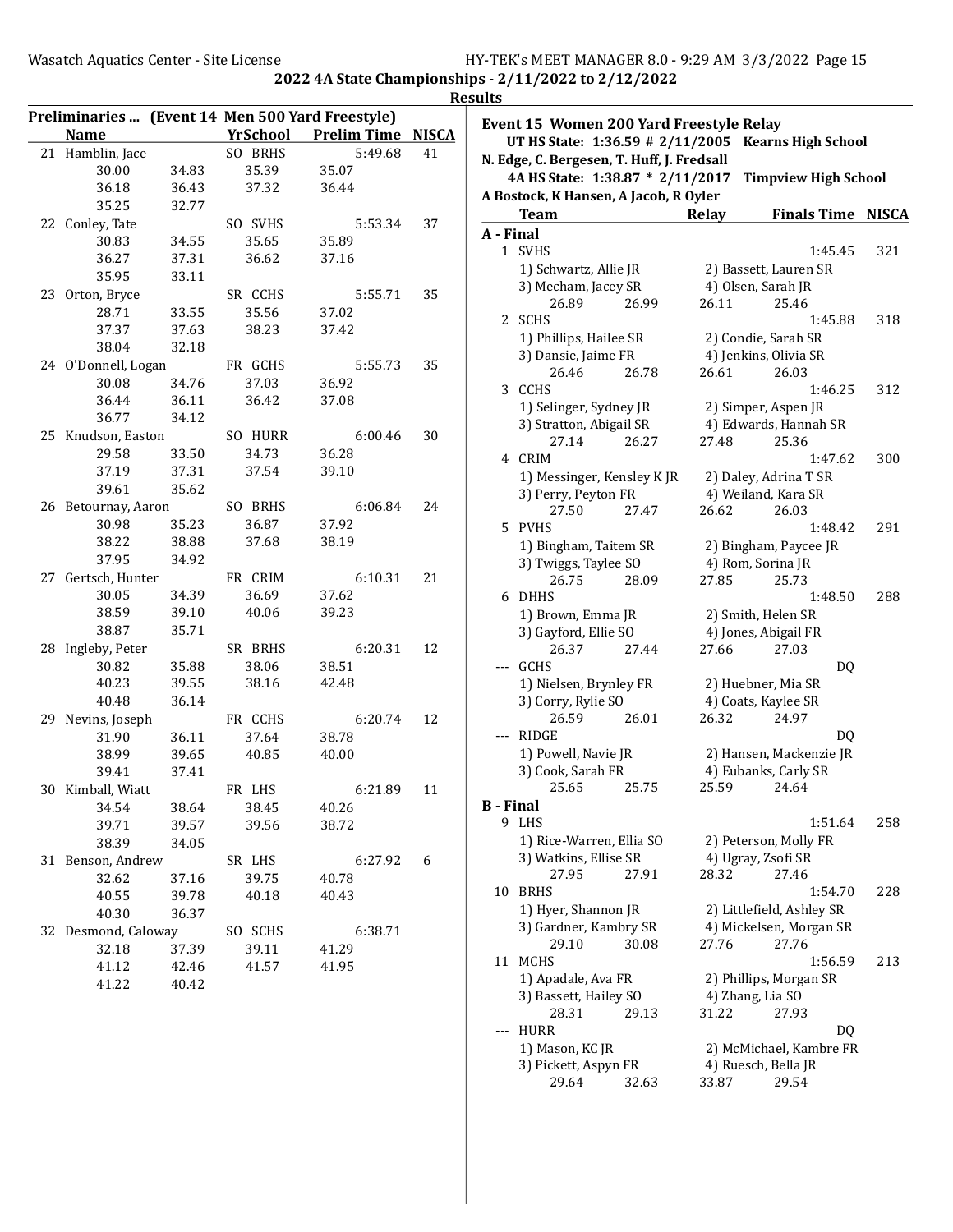# 2022 4A State Championships - 2/11/2022 to 2/12/2022

## Results

### Preliminaries ... (Event 14 Men 500 Yard Freestyle)

| | Name | YrSchool | | Prelim Time | NISCA |
|---|---|---|---|---|---|
| 21 | Hamblin, Jace | SO | BRHS | 5:49.68 | 41 |
| | 30.00 | 34.83 | 35.39 | 35.07 | |
| | 36.18 | 36.43 | 37.32 | 36.44 | |
| | 35.25 | 32.77 | | | |
| 22 | Conley, Tate | SO | SVHS | 5:53.34 | 37 |
| | 30.83 | 34.55 | 35.65 | 35.89 | |
| | 36.27 | 37.31 | 36.62 | 37.16 | |
| | 35.95 | 33.11 | | | |
| 23 | Orton, Bryce | SR | CCHS | 5:55.71 | 35 |
| | 28.71 | 33.55 | 35.56 | 37.02 | |
| | 37.37 | 37.63 | 38.23 | 37.42 | |
| | 38.04 | 32.18 | | | |
| 24 | O'Donnell, Logan | FR | GCHS | 5:55.73 | 35 |
| | 30.08 | 34.76 | 37.03 | 36.92 | |
| | 36.44 | 36.11 | 36.42 | 37.08 | |
| | 36.77 | 34.12 | | | |
| 25 | Knudson, Easton | SO | HURR | 6:00.46 | 30 |
| | 29.58 | 33.50 | 34.73 | 36.28 | |
| | 37.19 | 37.31 | 37.54 | 39.10 | |
| | 39.61 | 35.62 | | | |
| 26 | Betournay, Aaron | SO | BRHS | 6:06.84 | 24 |
| | 30.98 | 35.23 | 36.87 | 37.92 | |
| | 38.22 | 38.88 | 37.68 | 38.19 | |
| | 37.95 | 34.92 | | | |
| 27 | Gertsch, Hunter | FR | CRIM | 6:10.31 | 21 |
| | 30.05 | 34.39 | 36.69 | 37.62 | |
| | 38.59 | 39.10 | 40.06 | 39.23 | |
| | 38.87 | 35.71 | | | |
| 28 | Ingleby, Peter | SR | BRHS | 6:20.31 | 12 |
| | 30.82 | 35.88 | 38.06 | 38.51 | |
| | 40.23 | 39.55 | 38.16 | 42.48 | |
| | 40.48 | 36.14 | | | |
| 29 | Nevins, Joseph | FR | CCHS | 6:20.74 | 12 |
| | 31.90 | 36.11 | 37.64 | 38.78 | |
| | 38.99 | 39.65 | 40.85 | 40.00 | |
| | 39.41 | 37.41 | | | |
| 30 | Kimball, Wiatt | FR | LHS | 6:21.89 | 11 |
| | 34.54 | 38.64 | 38.45 | 40.26 | |
| | 39.71 | 39.57 | 39.56 | 38.72 | |
| | 38.39 | 34.05 | | | |
| 31 | Benson, Andrew | SR | LHS | 6:27.92 | 6 |
| | 32.62 | 37.16 | 39.75 | 40.78 | |
| | 40.55 | 39.78 | 40.18 | 40.43 | |
| | 40.30 | 36.37 | | | |
| 32 | Desmond, Caloway | SO | SCHS | 6:38.71 | |
| | 32.18 | 37.39 | 39.11 | 41.29 | |
| | 41.12 | 42.46 | 41.57 | 41.95 | |
| | 41.22 | 40.42 | | | |

### Event 15 Women 200 Yard Freestyle Relay

UT HS State: 1:36.59 # 2/11/2005 Kearns High School
N. Edge, C. Bergesen, T. Huff, J. Fredsall

4A HS State: 1:38.87 * 2/11/2017 Timpview High School
A Bostock, K Hansen, A Jacob, R Oyler

**A - Final**

| | Team | Relay | Finals Time | NISCA |
|---|---|---|---|---|
| 1 | SVHS | | 1:45.45 | 321 |
| | 1) Schwartz, Allie JR | 2) Bassett, Lauren SR | | |
| | 3) Mecham, Jacey SR | 4) Olsen, Sarah JR | | |
| | 26.89 26.99 | 26.11 25.46 | | |
| 2 | SCHS | | 1:45.88 | 318 |
| | 1) Phillips, Hailee SR | 2) Condie, Sarah SR | | |
| | 3) Dansie, Jaime FR | 4) Jenkins, Olivia SR | | |
| | 26.46 26.78 | 26.61 26.03 | | |
| 3 | CCHS | | 1:46.25 | 312 |
| | 1) Selinger, Sydney JR | 2) Simper, Aspen JR | | |
| | 3) Stratton, Abigail SR | 4) Edwards, Hannah SR | | |
| | 27.14 26.27 | 27.48 25.36 | | |
| 4 | CRIM | | 1:47.62 | 300 |
| | 1) Messinger, Kensley K JR | 2) Daley, Adrina T SR | | |
| | 3) Perry, Peyton FR | 4) Weiland, Kara SR | | |
| | 27.50 27.47 | 26.62 26.03 | | |
| 5 | PVHS | | 1:48.42 | 291 |
| | 1) Bingham, Taitem SR | 2) Bingham, Paycee JR | | |
| | 3) Twiggs, Taylee SO | 4) Rom, Sorina JR | | |
| | 26.75 28.09 | 27.85 25.73 | | |
| 6 | DHHS | | 1:48.50 | 288 |
| | 1) Brown, Emma JR | 2) Smith, Helen SR | | |
| | 3) Gayford, Ellie SO | 4) Jones, Abigail FR | | |
| | 26.37 27.44 | 27.66 27.03 | | |
| --- | GCHS | | DQ | |
| | 1) Nielsen, Brynley FR | 2) Huebner, Mia SR | | |
| | 3) Corry, Rylie SO | 4) Coats, Kaylee SR | | |
| | 26.59 26.01 | 26.32 24.97 | | |
| --- | RIDGE | | DQ | |
| | 1) Powell, Navie JR | 2) Hansen, Mackenzie JR | | |
| | 3) Cook, Sarah FR | 4) Eubanks, Carly SR | | |
| | 25.65 25.75 | 25.59 24.64 | | |

**B - Final**

| | Team | Relay | Finals Time | NISCA |
|---|---|---|---|---|
| 9 | LHS | | 1:51.64 | 258 |
| | 1) Rice-Warren, Ellia SO | 2) Peterson, Molly FR | | |
| | 3) Watkins, Ellise SR | 4) Ugray, Zsofi SR | | |
| | 27.95 27.91 | 28.32 27.46 | | |
| 10 | BRHS | | 1:54.70 | 228 |
| | 1) Hyer, Shannon JR | 2) Littlefield, Ashley SR | | |
| | 3) Gardner, Kambry SR | 4) Mickelsen, Morgan SR | | |
| | 29.10 30.08 | 27.76 27.76 | | |
| 11 | MCHS | | 1:56.59 | 213 |
| | 1) Apadale, Ava FR | 2) Phillips, Morgan SR | | |
| | 3) Bassett, Hailey SO | 4) Zhang, Lia SO | | |
| | 28.31 29.13 | 31.22 27.93 | | |
| --- | HURR | | DQ | |
| | 1) Mason, KC JR | 2) McMichael, Kambre FR | | |
| | 3) Pickett, Aspyn FR | 4) Ruesch, Bella JR | | |
| | 29.64 32.63 | 33.87 29.54 | | |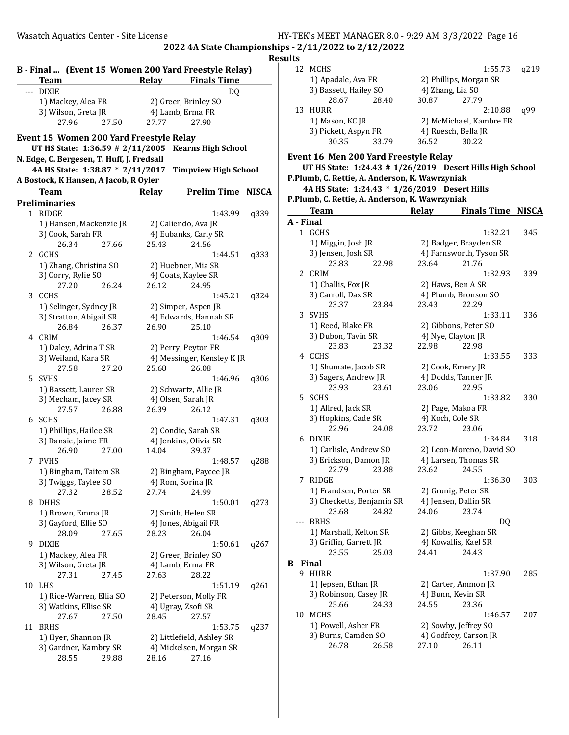**2022 4A State Championships - 2/11/2022 to 2/12/2022**

**Results**

### B - Final ... (Event 15 Women 200 Yard Freestyle Relay)

| | Team | Relay | Finals Time |
|---|---|---|---|
| --- | DIXIE | | DQ |
| | 1) Mackey, Alea FR | 2) Greer, Brinley SO | |
| | 3) Wilson, Greta JR | 4) Lamb, Erma FR | |
| | 27.96  27.50 | 27.77  27.90 | |

### Event 15 Women 200 Yard Freestyle Relay

UT HS State: 1:36.59 # 2/11/2005 Kearns High School
N. Edge, C. Bergesen, T. Huff, J. Fredsall
4A HS State: 1:38.87 * 2/11/2017 Timpview High School
A Bostock, K Hansen, A Jacob, R Oyler

**Preliminaries**

| | Team | Relay | Prelim Time | NISCA |
|---|---|---|---|---|
| 1 | RIDGE | | 1:43.99 | q339 |
| | 1) Hansen, Mackenzie JR | 2) Caliendo, Ava JR | | |
| | 3) Cook, Sarah FR | 4) Eubanks, Carly SR | | |
| | 26.34  27.66 | 25.43  24.56 | | |
| 2 | GCHS | | 1:44.51 | q333 |
| | 1) Zhang, Christina SO | 2) Huebner, Mia SR | | |
| | 3) Corry, Rylie SO | 4) Coats, Kaylee SR | | |
| | 27.20  26.24 | 26.12  24.95 | | |
| 3 | CCHS | | 1:45.21 | q324 |
| | 1) Selinger, Sydney JR | 2) Simper, Aspen JR | | |
| | 3) Stratton, Abigail SR | 4) Edwards, Hannah SR | | |
| | 26.84  26.37 | 26.90  25.10 | | |
| 4 | CRIM | | 1:46.54 | q309 |
| | 1) Daley, Adrina T SR | 2) Perry, Peyton FR | | |
| | 3) Weiland, Kara SR | 4) Messinger, Kensley K JR | | |
| | 27.58  27.20 | 25.68  26.08 | | |
| 5 | SVHS | | 1:46.96 | q306 |
| | 1) Bassett, Lauren SR | 2) Schwartz, Allie JR | | |
| | 3) Mecham, Jacey SR | 4) Olsen, Sarah JR | | |
| | 27.57  26.88 | 26.39  26.12 | | |
| 6 | SCHS | | 1:47.31 | q303 |
| | 1) Phillips, Hailee SR | 2) Condie, Sarah SR | | |
| | 3) Dansie, Jaime FR | 4) Jenkins, Olivia SR | | |
| | 26.90  27.00 | 14.04  39.37 | | |
| 7 | PVHS | | 1:48.57 | q288 |
| | 1) Bingham, Taitem SR | 2) Bingham, Paycee JR | | |
| | 3) Twiggs, Taylee SO | 4) Rom, Sorina JR | | |
| | 27.32  28.52 | 27.74  24.99 | | |
| 8 | DHHS | | 1:50.01 | q273 |
| | 1) Brown, Emma JR | 2) Smith, Helen SR | | |
| | 3) Gayford, Ellie SO | 4) Jones, Abigail FR | | |
| | 28.09  27.65 | 28.23  26.04 | | |
| 9 | DIXIE | | 1:50.61 | q267 |
| | 1) Mackey, Alea FR | 2) Greer, Brinley SO | | |
| | 3) Wilson, Greta JR | 4) Lamb, Erma FR | | |
| | 27.31  27.45 | 27.63  28.22 | | |
| 10 | LHS | | 1:51.19 | q261 |
| | 1) Rice-Warren, Ellia SO | 2) Peterson, Molly FR | | |
| | 3) Watkins, Ellise SR | 4) Ugray, Zsofi SR | | |
| | 27.67  27.50 | 28.45  27.57 | | |
| 11 | BRHS | | 1:53.75 | q237 |
| | 1) Hyer, Shannon JR | 2) Littlefield, Ashley SR | | |
| | 3) Gardner, Kambry SR | 4) Mickelsen, Morgan SR | | |
| | 28.55  29.88 | 28.16  27.16 | | |
| 12 | MCHS | | 1:55.73 | q219 |
| | 1) Apadale, Ava FR | 2) Phillips, Morgan SR | | |
| | 3) Bassett, Hailey SO | 4) Zhang, Lia SO | | |
| | 28.67  28.40 | 30.87  27.79 | | |
| 13 | HURR | | 2:10.88 | q99 |
| | 1) Mason, KC JR | 2) McMichael, Kambre FR | | |
| | 3) Pickett, Aspyn FR | 4) Ruesch, Bella JR | | |
| | 30.35  33.79 | 36.52  30.22 | | |

### Event 16 Men 200 Yard Freestyle Relay

UT HS State: 1:24.43 # 1/26/2019 Desert Hills High School
P.Plumb, C. Rettie, A. Anderson, K. Wawrzyniak
4A HS State: 1:24.43 * 1/26/2019 Desert Hills
P.Plumb, C. Rettie, A. Anderson, K. Wawrzyniak

**A - Final**

| | Team | Relay | Finals Time | NISCA |
|---|---|---|---|---|
| 1 | GCHS | | 1:32.21 | 345 |
| | 1) Miggin, Josh JR | 2) Badger, Brayden SR | | |
| | 3) Jensen, Josh SR | 4) Farnsworth, Tyson SR | | |
| | 23.83  22.98 | 23.64  21.76 | | |
| 2 | CRIM | | 1:32.93 | 339 |
| | 1) Challis, Fox JR | 2) Haws, Ben A SR | | |
| | 3) Carroll, Dax SR | 4) Plumb, Bronson SO | | |
| | 23.37  23.84 | 23.43  22.29 | | |
| 3 | SVHS | | 1:33.11 | 336 |
| | 1) Reed, Blake FR | 2) Gibbons, Peter SO | | |
| | 3) Dubon, Tavin SR | 4) Nye, Clayton JR | | |
| | 23.83  23.32 | 22.98  22.98 | | |
| 4 | CCHS | | 1:33.55 | 333 |
| | 1) Shumate, Jacob SR | 2) Cook, Emery JR | | |
| | 3) Sagers, Andrew JR | 4) Dodds, Tanner JR | | |
| | 23.93  23.61 | 23.06  22.95 | | |
| 5 | SCHS | | 1:33.82 | 330 |
| | 1) Allred, Jack SR | 2) Page, Makoa FR | | |
| | 3) Hopkins, Cade SR | 4) Koch, Cole SR | | |
| | 22.96  24.08 | 23.72  23.06 | | |
| 6 | DIXIE | | 1:34.84 | 318 |
| | 1) Carlisle, Andrew SO | 2) Leon-Moreno, David SO | | |
| | 3) Erickson, Damon JR | 4) Larsen, Thomas SR | | |
| | 22.79  23.88 | 23.62  24.55 | | |
| 7 | RIDGE | | 1:36.30 | 303 |
| | 1) Frandsen, Porter SR | 2) Grunig, Peter SR | | |
| | 3) Checketts, Benjamin SR | 4) Jensen, Dallin SR | | |
| | 23.68  24.82 | 24.06  23.74 | | |
| --- | BRHS | | DQ | |
| | 1) Marshall, Kelton SR | 2) Gibbs, Keeghan SR | | |
| | 3) Griffin, Garrett JR | 4) Kowallis, Kael SR | | |
| | 23.55  25.03 | 24.41  24.43 | | |

**B - Final**

| | Team | Relay | Finals Time | NISCA |
|---|---|---|---|---|
| 9 | HURR | | 1:37.90 | 285 |
| | 1) Jepsen, Ethan JR | 2) Carter, Ammon JR | | |
| | 3) Robinson, Casey JR | 4) Bunn, Kevin SR | | |
| | 25.66  24.33 | 24.55  23.36 | | |
| 10 | MCHS | | 1:46.57 | 207 |
| | 1) Powell, Asher FR | 2) Sowby, Jeffrey SO | | |
| | 3) Burns, Camden SO | 4) Godfrey, Carson JR | | |
| | 26.78  26.58 | 27.10  26.11 | | |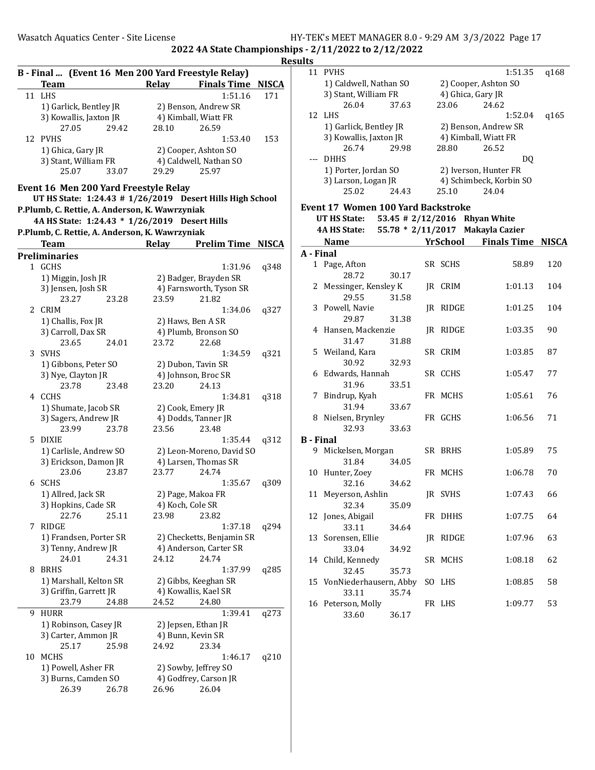## 2022 4A State Championships - 2/11/2022 to 2/12/2022

### Results

**B - Final ... (Event 16 Men 200 Yard Freestyle Relay)**

| | Team | Relay | Finals Time | NISCA |
|---|---|---|---|---|
| 11 | LHS | | 1:51.16 | 171 |
| | 1) Garlick, Bentley JR | 2) Benson, Andrew SR | | |
| | 3) Kowallis, Jaxton JR | 4) Kimball, Wiatt FR | | |
| | 27.05 29.42 | 28.10 26.59 | | |
| 12 | PVHS | | 1:53.40 | 153 |
| | 1) Ghica, Gary JR | 2) Cooper, Ashton SO | | |
| | 3) Stant, William FR | 4) Caldwell, Nathan SO | | |
| | 25.07 33.07 | 29.29 25.97 | | |

### Event 16 Men 200 Yard Freestyle Relay

UT HS State: 1:24.43 # 1/26/2019 Desert Hills High School
P.Plumb, C. Rettie, A. Anderson, K. Wawrzyniak

4A HS State: 1:24.43 * 1/26/2019 Desert Hills
P.Plumb, C. Rettie, A. Anderson, K. Wawrzyniak

| | Team | Relay | Prelim Time | NISCA |
|---|---|---|---|---|
| **Preliminaries** | | | | |
| 1 | GCHS | | 1:31.96 | q348 |
| | 1) Miggin, Josh JR | 2) Badger, Brayden SR | | |
| | 3) Jensen, Josh SR | 4) Farnsworth, Tyson SR | | |
| | 23.27 23.28 | 23.59 21.82 | | |
| 2 | CRIM | | 1:34.06 | q327 |
| | 1) Challis, Fox JR | 2) Haws, Ben A SR | | |
| | 3) Carroll, Dax SR | 4) Plumb, Bronson SO | | |
| | 23.65 24.01 | 23.72 22.68 | | |
| 3 | SVHS | | 1:34.59 | q321 |
| | 1) Gibbons, Peter SO | 2) Dubon, Tavin SR | | |
| | 3) Nye, Clayton JR | 4) Johnson, Broc SR | | |
| | 23.78 23.48 | 23.20 24.13 | | |
| 4 | CCHS | | 1:34.81 | q318 |
| | 1) Shumate, Jacob SR | 2) Cook, Emery JR | | |
| | 3) Sagers, Andrew JR | 4) Dodds, Tanner JR | | |
| | 23.99 23.78 | 23.56 23.48 | | |
| 5 | DIXIE | | 1:35.44 | q312 |
| | 1) Carlisle, Andrew SO | 2) Leon-Moreno, David SO | | |
| | 3) Erickson, Damon JR | 4) Larsen, Thomas SR | | |
| | 23.06 23.87 | 23.77 24.74 | | |
| 6 | SCHS | | 1:35.67 | q309 |
| | 1) Allred, Jack SR | 2) Page, Makoa FR | | |
| | 3) Hopkins, Cade SR | 4) Koch, Cole SR | | |
| | 22.76 25.11 | 23.98 23.82 | | |
| 7 | RIDGE | | 1:37.18 | q294 |
| | 1) Frandsen, Porter SR | 2) Checketts, Benjamin SR | | |
| | 3) Tenny, Andrew JR | 4) Anderson, Carter SR | | |
| | 24.01 24.31 | 24.12 24.74 | | |
| 8 | BRHS | | 1:37.99 | q285 |
| | 1) Marshall, Kelton SR | 2) Gibbs, Keeghan SR | | |
| | 3) Griffin, Garrett JR | 4) Kowallis, Kael SR | | |
| | 23.79 24.88 | 24.52 24.80 | | |
| 9 | HURR | | 1:39.41 | q273 |
| | 1) Robinson, Casey JR | 2) Jepsen, Ethan JR | | |
| | 3) Carter, Ammon JR | 4) Bunn, Kevin SR | | |
| | 25.17 25.98 | 24.92 23.34 | | |
| 10 | MCHS | | 1:46.17 | q210 |
| | 1) Powell, Asher FR | 2) Sowby, Jeffrey SO | | |
| | 3) Burns, Camden SO | 4) Godfrey, Carson JR | | |
| | 26.39 26.78 | 26.96 26.04 | | |
| 11 | PVHS | | 1:51.35 | q168 |
| | 1) Caldwell, Nathan SO | 2) Cooper, Ashton SO | | |
| | 3) Stant, William FR | 4) Ghica, Gary JR | | |
| | 26.04 37.63 | 23.06 24.62 | | |
| 12 | LHS | | 1:52.04 | q165 |
| | 1) Garlick, Bentley JR | 2) Benson, Andrew SR | | |
| | 3) Kowallis, Jaxton JR | 4) Kimball, Wiatt FR | | |
| | 26.74 29.98 | 28.80 26.52 | | |
| --- | DHHS | | DQ | |
| | 1) Porter, Jordan SO | 2) Iverson, Hunter FR | | |
| | 3) Larson, Logan JR | 4) Schimbeck, Korbin SO | | |
| | 25.02 24.43 | 25.10 24.04 | | |

### Event 17 Women 100 Yard Backstroke

UT HS State: 53.45 # 2/12/2016 **Rhyan White**

4A HS State: 55.78 * 2/11/2017 **Makayla Cazier**

| | Name | Yr | School | Finals Time | NISCA |
|---|---|---|---|---|---|
| **A - Final** | | | | | |
| 1 | Page, Afton | SR | SCHS | 58.89 | 120 |
| | 28.72 30.17 | | | | |
| 2 | Messinger, Kensley K | JR | CRIM | 1:01.13 | 104 |
| | 29.55 31.58 | | | | |
| 3 | Powell, Navie | JR | RIDGE | 1:01.25 | 104 |
| | 29.87 31.38 | | | | |
| 4 | Hansen, Mackenzie | JR | RIDGE | 1:03.35 | 90 |
| | 31.47 31.88 | | | | |
| 5 | Weiland, Kara | SR | CRIM | 1:03.85 | 87 |
| | 30.92 32.93 | | | | |
| 6 | Edwards, Hannah | SR | CCHS | 1:05.47 | 77 |
| | 31.96 33.51 | | | | |
| 7 | Bindrup, Kyah | FR | MCHS | 1:05.61 | 76 |
| | 31.94 33.67 | | | | |
| 8 | Nielsen, Brynley | FR | GCHS | 1:06.56 | 71 |
| | 32.93 33.63 | | | | |
| **B - Final** | | | | | |
| 9 | Mickelsen, Morgan | SR | BRHS | 1:05.89 | 75 |
| | 31.84 34.05 | | | | |
| 10 | Hunter, Zoey | FR | MCHS | 1:06.78 | 70 |
| | 32.16 34.62 | | | | |
| 11 | Meyerson, Ashlin | JR | SVHS | 1:07.43 | 66 |
| | 32.34 35.09 | | | | |
| 12 | Jones, Abigail | FR | DHHS | 1:07.75 | 64 |
| | 33.11 34.64 | | | | |
| 13 | Sorensen, Ellie | JR | RIDGE | 1:07.96 | 63 |
| | 33.04 34.92 | | | | |
| 14 | Child, Kennedy | SR | MCHS | 1:08.18 | 62 |
| | 32.45 35.73 | | | | |
| 15 | VonNiederhausern, Abby | SO | LHS | 1:08.85 | 58 |
| | 33.11 35.74 | | | | |
| 16 | Peterson, Molly | FR | LHS | 1:09.77 | 53 |
| | 33.60 36.17 | | | | |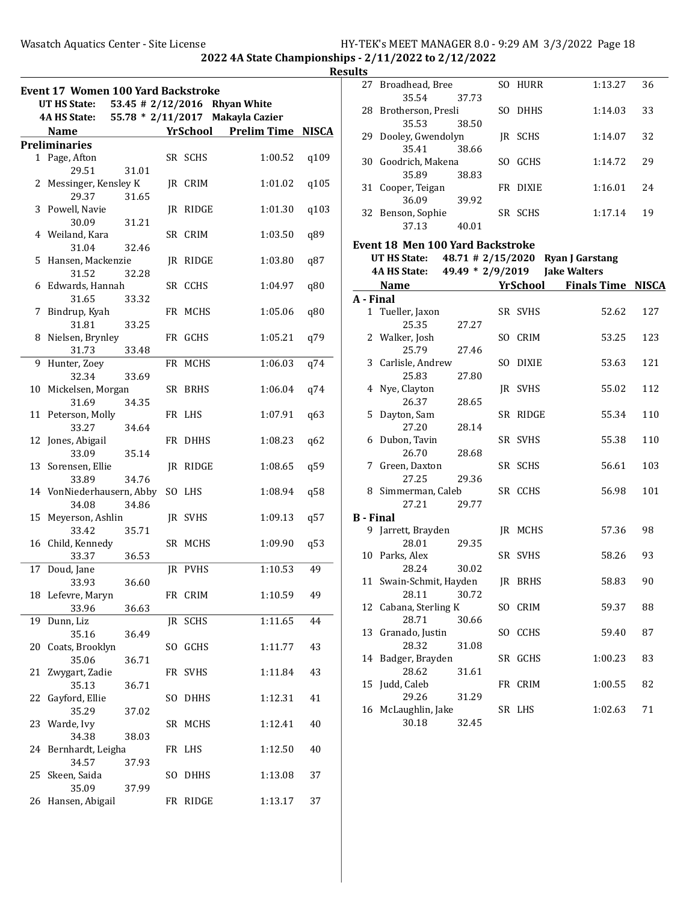## 2022 4A State Championships - 2/11/2022 to 2/12/2022

### Results

### Event 17 Women 100 Yard Backstroke

UT HS State: 53.45 # 2/12/2016 Rhyan White
4A HS State: 55.78 * 2/11/2017 Makayla Cazier

**Preliminaries**

| | Name | Yr | School | Prelim Time | NISCA | Split 1 | Split 2 |
|---|---|---|---|---|---|---|---|
| 1 | Page, Afton | SR | SCHS | 1:00.52 | q109 | 29.51 | 31.01 |
| 2 | Messinger, Kensley K | JR | CRIM | 1:01.02 | q105 | 29.37 | 31.65 |
| 3 | Powell, Navie | JR | RIDGE | 1:01.30 | q103 | 30.09 | 31.21 |
| 4 | Weiland, Kara | SR | CRIM | 1:03.50 | q89 | 31.04 | 32.46 |
| 5 | Hansen, Mackenzie | JR | RIDGE | 1:03.80 | q87 | 31.52 | 32.28 |
| 6 | Edwards, Hannah | SR | CCHS | 1:04.97 | q80 | 31.65 | 33.32 |
| 7 | Bindrup, Kyah | FR | MCHS | 1:05.06 | q80 | 31.81 | 33.25 |
| 8 | Nielsen, Brynley | FR | GCHS | 1:05.21 | q79 | 31.73 | 33.48 |
| 9 | Hunter, Zoey | FR | MCHS | 1:06.03 | q74 | 32.34 | 33.69 |
| 10 | Mickelsen, Morgan | SR | BRHS | 1:06.04 | q74 | 31.69 | 34.35 |
| 11 | Peterson, Molly | FR | LHS | 1:07.91 | q63 | 33.27 | 34.64 |
| 12 | Jones, Abigail | FR | DHHS | 1:08.23 | q62 | 33.09 | 35.14 |
| 13 | Sorensen, Ellie | JR | RIDGE | 1:08.65 | q59 | 33.89 | 34.76 |
| 14 | VonNiederhausern, Abby | SO | LHS | 1:08.94 | q58 | 34.08 | 34.86 |
| 15 | Meyerson, Ashlin | JR | SVHS | 1:09.13 | q57 | 33.42 | 35.71 |
| 16 | Child, Kennedy | SR | MCHS | 1:09.90 | q53 | 33.37 | 36.53 |
| 17 | Doud, Jane | JR | PVHS | 1:10.53 | 49 | 33.93 | 36.60 |
| 18 | Lefevre, Maryn | FR | CRIM | 1:10.59 | 49 | 33.96 | 36.63 |
| 19 | Dunn, Liz | JR | SCHS | 1:11.65 | 44 | 35.16 | 36.49 |
| 20 | Coats, Brooklyn | SO | GCHS | 1:11.77 | 43 | 35.06 | 36.71 |
| 21 | Zwygart, Zadie | FR | SVHS | 1:11.84 | 43 | 35.13 | 36.71 |
| 22 | Gayford, Ellie | SO | DHHS | 1:12.31 | 41 | 35.29 | 37.02 |
| 23 | Warde, Ivy | SR | MCHS | 1:12.41 | 40 | 34.38 | 38.03 |
| 24 | Bernhardt, Leigha | FR | LHS | 1:12.50 | 40 | 34.57 | 37.93 |
| 25 | Skeen, Saida | SO | DHHS | 1:13.08 | 37 | 35.09 | 37.99 |
| 26 | Hansen, Abigail | FR | RIDGE | 1:13.17 | 37 | | |
| 27 | Broadhead, Bree | SO | HURR | 1:13.27 | 36 | 35.54 | 37.73 |
| 28 | Brotherson, Presli | SO | DHHS | 1:14.03 | 33 | 35.53 | 38.50 |
| 29 | Dooley, Gwendolyn | JR | SCHS | 1:14.07 | 32 | 35.41 | 38.66 |
| 30 | Goodrich, Makena | SO | GCHS | 1:14.72 | 29 | 35.89 | 38.83 |
| 31 | Cooper, Teigan | FR | DIXIE | 1:16.01 | 24 | 36.09 | 39.92 |
| 32 | Benson, Sophie | SR | SCHS | 1:17.14 | 19 | 37.13 | 40.01 |

### Event 18 Men 100 Yard Backstroke

UT HS State: 48.71 # 2/15/2020 Ryan J Garstang
4A HS State: 49.49 * 2/9/2019 Jake Walters

**A - Final**

| | Name | Yr | School | Finals Time | NISCA | Split 1 | Split 2 |
|---|---|---|---|---|---|---|---|
| 1 | Tueller, Jaxon | SR | SVHS | 52.62 | 127 | 25.35 | 27.27 |
| 2 | Walker, Josh | SO | CRIM | 53.25 | 123 | 25.79 | 27.46 |
| 3 | Carlisle, Andrew | SO | DIXIE | 53.63 | 121 | 25.83 | 27.80 |
| 4 | Nye, Clayton | JR | SVHS | 55.02 | 112 | 26.37 | 28.65 |
| 5 | Dayton, Sam | SR | RIDGE | 55.34 | 110 | 27.20 | 28.14 |
| 6 | Dubon, Tavin | SR | SVHS | 55.38 | 110 | 26.70 | 28.68 |
| 7 | Green, Daxton | SR | SCHS | 56.61 | 103 | 27.25 | 29.36 |
| 8 | Simmerman, Caleb | SR | CCHS | 56.98 | 101 | 27.21 | 29.77 |

**B - Final**

| | Name | Yr | School | Finals Time | NISCA | Split 1 | Split 2 |
|---|---|---|---|---|---|---|---|
| 9 | Jarrett, Brayden | JR | MCHS | 57.36 | 98 | 28.01 | 29.35 |
| 10 | Parks, Alex | SR | SVHS | 58.26 | 93 | 28.24 | 30.02 |
| 11 | Swain-Schmit, Hayden | JR | BRHS | 58.83 | 90 | 28.11 | 30.72 |
| 12 | Cabana, Sterling K | SO | CRIM | 59.37 | 88 | 28.71 | 30.66 |
| 13 | Granado, Justin | SO | CCHS | 59.40 | 87 | 28.32 | 31.08 |
| 14 | Badger, Brayden | SR | GCHS | 1:00.23 | 83 | 28.62 | 31.61 |
| 15 | Judd, Caleb | FR | CRIM | 1:00.55 | 82 | 29.26 | 31.29 |
| 16 | McLaughlin, Jake | SR | LHS | 1:02.63 | 71 | 30.18 | 32.45 |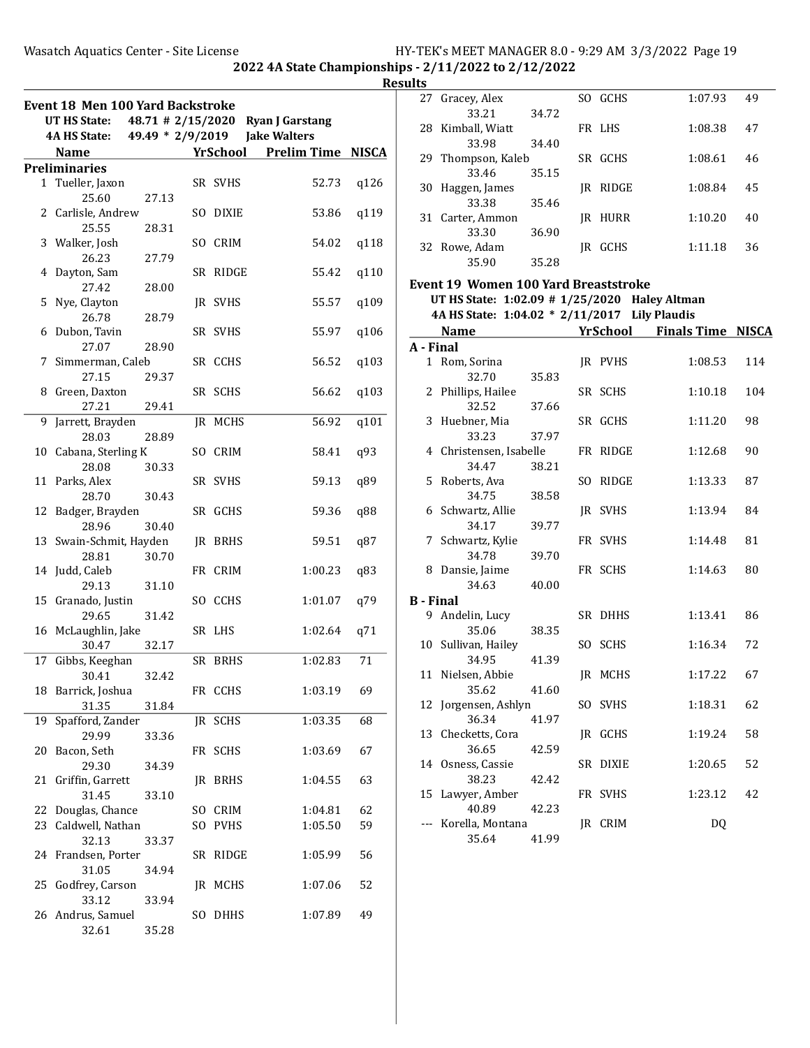## 2022 4A State Championships - 2/11/2022 to 2/12/2022

### Results

### Event 18 Men 100 Yard Backstroke

UT HS State: 48.71 # 2/15/2020 Ryan J Garstang
4A HS State: 49.49 * 2/9/2019 Jake Walters

| | Name | Yr | School | Prelim Time | NISCA |
|---|---|---|---|---|---|
| **Preliminaries** | | | | | |
| 1 | Tueller, Jaxon | SR | SVHS | 52.73 | q126 |
| | 25.60 27.13 | | | | |
| 2 | Carlisle, Andrew | SO | DIXIE | 53.86 | q119 |
| | 25.55 28.31 | | | | |
| 3 | Walker, Josh | SO | CRIM | 54.02 | q118 |
| | 26.23 27.79 | | | | |
| 4 | Dayton, Sam | SR | RIDGE | 55.42 | q110 |
| | 27.42 28.00 | | | | |
| 5 | Nye, Clayton | JR | SVHS | 55.57 | q109 |
| | 26.78 28.79 | | | | |
| 6 | Dubon, Tavin | SR | SVHS | 55.97 | q106 |
| | 27.07 28.90 | | | | |
| 7 | Simmerman, Caleb | SR | CCHS | 56.52 | q103 |
| | 27.15 29.37 | | | | |
| 8 | Green, Daxton | SR | SCHS | 56.62 | q103 |
| | 27.21 29.41 | | | | |
| 9 | Jarrett, Brayden | JR | MCHS | 56.92 | q101 |
| | 28.03 28.89 | | | | |
| 10 | Cabana, Sterling K | SO | CRIM | 58.41 | q93 |
| | 28.08 30.33 | | | | |
| 11 | Parks, Alex | SR | SVHS | 59.13 | q89 |
| | 28.70 30.43 | | | | |
| 12 | Badger, Brayden | SR | GCHS | 59.36 | q88 |
| | 28.96 30.40 | | | | |
| 13 | Swain-Schmit, Hayden | JR | BRHS | 59.51 | q87 |
| | 28.81 30.70 | | | | |
| 14 | Judd, Caleb | FR | CRIM | 1:00.23 | q83 |
| | 29.13 31.10 | | | | |
| 15 | Granado, Justin | SO | CCHS | 1:01.07 | q79 |
| | 29.65 31.42 | | | | |
| 16 | McLaughlin, Jake | SR | LHS | 1:02.64 | q71 |
| | 30.47 32.17 | | | | |
| 17 | Gibbs, Keeghan | SR | BRHS | 1:02.83 | 71 |
| | 30.41 32.42 | | | | |
| 18 | Barrick, Joshua | FR | CCHS | 1:03.19 | 69 |
| | 31.35 31.84 | | | | |
| 19 | Spafford, Zander | JR | SCHS | 1:03.35 | 68 |
| | 29.99 33.36 | | | | |
| 20 | Bacon, Seth | FR | SCHS | 1:03.69 | 67 |
| | 29.30 34.39 | | | | |
| 21 | Griffin, Garrett | JR | BRHS | 1:04.55 | 63 |
| | 31.45 33.10 | | | | |
| 22 | Douglas, Chance | SO | CRIM | 1:04.81 | 62 |
| 23 | Caldwell, Nathan | SO | PVHS | 1:05.50 | 59 |
| | 32.13 33.37 | | | | |
| 24 | Frandsen, Porter | SR | RIDGE | 1:05.99 | 56 |
| | 31.05 34.94 | | | | |
| 25 | Godfrey, Carson | JR | MCHS | 1:07.06 | 52 |
| | 33.12 33.94 | | | | |
| 26 | Andrus, Samuel | SO | DHHS | 1:07.89 | 49 |
| | 32.61 35.28 | | | | |
| 27 | Gracey, Alex | SO | GCHS | 1:07.93 | 49 |
| | 33.21 34.72 | | | | |
| 28 | Kimball, Wiatt | FR | LHS | 1:08.38 | 47 |
| | 33.98 34.40 | | | | |
| 29 | Thompson, Kaleb | SR | GCHS | 1:08.61 | 46 |
| | 33.46 35.15 | | | | |
| 30 | Haggen, James | JR | RIDGE | 1:08.84 | 45 |
| | 33.38 35.46 | | | | |
| 31 | Carter, Ammon | JR | HURR | 1:10.20 | 40 |
| | 33.30 36.90 | | | | |
| 32 | Rowe, Adam | JR | GCHS | 1:11.18 | 36 |
| | 35.90 35.28 | | | | |

### Event 19 Women 100 Yard Breaststroke

UT HS State: 1:02.09 # 1/25/2020 Haley Altman
4A HS State: 1:04.02 * 2/11/2017 Lily Plaudis

| | Name | Yr | School | Finals Time | NISCA |
|---|---|---|---|---|---|
| **A - Final** | | | | | |
| 1 | Rom, Sorina | JR | PVHS | 1:08.53 | 114 |
| | 32.70 35.83 | | | | |
| 2 | Phillips, Hailee | SR | SCHS | 1:10.18 | 104 |
| | 32.52 37.66 | | | | |
| 3 | Huebner, Mia | SR | GCHS | 1:11.20 | 98 |
| | 33.23 37.97 | | | | |
| 4 | Christensen, Isabelle | FR | RIDGE | 1:12.68 | 90 |
| | 34.47 38.21 | | | | |
| 5 | Roberts, Ava | SO | RIDGE | 1:13.33 | 87 |
| | 34.75 38.58 | | | | |
| 6 | Schwartz, Allie | JR | SVHS | 1:13.94 | 84 |
| | 34.17 39.77 | | | | |
| 7 | Schwartz, Kylie | FR | SVHS | 1:14.48 | 81 |
| | 34.78 39.70 | | | | |
| 8 | Dansie, Jaime | FR | SCHS | 1:14.63 | 80 |
| | 34.63 40.00 | | | | |
| **B - Final** | | | | | |
| 9 | Andelin, Lucy | SR | DHHS | 1:13.41 | 86 |
| | 35.06 38.35 | | | | |
| 10 | Sullivan, Hailey | SO | SCHS | 1:16.34 | 72 |
| | 34.95 41.39 | | | | |
| 11 | Nielsen, Abbie | JR | MCHS | 1:17.22 | 67 |
| | 35.62 41.60 | | | | |
| 12 | Jorgensen, Ashlyn | SO | SVHS | 1:18.31 | 62 |
| | 36.34 41.97 | | | | |
| 13 | Checketts, Cora | JR | GCHS | 1:19.24 | 58 |
| | 36.65 42.59 | | | | |
| 14 | Osness, Cassie | SR | DIXIE | 1:20.65 | 52 |
| | 38.23 42.42 | | | | |
| 15 | Lawyer, Amber | FR | SVHS | 1:23.12 | 42 |
| | 40.89 42.23 | | | | |
| --- | Korella, Montana | JR | CRIM | DQ | |
| | 35.64 41.99 | | | | |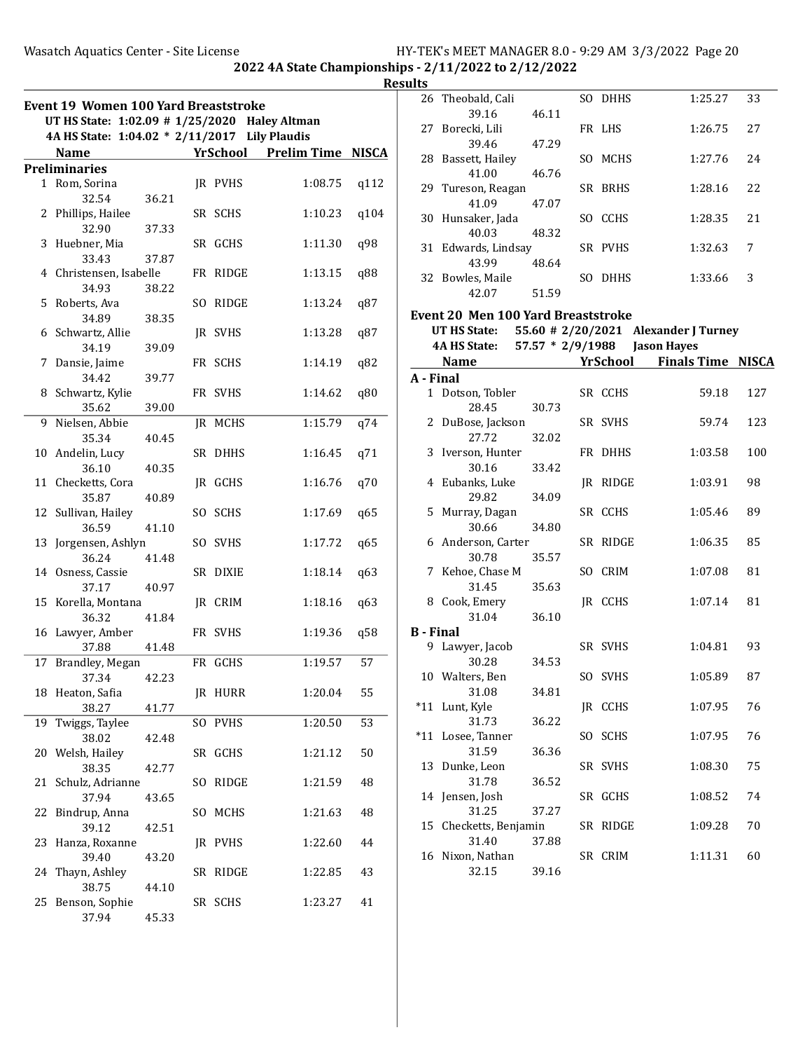# 2022 4A State Championships - 2/11/2022 to 2/12/2022

## Results

### Event 19 Women 100 Yard Breaststroke

UT HS State: 1:02.09 # 1/25/2020 Haley Altman
4A HS State: 1:04.02 * 2/11/2017 Lily Plaudis

| | Name | Yr | School | Prelim Time | NISCA |
|---|---|---|---|---|---|
| **Preliminaries** | | | | | |
| 1 | Rom, Sorina | JR | PVHS | 1:08.75 | q112 |
| | 32.54 36.21 | | | | |
| 2 | Phillips, Hailee | SR | SCHS | 1:10.23 | q104 |
| | 32.90 37.33 | | | | |
| 3 | Huebner, Mia | SR | GCHS | 1:11.30 | q98 |
| | 33.43 37.87 | | | | |
| 4 | Christensen, Isabelle | FR | RIDGE | 1:13.15 | q88 |
| | 34.93 38.22 | | | | |
| 5 | Roberts, Ava | SO | RIDGE | 1:13.24 | q87 |
| | 34.89 38.35 | | | | |
| 6 | Schwartz, Allie | JR | SVHS | 1:13.28 | q87 |
| | 34.19 39.09 | | | | |
| 7 | Dansie, Jaime | FR | SCHS | 1:14.19 | q82 |
| | 34.42 39.77 | | | | |
| 8 | Schwartz, Kylie | FR | SVHS | 1:14.62 | q80 |
| | 35.62 39.00 | | | | |
| 9 | Nielsen, Abbie | JR | MCHS | 1:15.79 | q74 |
| | 35.34 40.45 | | | | |
| 10 | Andelin, Lucy | SR | DHHS | 1:16.45 | q71 |
| | 36.10 40.35 | | | | |
| 11 | Checketts, Cora | JR | GCHS | 1:16.76 | q70 |
| | 35.87 40.89 | | | | |
| 12 | Sullivan, Hailey | SO | SCHS | 1:17.69 | q65 |
| | 36.59 41.10 | | | | |
| 13 | Jorgensen, Ashlyn | SO | SVHS | 1:17.72 | q65 |
| | 36.24 41.48 | | | | |
| 14 | Osness, Cassie | SR | DIXIE | 1:18.14 | q63 |
| | 37.17 40.97 | | | | |
| 15 | Korella, Montana | JR | CRIM | 1:18.16 | q63 |
| | 36.32 41.84 | | | | |
| 16 | Lawyer, Amber | FR | SVHS | 1:19.36 | q58 |
| | 37.88 41.48 | | | | |
| 17 | Brandley, Megan | FR | GCHS | 1:19.57 | 57 |
| | 37.34 42.23 | | | | |
| 18 | Heaton, Safia | JR | HURR | 1:20.04 | 55 |
| | 38.27 41.77 | | | | |
| 19 | Twiggs, Taylee | SO | PVHS | 1:20.50 | 53 |
| | 38.02 42.48 | | | | |
| 20 | Welsh, Hailey | SR | GCHS | 1:21.12 | 50 |
| | 38.35 42.77 | | | | |
| 21 | Schulz, Adrianne | SO | RIDGE | 1:21.59 | 48 |
| | 37.94 43.65 | | | | |
| 22 | Bindrup, Anna | SO | MCHS | 1:21.63 | 48 |
| | 39.12 42.51 | | | | |
| 23 | Hanza, Roxanne | JR | PVHS | 1:22.60 | 44 |
| | 39.40 43.20 | | | | |
| 24 | Thayn, Ashley | SR | RIDGE | 1:22.85 | 43 |
| | 38.75 44.10 | | | | |
| 25 | Benson, Sophie | SR | SCHS | 1:23.27 | 41 |
| | 37.94 45.33 | | | | |
| 26 | Theobald, Cali | SO | DHHS | 1:25.27 | 33 |
| | 39.16 46.11 | | | | |
| 27 | Borecki, Lili | FR | LHS | 1:26.75 | 27 |
| | 39.46 47.29 | | | | |
| 28 | Bassett, Hailey | SO | MCHS | 1:27.76 | 24 |
| | 41.00 46.76 | | | | |
| 29 | Tureson, Reagan | SR | BRHS | 1:28.16 | 22 |
| | 41.09 47.07 | | | | |
| 30 | Hunsaker, Jada | SO | CCHS | 1:28.35 | 21 |
| | 40.03 48.32 | | | | |
| 31 | Edwards, Lindsay | SR | PVHS | 1:32.63 | 7 |
| | 43.99 48.64 | | | | |
| 32 | Bowles, Maile | SO | DHHS | 1:33.66 | 3 |
| | 42.07 51.59 | | | | |

### Event 20 Men 100 Yard Breaststroke

UT HS State: 55.60 # 2/20/2021 Alexander J Turney
4A HS State: 57.57 * 2/9/1988 Jason Hayes

| | Name | Yr | School | Finals Time | NISCA |
|---|---|---|---|---|---|
| **A - Final** | | | | | |
| 1 | Dotson, Tobler | SR | CCHS | 59.18 | 127 |
| | 28.45 30.73 | | | | |
| 2 | DuBose, Jackson | SR | SVHS | 59.74 | 123 |
| | 27.72 32.02 | | | | |
| 3 | Iverson, Hunter | FR | DHHS | 1:03.58 | 100 |
| | 30.16 33.42 | | | | |
| 4 | Eubanks, Luke | JR | RIDGE | 1:03.91 | 98 |
| | 29.82 34.09 | | | | |
| 5 | Murray, Dagan | SR | CCHS | 1:05.46 | 89 |
| | 30.66 34.80 | | | | |
| 6 | Anderson, Carter | SR | RIDGE | 1:06.35 | 85 |
| | 30.78 35.57 | | | | |
| 7 | Kehoe, Chase M | SO | CRIM | 1:07.08 | 81 |
| | 31.45 35.63 | | | | |
| 8 | Cook, Emery | JR | CCHS | 1:07.14 | 81 |
| | 31.04 36.10 | | | | |
| **B - Final** | | | | | |
| 9 | Lawyer, Jacob | SR | SVHS | 1:04.81 | 93 |
| | 30.28 34.53 | | | | |
| 10 | Walters, Ben | SO | SVHS | 1:05.89 | 87 |
| | 31.08 34.81 | | | | |
| *11 | Lunt, Kyle | JR | CCHS | 1:07.95 | 76 |
| | 31.73 36.22 | | | | |
| *11 | Losee, Tanner | SO | SCHS | 1:07.95 | 76 |
| | 31.59 36.36 | | | | |
| 13 | Dunke, Leon | SR | SVHS | 1:08.30 | 75 |
| | 31.78 36.52 | | | | |
| 14 | Jensen, Josh | SR | GCHS | 1:08.52 | 74 |
| | 31.25 37.27 | | | | |
| 15 | Checketts, Benjamin | SR | RIDGE | 1:09.28 | 70 |
| | 31.40 37.88 | | | | |
| 16 | Nixon, Nathan | SR | CRIM | 1:11.31 | 60 |
| | 32.15 39.16 | | | | |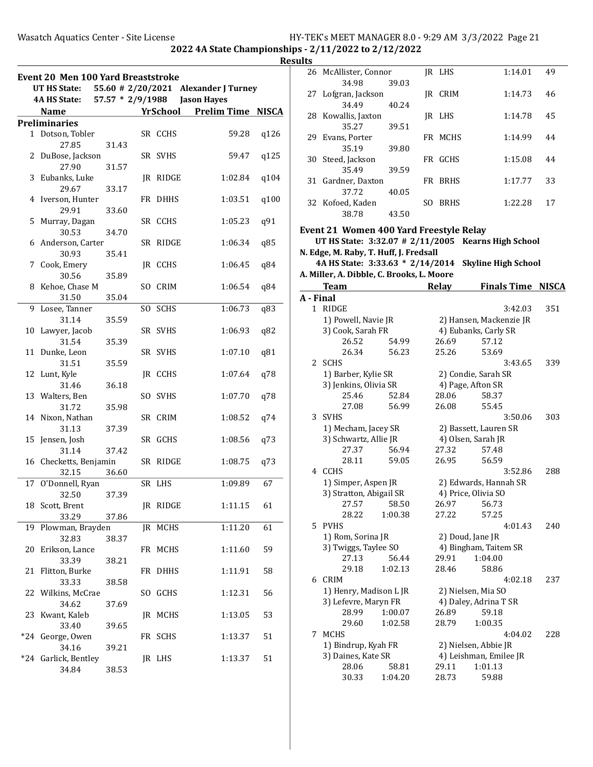## 2022 4A State Championships - 2/11/2022 to 2/12/2022

### Results

### Event 20 Men 100 Yard Breaststroke

UT HS State: 55.60 # 2/20/2021 Alexander J Turney
4A HS State: 57.57 * 2/9/1988 Jason Hayes

**Preliminaries**

| | Name | Yr | School | Prelim Time | NISCA |
|---|---|---|---|---|---|
| 1 | Dotson, Tobler | SR | CCHS | 59.28 | q126 |
| | 27.85 31.43 | | | | |
| 2 | DuBose, Jackson | SR | SVHS | 59.47 | q125 |
| | 27.90 31.57 | | | | |
| 3 | Eubanks, Luke | JR | RIDGE | 1:02.84 | q104 |
| | 29.67 33.17 | | | | |
| 4 | Iverson, Hunter | FR | DHHS | 1:03.51 | q100 |
| | 29.91 33.60 | | | | |
| 5 | Murray, Dagan | SR | CCHS | 1:05.23 | q91 |
| | 30.53 34.70 | | | | |
| 6 | Anderson, Carter | SR | RIDGE | 1:06.34 | q85 |
| | 30.93 35.41 | | | | |
| 7 | Cook, Emery | JR | CCHS | 1:06.45 | q84 |
| | 30.56 35.89 | | | | |
| 8 | Kehoe, Chase M | SO | CRIM | 1:06.54 | q84 |
| | 31.50 35.04 | | | | |
| 9 | Losee, Tanner | SO | SCHS | 1:06.73 | q83 |
| | 31.14 35.59 | | | | |
| 10 | Lawyer, Jacob | SR | SVHS | 1:06.93 | q82 |
| | 31.54 35.39 | | | | |
| 11 | Dunke, Leon | SR | SVHS | 1:07.10 | q81 |
| | 31.51 35.59 | | | | |
| 12 | Lunt, Kyle | JR | CCHS | 1:07.64 | q78 |
| | 31.46 36.18 | | | | |
| 13 | Walters, Ben | SO | SVHS | 1:07.70 | q78 |
| | 31.72 35.98 | | | | |
| 14 | Nixon, Nathan | SR | CRIM | 1:08.52 | q74 |
| | 31.13 37.39 | | | | |
| 15 | Jensen, Josh | SR | GCHS | 1:08.56 | q73 |
| | 31.14 37.42 | | | | |
| 16 | Checketts, Benjamin | SR | RIDGE | 1:08.75 | q73 |
| | 32.15 36.60 | | | | |
| 17 | O'Donnell, Ryan | SR | LHS | 1:09.89 | 67 |
| | 32.50 37.39 | | | | |
| 18 | Scott, Brent | JR | RIDGE | 1:11.15 | 61 |
| | 33.29 37.86 | | | | |
| 19 | Plowman, Brayden | JR | MCHS | 1:11.20 | 61 |
| | 32.83 38.37 | | | | |
| 20 | Erikson, Lance | FR | MCHS | 1:11.60 | 59 |
| | 33.39 38.21 | | | | |
| 21 | Flitton, Burke | FR | DHHS | 1:11.91 | 58 |
| | 33.33 38.58 | | | | |
| 22 | Wilkins, McCrae | SO | GCHS | 1:12.31 | 56 |
| | 34.62 37.69 | | | | |
| 23 | Kwant, Kaleb | JR | MCHS | 1:13.05 | 53 |
| | 33.40 39.65 | | | | |
| *24 | George, Owen | FR | SCHS | 1:13.37 | 51 |
| | 34.16 39.21 | | | | |
| *24 | Garlick, Bentley | JR | LHS | 1:13.37 | 51 |
| | 34.84 38.53 | | | | |
| 26 | McAllister, Connor | JR | LHS | 1:14.01 | 49 |
| | 34.98 39.03 | | | | |
| 27 | Lofgran, Jackson | JR | CRIM | 1:14.73 | 46 |
| | 34.49 40.24 | | | | |
| 28 | Kowallis, Jaxton | JR | LHS | 1:14.78 | 45 |
| | 35.27 39.51 | | | | |
| 29 | Evans, Porter | FR | MCHS | 1:14.99 | 44 |
| | 35.19 39.80 | | | | |
| 30 | Steed, Jackson | FR | GCHS | 1:15.08 | 44 |
| | 35.49 39.59 | | | | |
| 31 | Gardner, Daxton | FR | BRHS | 1:17.77 | 33 |
| | 37.72 40.05 | | | | |
| 32 | Kofoed, Kaden | SO | BRHS | 1:22.28 | 17 |
| | 38.78 43.50 | | | | |

### Event 21 Women 400 Yard Freestyle Relay

UT HS State: 3:32.07 # 2/11/2005 Kearns High School
N. Edge, M. Raby, T. Huff, J. Fredsall
4A HS State: 3:33.63 * 2/14/2014 Skyline High School
A. Miller, A. Dibble, C. Brooks, L. Moore

**A - Final**

| | Team | Relay | Finals Time | NISCA |
|---|---|---|---|---|
| 1 | RIDGE | | 3:42.03 | 351 |
| | 1) Powell, Navie JR | 2) Hansen, Mackenzie JR | | |
| | 3) Cook, Sarah FR | 4) Eubanks, Carly SR | | |
| | 26.52 54.99 | 26.69 57.12 | | |
| | 26.34 56.23 | 25.26 53.69 | | |
| 2 | SCHS | | 3:43.65 | 339 |
| | 1) Barber, Kylie SR | 2) Condie, Sarah SR | | |
| | 3) Jenkins, Olivia SR | 4) Page, Afton SR | | |
| | 25.46 52.84 | 28.06 58.37 | | |
| | 27.08 56.99 | 26.08 55.45 | | |
| 3 | SVHS | | 3:50.06 | 303 |
| | 1) Mecham, Jacey SR | 2) Bassett, Lauren SR | | |
| | 3) Schwartz, Allie JR | 4) Olsen, Sarah JR | | |
| | 27.37 56.94 | 27.32 57.48 | | |
| | 28.11 59.05 | 26.95 56.59 | | |
| 4 | CCHS | | 3:52.86 | 288 |
| | 1) Simper, Aspen JR | 2) Edwards, Hannah SR | | |
| | 3) Stratton, Abigail SR | 4) Price, Olivia SO | | |
| | 27.57 58.50 | 26.97 56.73 | | |
| | 28.22 1:00.38 | 27.22 57.25 | | |
| 5 | PVHS | | 4:01.43 | 240 |
| | 1) Rom, Sorina JR | 2) Doud, Jane JR | | |
| | 3) Twiggs, Taylee SO | 4) Bingham, Taitem SR | | |
| | 27.13 56.44 | 29.91 1:04.00 | | |
| | 29.18 1:02.13 | 28.46 58.86 | | |
| 6 | CRIM | | 4:02.18 | 237 |
| | 1) Henry, Madison L JR | 2) Nielsen, Mia SO | | |
| | 3) Lefevre, Maryn FR | 4) Daley, Adrina T SR | | |
| | 28.99 1:00.07 | 26.89 59.18 | | |
| | 29.60 1:02.58 | 28.79 1:00.35 | | |
| 7 | MCHS | | 4:04.02 | 228 |
| | 1) Bindrup, Kyah FR | 2) Nielsen, Abbie JR | | |
| | 3) Daines, Kate SR | 4) Leishman, Emilee JR | | |
| | 28.06 58.81 | 29.11 1:01.13 | | |
| | 30.33 1:04.20 | 28.73 59.88 | | |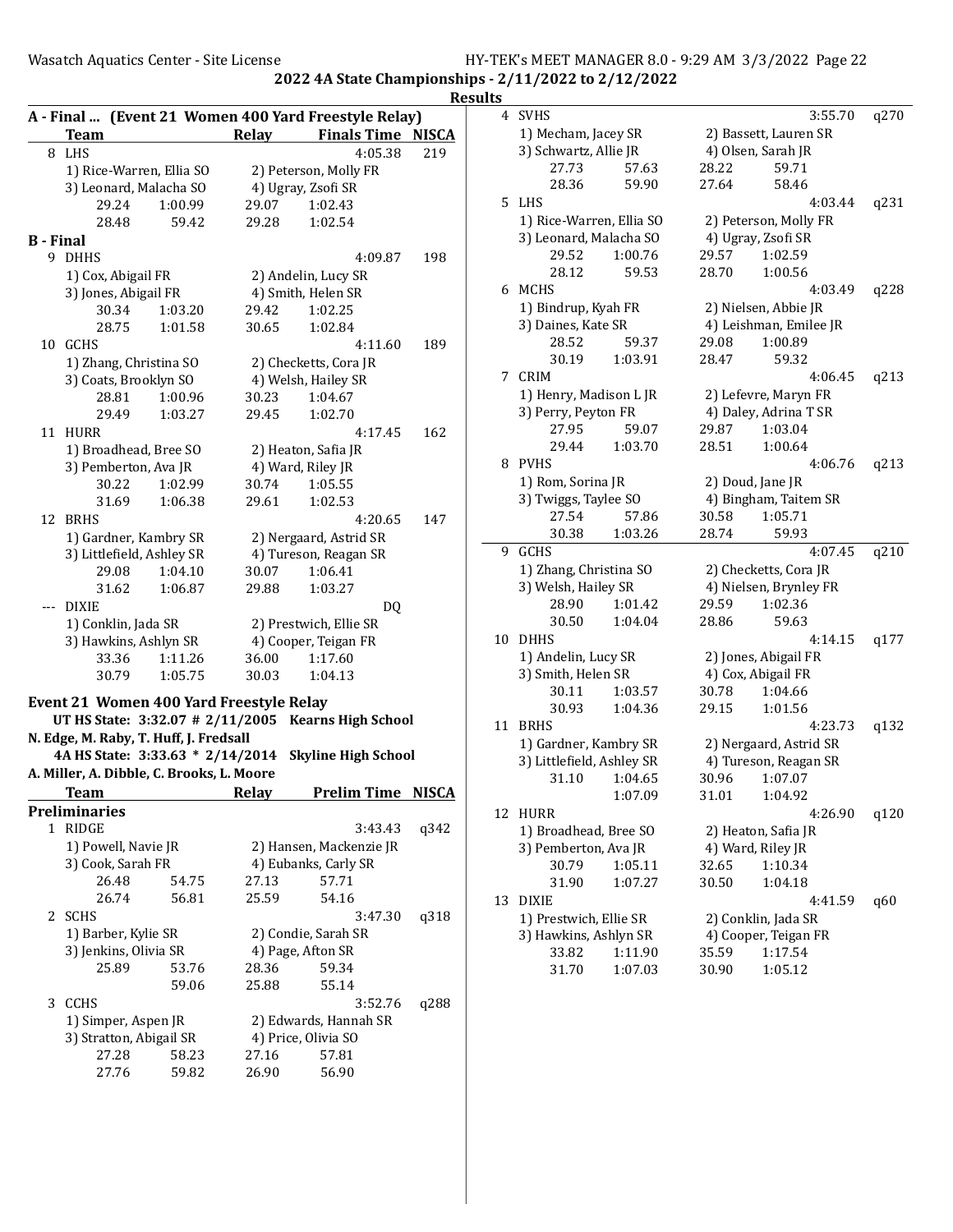## 2022 4A State Championships - 2/11/2022 to 2/12/2022

### Results

**A - Final ... (Event 21 Women 400 Yard Freestyle Relay)**

| | Team | Relay | Finals Time | NISCA |
|---|---|---|---|---|
| 8 | LHS | | 4:05.38 | 219 |

1) Rice-Warren, Ellia SO  2) Peterson, Molly FR
3) Leonard, Malacha SO  4) Ugray, Zsofi SR
29.24  1:00.99  29.07  1:02.43
28.48  59.42  29.28  1:02.54

**B - Final**

| | Team | Relay | Finals Time | NISCA |
|---|---|---|---|---|
| 9 | DHHS | | 4:09.87 | 198 |

1) Cox, Abigail FR  2) Andelin, Lucy SR
3) Jones, Abigail FR  4) Smith, Helen SR
30.34  1:03.20  29.42  1:02.25
28.75  1:01.58  30.65  1:02.84

| | Team | Relay | Finals Time | NISCA |
|---|---|---|---|---|
| 10 | GCHS | | 4:11.60 | 189 |

1) Zhang, Christina SO  2) Checketts, Cora JR
3) Coats, Brooklyn SO  4) Welsh, Hailey SR
28.81  1:00.96  30.23  1:04.67
29.49  1:03.27  29.45  1:02.70

| | Team | Relay | Finals Time | NISCA |
|---|---|---|---|---|
| 11 | HURR | | 4:17.45 | 162 |

1) Broadhead, Bree SO  2) Heaton, Safia JR
3) Pemberton, Ava JR  4) Ward, Riley JR
30.22  1:02.99  30.74  1:05.55
31.69  1:06.38  29.61  1:02.53

| | Team | Relay | Finals Time | NISCA |
|---|---|---|---|---|
| 12 | BRHS | | 4:20.65 | 147 |

1) Gardner, Kambry SR  2) Nergaard, Astrid SR
3) Littlefield, Ashley SR  4) Tureson, Reagan SR
29.08  1:04.10  30.07  1:06.41
31.62  1:06.87  29.88  1:03.27

| | Team | Relay | Finals Time | NISCA |
|---|---|---|---|---|
| --- | DIXIE | | DQ | |

1) Conklin, Jada SR  2) Prestwich, Ellie SR
3) Hawkins, Ashlyn SR  4) Cooper, Teigan FR
33.36  1:11.26  36.00  1:17.60
30.79  1:05.75  30.03  1:04.13

### Event 21 Women 400 Yard Freestyle Relay

**UT HS State: 3:32.07 # 2/11/2005 Kearns High School**
**N. Edge, M. Raby, T. Huff, J. Fredsall**
**4A HS State: 3:33.63 * 2/14/2014 Skyline High School**
**A. Miller, A. Dibble, C. Brooks, L. Moore**

**Preliminaries**

| | Team | Relay | Prelim Time | NISCA |
|---|---|---|---|---|
| 1 | RIDGE | | 3:43.43 | q342 |

1) Powell, Navie JR  2) Hansen, Mackenzie JR
3) Cook, Sarah FR  4) Eubanks, Carly SR
26.48  54.75  27.13  57.71
26.74  56.81  25.59  54.16

| | Team | Relay | Prelim Time | NISCA |
|---|---|---|---|---|
| 2 | SCHS | | 3:47.30 | q318 |

1) Barber, Kylie SR  2) Condie, Sarah SR
3) Jenkins, Olivia SR  4) Page, Afton SR
25.89  53.76  28.36  59.34
59.06  25.88  55.14

| | Team | Relay | Prelim Time | NISCA |
|---|---|---|---|---|
| 3 | CCHS | | 3:52.76 | q288 |

1) Simper, Aspen JR  2) Edwards, Hannah SR
3) Stratton, Abigail SR  4) Price, Olivia SO
27.28  58.23  27.16  57.81
27.76  59.82  26.90  56.90

| | Team | Relay | Prelim Time | NISCA |
|---|---|---|---|---|
| 4 | SVHS | | 3:55.70 | q270 |

1) Mecham, Jacey SR  2) Bassett, Lauren SR
3) Schwartz, Allie JR  4) Olsen, Sarah JR
27.73  57.63  28.22  59.71
28.36  59.90  27.64  58.46

| | Team | Relay | Prelim Time | NISCA |
|---|---|---|---|---|
| 5 | LHS | | 4:03.44 | q231 |

1) Rice-Warren, Ellia SO  2) Peterson, Molly FR
3) Leonard, Malacha SO  4) Ugray, Zsofi SR
29.52  1:00.76  29.57  1:02.59
28.12  59.53  28.70  1:00.56

| | Team | Relay | Prelim Time | NISCA |
|---|---|---|---|---|
| 6 | MCHS | | 4:03.49 | q228 |

1) Bindrup, Kyah FR  2) Nielsen, Abbie JR
3) Daines, Kate SR  4) Leishman, Emilee JR
28.52  59.37  29.08  1:00.89
30.19  1:03.91  28.47  59.32

| | Team | Relay | Prelim Time | NISCA |
|---|---|---|---|---|
| 7 | CRIM | | 4:06.45 | q213 |

1) Henry, Madison L JR  2) Lefevre, Maryn FR
3) Perry, Peyton FR  4) Daley, Adrina T SR
27.95  59.07  29.87  1:03.04
29.44  1:03.70  28.51  1:00.64

| | Team | Relay | Prelim Time | NISCA |
|---|---|---|---|---|
| 8 | PVHS | | 4:06.76 | q213 |

1) Rom, Sorina JR  2) Doud, Jane JR
3) Twiggs, Taylee SO  4) Bingham, Taitem SR
27.54  57.86  30.58  1:05.71
30.38  1:03.26  28.74  59.93

| | Team | Relay | Prelim Time | NISCA |
|---|---|---|---|---|
| 9 | GCHS | | 4:07.45 | q210 |

1) Zhang, Christina SO  2) Checketts, Cora JR
3) Welsh, Hailey SR  4) Nielsen, Brynley FR
28.90  1:01.42  29.59  1:02.36
30.50  1:04.04  28.86  59.63

| | Team | Relay | Prelim Time | NISCA |
|---|---|---|---|---|
| 10 | DHHS | | 4:14.15 | q177 |

1) Andelin, Lucy SR  2) Jones, Abigail FR
3) Smith, Helen SR  4) Cox, Abigail FR
30.11  1:03.57  30.78  1:04.66
30.93  1:04.36  29.15  1:01.56

| | Team | Relay | Prelim Time | NISCA |
|---|---|---|---|---|
| 11 | BRHS | | 4:23.73 | q132 |

1) Gardner, Kambry SR  2) Nergaard, Astrid SR
3) Littlefield, Ashley SR  4) Tureson, Reagan SR
31.10  1:04.65  30.96  1:07.07
1:07.09  31.01  1:04.92

| | Team | Relay | Prelim Time | NISCA |
|---|---|---|---|---|
| 12 | HURR | | 4:26.90 | q120 |

1) Broadhead, Bree SO  2) Heaton, Safia JR
3) Pemberton, Ava JR  4) Ward, Riley JR
30.79  1:05.11  32.65  1:10.34
31.90  1:07.27  30.50  1:04.18

| | Team | Relay | Prelim Time | NISCA |
|---|---|---|---|---|
| 13 | DIXIE | | 4:41.59 | q60 |

1) Prestwich, Ellie SR  2) Conklin, Jada SR
3) Hawkins, Ashlyn SR  4) Cooper, Teigan FR
33.82  1:11.90  35.59  1:17.54
31.70  1:07.03  30.90  1:05.12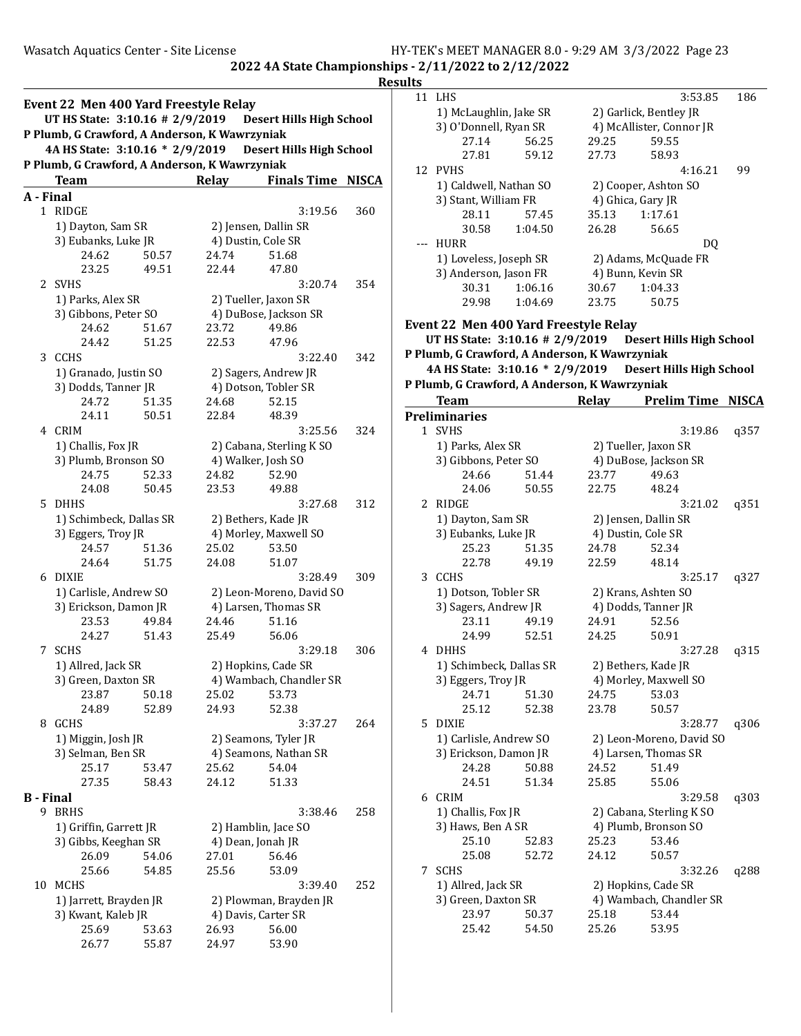**2022 4A State Championships - 2/11/2022 to 2/12/2022**

**Results**

## Event 22 Men 400 Yard Freestyle Relay

**UT HS State: 3:10.16 # 2/9/2019 Desert Hills High School**
**P Plumb, G Crawford, A Anderson, K Wawrzyniak**
**4A HS State: 3:10.16 * 2/9/2019 Desert Hills High School**
**P Plumb, G Crawford, A Anderson, K Wawrzyniak**

| Team | Relay | Finals Time | NISCA |
|---|---|---|---|

### A - Final

1 RIDGE — 3:19.56 — 360
1) Dayton, Sam SR 2) Jensen, Dallin SR
3) Eubanks, Luke JR 4) Dustin, Cole SR
24.62 50.57 24.74 51.68
23.25 49.51 22.44 47.80

2 SVHS — 3:20.74 — 354
1) Parks, Alex SR 2) Tueller, Jaxon SR
3) Gibbons, Peter SO 4) DuBose, Jackson SR
24.62 51.67 23.72 49.86
24.42 51.25 22.53 47.96

3 CCHS — 3:22.40 — 342
1) Granado, Justin SO 2) Sagers, Andrew JR
3) Dodds, Tanner JR 4) Dotson, Tobler SR
24.72 51.35 24.68 52.15
24.11 50.51 22.84 48.39

4 CRIM — 3:25.56 — 324
1) Challis, Fox JR 2) Cabana, Sterling K SO
3) Plumb, Bronson SO 4) Walker, Josh SO
24.75 52.33 24.82 52.90
24.08 50.45 23.53 49.88

5 DHHS — 3:27.68 — 312
1) Schimbeck, Dallas SR 2) Bethers, Kade JR
3) Eggers, Troy JR 4) Morley, Maxwell SO
24.57 51.36 25.02 53.50
24.64 51.75 24.08 51.07

6 DIXIE — 3:28.49 — 309
1) Carlisle, Andrew SO 2) Leon-Moreno, David SO
3) Erickson, Damon JR 4) Larsen, Thomas SR
23.53 49.84 24.46 51.16
24.27 51.43 25.49 56.06

7 SCHS — 3:29.18 — 306
1) Allred, Jack SR 2) Hopkins, Cade SR
3) Green, Daxton SR 4) Wambach, Chandler SR
23.87 50.18 25.02 53.73
24.89 52.89 24.93 52.38

8 GCHS — 3:37.27 — 264
1) Miggin, Josh JR 2) Seamons, Tyler JR
3) Selman, Ben SR 4) Seamons, Nathan SR
25.17 53.47 25.62 54.04
27.35 58.43 24.12 51.33

### B - Final

9 BRHS — 3:38.46 — 258
1) Griffin, Garrett JR 2) Hamblin, Jace SO
3) Gibbs, Keeghan SR 4) Dean, Jonah JR
26.09 54.06 27.01 56.46
25.66 54.85 25.56 53.09

10 MCHS — 3:39.40 — 252
1) Jarrett, Brayden JR 2) Plowman, Brayden JR
3) Kwant, Kaleb JR 4) Davis, Carter SR
25.69 53.63 26.93 56.00
26.77 55.87 24.97 53.90

11 LHS — 3:53.85 — 186
1) McLaughlin, Jake SR 2) Garlick, Bentley JR
3) O'Donnell, Ryan SR 4) McAllister, Connor JR
27.14 56.25 29.25 59.55
27.81 59.12 27.73 58.93

12 PVHS — 4:16.21 — 99
1) Caldwell, Nathan SO 2) Cooper, Ashton SO
3) Stant, William FR 4) Ghica, Gary JR
28.11 57.45 35.13 1:17.61
30.58 1:04.50 26.28 56.65

--- HURR — DQ
1) Loveless, Joseph SR 2) Adams, McQuade FR
3) Anderson, Jason FR 4) Bunn, Kevin SR
30.31 1:06.16 30.67 1:04.33
29.98 1:04.69 23.75 50.75

## Event 22 Men 400 Yard Freestyle Relay

**UT HS State: 3:10.16 # 2/9/2019 Desert Hills High School**
**P Plumb, G Crawford, A Anderson, K Wawrzyniak**
**4A HS State: 3:10.16 * 2/9/2019 Desert Hills High School**
**P Plumb, G Crawford, A Anderson, K Wawrzyniak**

| Team | Relay | Prelim Time | NISCA |
|---|---|---|---|

### Preliminaries

1 SVHS — 3:19.86 — q357
1) Parks, Alex SR 2) Tueller, Jaxon SR
3) Gibbons, Peter SO 4) DuBose, Jackson SR
24.66 51.44 23.77 49.63
24.06 50.55 22.75 48.24

2 RIDGE — 3:21.02 — q351
1) Dayton, Sam SR 2) Jensen, Dallin SR
3) Eubanks, Luke JR 4) Dustin, Cole SR
25.23 51.35 24.78 52.34
22.78 49.19 22.59 48.14

3 CCHS — 3:25.17 — q327
1) Dotson, Tobler SR 2) Krans, Ashten SO
3) Sagers, Andrew JR 4) Dodds, Tanner JR
23.11 49.19 24.91 52.56
24.99 52.51 24.25 50.91

4 DHHS — 3:27.28 — q315
1) Schimbeck, Dallas SR 2) Bethers, Kade JR
3) Eggers, Troy JR 4) Morley, Maxwell SO
24.71 51.30 24.75 53.03
25.12 52.38 23.78 50.57

5 DIXIE — 3:28.77 — q306
1) Carlisle, Andrew SO 2) Leon-Moreno, David SO
3) Erickson, Damon JR 4) Larsen, Thomas SR
24.28 50.88 24.52 51.49
24.51 51.34 25.85 55.06

6 CRIM — 3:29.58 — q303
1) Challis, Fox JR 2) Cabana, Sterling K SO
3) Haws, Ben A SR 4) Plumb, Bronson SO
25.10 52.83 25.23 53.46
25.08 52.72 24.12 50.57

7 SCHS — 3:32.26 — q288
1) Allred, Jack SR 2) Hopkins, Cade SR
3) Green, Daxton SR 4) Wambach, Chandler SR
23.97 50.37 25.18 53.44
25.42 54.50 25.26 53.95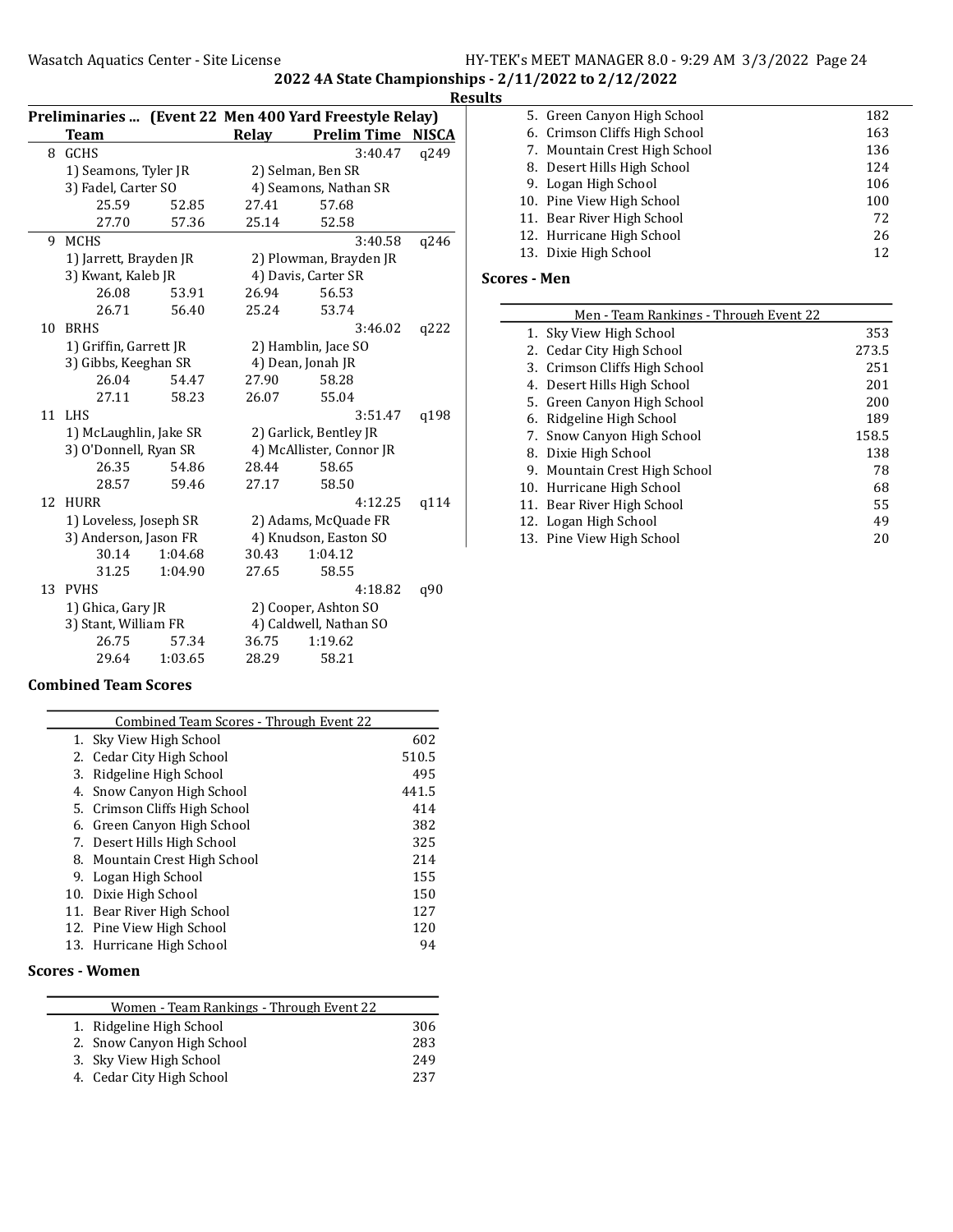## 2022 4A State Championships - 2/11/2022 to 2/12/2022

### Results

**Preliminaries ... (Event 22 Men 400 Yard Freestyle Relay)**

| | Team | Relay | Prelim Time | NISCA |
|---|---|---|---|---|
| 8 | GCHS | | 3:40.47 | q249 |
| | 1) Seamons, Tyler JR | 2) Selman, Ben SR | | |
| | 3) Fadel, Carter SO | 4) Seamons, Nathan SR | | |
| | 25.59 52.85 | 27.41 57.68 | | |
| | 27.70 57.36 | 25.14 52.58 | | |
| 9 | MCHS | | 3:40.58 | q246 |
| | 1) Jarrett, Brayden JR | 2) Plowman, Brayden JR | | |
| | 3) Kwant, Kaleb JR | 4) Davis, Carter SR | | |
| | 26.08 53.91 | 26.94 56.53 | | |
| | 26.71 56.40 | 25.24 53.74 | | |
| 10 | BRHS | | 3:46.02 | q222 |
| | 1) Griffin, Garrett JR | 2) Hamblin, Jace SO | | |
| | 3) Gibbs, Keeghan SR | 4) Dean, Jonah JR | | |
| | 26.04 54.47 | 27.90 58.28 | | |
| | 27.11 58.23 | 26.07 55.04 | | |
| 11 | LHS | | 3:51.47 | q198 |
| | 1) McLaughlin, Jake SR | 2) Garlick, Bentley JR | | |
| | 3) O'Donnell, Ryan SR | 4) McAllister, Connor JR | | |
| | 26.35 54.86 | 28.44 58.65 | | |
| | 28.57 59.46 | 27.17 58.50 | | |
| 12 | HURR | | 4:12.25 | q114 |
| | 1) Loveless, Joseph SR | 2) Adams, McQuade FR | | |
| | 3) Anderson, Jason FR | 4) Knudson, Easton SO | | |
| | 30.14 1:04.68 | 30.43 1:04.12 | | |
| | 31.25 1:04.90 | 27.65 58.55 | | |
| 13 | PVHS | | 4:18.82 | q90 |
| | 1) Ghica, Gary JR | 2) Cooper, Ashton SO | | |
| | 3) Stant, William FR | 4) Caldwell, Nathan SO | | |
| | 26.75 57.34 | 36.75 1:19.62 | | |
| | 29.64 1:03.65 | 28.29 58.21 | | |

### Combined Team Scores

| Combined Team Scores - Through Event 22 | |
|---|---|
| 1. Sky View High School | 602 |
| 2. Cedar City High School | 510.5 |
| 3. Ridgeline High School | 495 |
| 4. Snow Canyon High School | 441.5 |
| 5. Crimson Cliffs High School | 414 |
| 6. Green Canyon High School | 382 |
| 7. Desert Hills High School | 325 |
| 8. Mountain Crest High School | 214 |
| 9. Logan High School | 155 |
| 10. Dixie High School | 150 |
| 11. Bear River High School | 127 |
| 12. Pine View High School | 120 |
| 13. Hurricane High School | 94 |

### Scores - Women

| Women - Team Rankings - Through Event 22 | |
|---|---|
| 1. Ridgeline High School | 306 |
| 2. Snow Canyon High School | 283 |
| 3. Sky View High School | 249 |
| 4. Cedar City High School | 237 |
| 5. Green Canyon High School | 182 |
| 6. Crimson Cliffs High School | 163 |
| 7. Mountain Crest High School | 136 |
| 8. Desert Hills High School | 124 |
| 9. Logan High School | 106 |
| 10. Pine View High School | 100 |
| 11. Bear River High School | 72 |
| 12. Hurricane High School | 26 |
| 13. Dixie High School | 12 |

### Scores - Men

| Men - Team Rankings - Through Event 22 | |
|---|---|
| 1. Sky View High School | 353 |
| 2. Cedar City High School | 273.5 |
| 3. Crimson Cliffs High School | 251 |
| 4. Desert Hills High School | 201 |
| 5. Green Canyon High School | 200 |
| 6. Ridgeline High School | 189 |
| 7. Snow Canyon High School | 158.5 |
| 8. Dixie High School | 138 |
| 9. Mountain Crest High School | 78 |
| 10. Hurricane High School | 68 |
| 11. Bear River High School | 55 |
| 12. Logan High School | 49 |
| 13. Pine View High School | 20 |